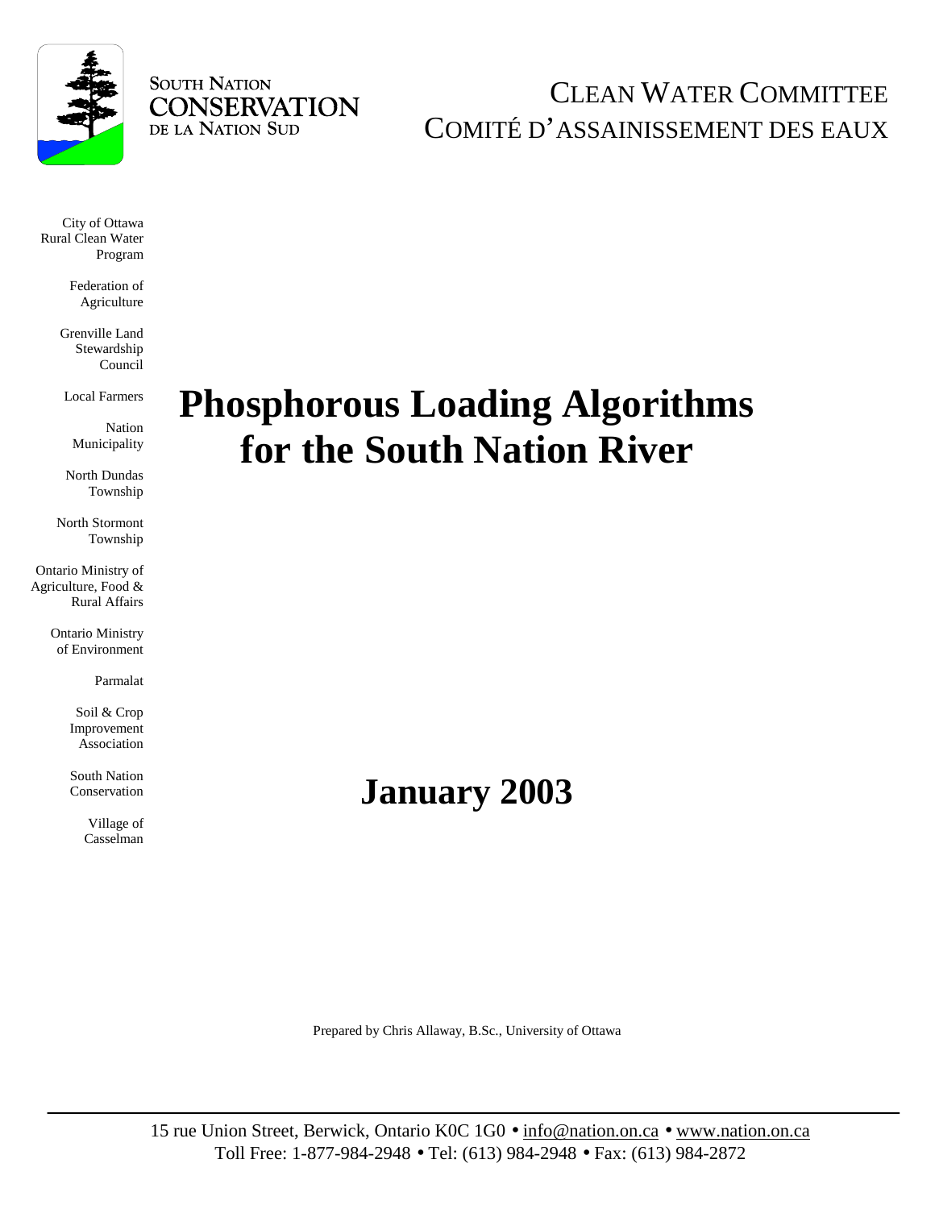SOUTH NATION
CONSERVATION
DE LA NATION SUD

CLEAN WATER COMMITTEE
COMITÉ D'ASSAINISSEMENT DES EAUX

City of Ottawa Rural Clean Water Program

Federation of Agriculture

Grenville Land Stewardship Council

Local Farmers

Nation Municipality

North Dundas Township

North Stormont Township

Ontario Ministry of Agriculture, Food & Rural Affairs

Ontario Ministry of Environment

Parmalat

Soil & Crop Improvement Association

South Nation Conservation

Village of Casselman

# Phosphorous Loading Algorithms for the South Nation River

## January 2003

Prepared by Chris Allaway, B.Sc., University of Ottawa

15 rue Union Street, Berwick, Ontario K0C 1G0 • info@nation.on.ca • www.nation.on.ca
Toll Free: 1-877-984-2948 • Tel: (613) 984-2948 • Fax: (613) 984-2872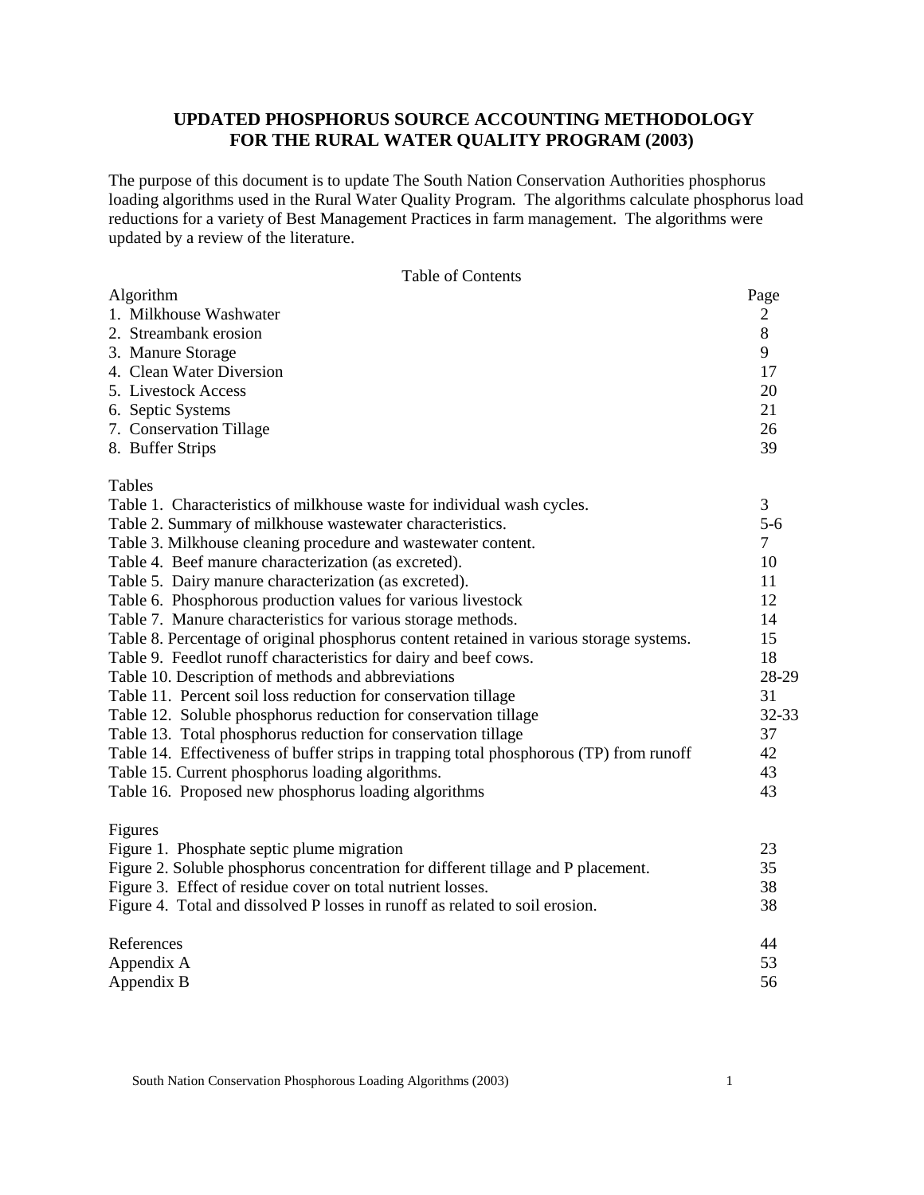# UPDATED PHOSPHORUS SOURCE ACCOUNTING METHODOLOGY FOR THE RURAL WATER QUALITY PROGRAM (2003)

The purpose of this document is to update The South Nation Conservation Authorities phosphorus loading algorithms used in the Rural Water Quality Program. The algorithms calculate phosphorus load reductions for a variety of Best Management Practices in farm management. The algorithms were updated by a review of the literature.

## Table of Contents

| Algorithm | Page |
|---|---|
| 1. Milkhouse Washwater | 2 |
| 2. Streambank erosion | 8 |
| 3. Manure Storage | 9 |
| 4. Clean Water Diversion | 17 |
| 5. Livestock Access | 20 |
| 6. Septic Systems | 21 |
| 7. Conservation Tillage | 26 |
| 8. Buffer Strips | 39 |

| Tables | |
|---|---|
| Table 1. Characteristics of milkhouse waste for individual wash cycles. | 3 |
| Table 2. Summary of milkhouse wastewater characteristics. | 5-6 |
| Table 3. Milkhouse cleaning procedure and wastewater content. | 7 |
| Table 4. Beef manure characterization (as excreted). | 10 |
| Table 5. Dairy manure characterization (as excreted). | 11 |
| Table 6. Phosphorous production values for various livestock | 12 |
| Table 7. Manure characteristics for various storage methods. | 14 |
| Table 8. Percentage of original phosphorus content retained in various storage systems. | 15 |
| Table 9. Feedlot runoff characteristics for dairy and beef cows. | 18 |
| Table 10. Description of methods and abbreviations | 28-29 |
| Table 11. Percent soil loss reduction for conservation tillage | 31 |
| Table 12. Soluble phosphorus reduction for conservation tillage | 32-33 |
| Table 13. Total phosphorus reduction for conservation tillage | 37 |
| Table 14. Effectiveness of buffer strips in trapping total phosphorous (TP) from runoff | 42 |
| Table 15. Current phosphorus loading algorithms. | 43 |
| Table 16. Proposed new phosphorus loading algorithms | 43 |

| Figures | |
|---|---|
| Figure 1. Phosphate septic plume migration | 23 |
| Figure 2. Soluble phosphorus concentration for different tillage and P placement. | 35 |
| Figure 3. Effect of residue cover on total nutrient losses. | 38 |
| Figure 4. Total and dissolved P losses in runoff as related to soil erosion. | 38 |

| | |
|---|---|
| References | 44 |
| Appendix A | 53 |
| Appendix B | 56 |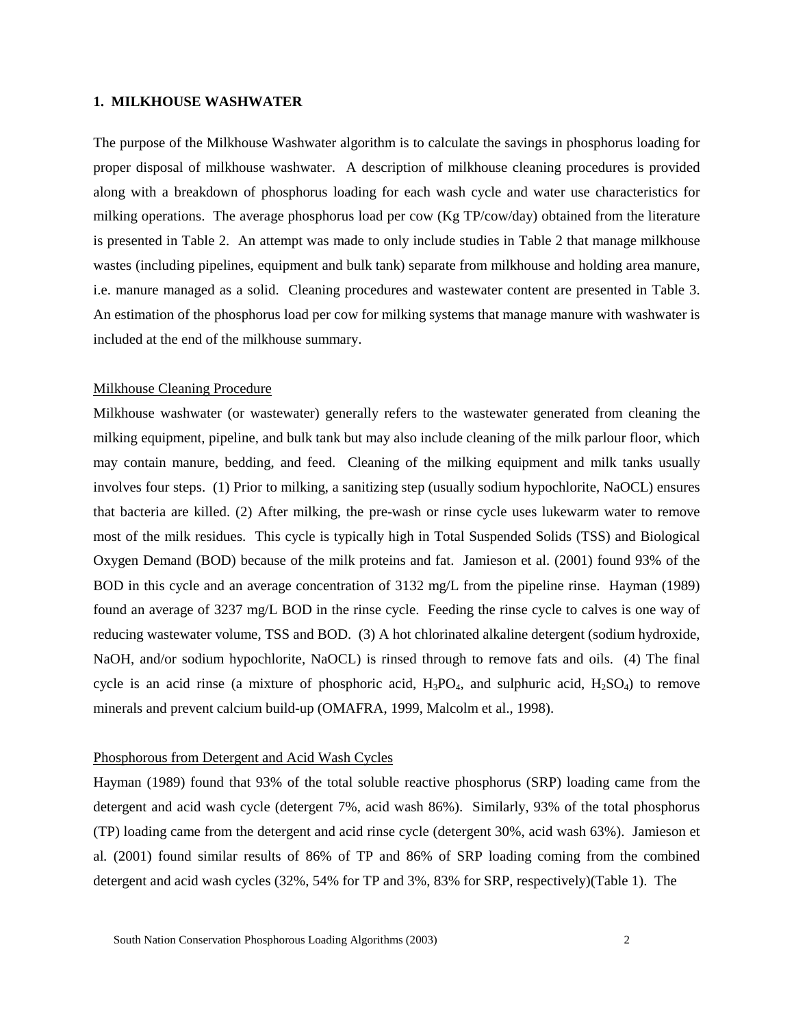## 1. MILKHOUSE WASHWATER

The purpose of the Milkhouse Washwater algorithm is to calculate the savings in phosphorus loading for proper disposal of milkhouse washwater. A description of milkhouse cleaning procedures is provided along with a breakdown of phosphorus loading for each wash cycle and water use characteristics for milking operations. The average phosphorus load per cow (Kg TP/cow/day) obtained from the literature is presented in Table 2. An attempt was made to only include studies in Table 2 that manage milkhouse wastes (including pipelines, equipment and bulk tank) separate from milkhouse and holding area manure, i.e. manure managed as a solid. Cleaning procedures and wastewater content are presented in Table 3. An estimation of the phosphorus load per cow for milking systems that manage manure with washwater is included at the end of the milkhouse summary.

### Milkhouse Cleaning Procedure

Milkhouse washwater (or wastewater) generally refers to the wastewater generated from cleaning the milking equipment, pipeline, and bulk tank but may also include cleaning of the milk parlour floor, which may contain manure, bedding, and feed. Cleaning of the milking equipment and milk tanks usually involves four steps. (1) Prior to milking, a sanitizing step (usually sodium hypochlorite, NaOCL) ensures that bacteria are killed. (2) After milking, the pre-wash or rinse cycle uses lukewarm water to remove most of the milk residues. This cycle is typically high in Total Suspended Solids (TSS) and Biological Oxygen Demand (BOD) because of the milk proteins and fat. Jamieson et al. (2001) found 93% of the BOD in this cycle and an average concentration of 3132 mg/L from the pipeline rinse. Hayman (1989) found an average of 3237 mg/L BOD in the rinse cycle. Feeding the rinse cycle to calves is one way of reducing wastewater volume, TSS and BOD. (3) A hot chlorinated alkaline detergent (sodium hydroxide, NaOH, and/or sodium hypochlorite, NaOCL) is rinsed through to remove fats and oils. (4) The final cycle is an acid rinse (a mixture of phosphoric acid, $H_3PO_4$, and sulphuric acid, $H_2SO_4$) to remove minerals and prevent calcium build-up (OMAFRA, 1999, Malcolm et al., 1998).

### Phosphorous from Detergent and Acid Wash Cycles

Hayman (1989) found that 93% of the total soluble reactive phosphorus (SRP) loading came from the detergent and acid wash cycle (detergent 7%, acid wash 86%). Similarly, 93% of the total phosphorus (TP) loading came from the detergent and acid rinse cycle (detergent 30%, acid wash 63%). Jamieson et al. (2001) found similar results of 86% of TP and 86% of SRP loading coming from the combined detergent and acid wash cycles (32%, 54% for TP and 3%, 83% for SRP, respectively)(Table 1). The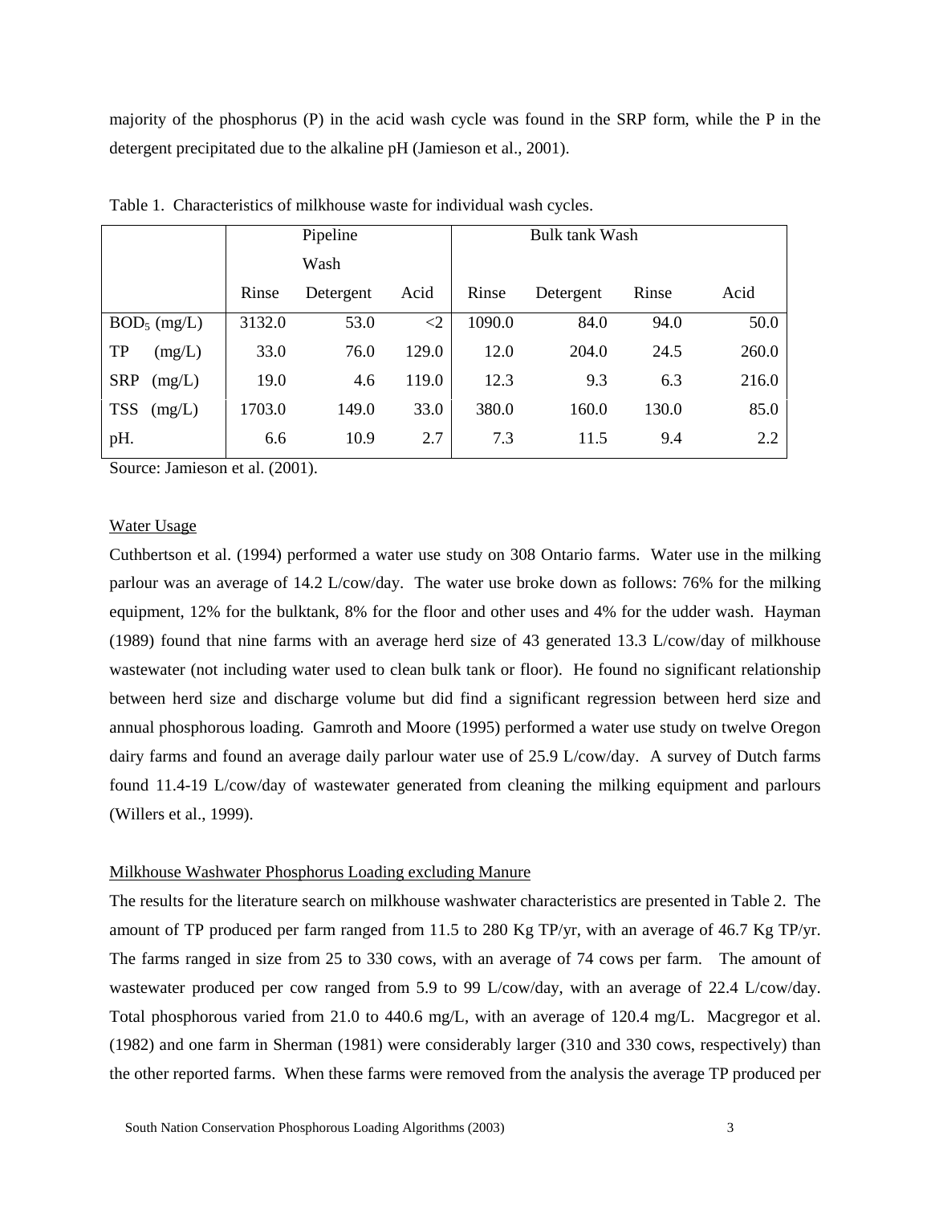majority of the phosphorus (P) in the acid wash cycle was found in the SRP form, while the P in the detergent precipitated due to the alkaline pH (Jamieson et al., 2001).

Table 1. Characteristics of milkhouse waste for individual wash cycles.

| | Pipeline Wash | | | Bulk tank Wash | | | |
|---|---|---|---|---|---|---|---|
| | Rinse | Detergent | Acid | Rinse | Detergent | Rinse | Acid |
| $BOD_5$ (mg/L) | 3132.0 | 53.0 | <2 | 1090.0 | 84.0 | 94.0 | 50.0 |
| TP (mg/L) | 33.0 | 76.0 | 129.0 | 12.0 | 204.0 | 24.5 | 260.0 |
| SRP (mg/L) | 19.0 | 4.6 | 119.0 | 12.3 | 9.3 | 6.3 | 216.0 |
| TSS (mg/L) | 1703.0 | 149.0 | 33.0 | 380.0 | 160.0 | 130.0 | 85.0 |
| pH. | 6.6 | 10.9 | 2.7 | 7.3 | 11.5 | 9.4 | 2.2 |

Source: Jamieson et al. (2001).

## Water Usage

Cuthbertson et al. (1994) performed a water use study on 308 Ontario farms. Water use in the milking parlour was an average of 14.2 L/cow/day. The water use broke down as follows: 76% for the milking equipment, 12% for the bulktank, 8% for the floor and other uses and 4% for the udder wash. Hayman (1989) found that nine farms with an average herd size of 43 generated 13.3 L/cow/day of milkhouse wastewater (not including water used to clean bulk tank or floor). He found no significant relationship between herd size and discharge volume but did find a significant regression between herd size and annual phosphorous loading. Gamroth and Moore (1995) performed a water use study on twelve Oregon dairy farms and found an average daily parlour water use of 25.9 L/cow/day. A survey of Dutch farms found 11.4-19 L/cow/day of wastewater generated from cleaning the milking equipment and parlours (Willers et al., 1999).

## Milkhouse Washwater Phosphorus Loading excluding Manure

The results for the literature search on milkhouse washwater characteristics are presented in Table 2. The amount of TP produced per farm ranged from 11.5 to 280 Kg TP/yr, with an average of 46.7 Kg TP/yr. The farms ranged in size from 25 to 330 cows, with an average of 74 cows per farm. The amount of wastewater produced per cow ranged from 5.9 to 99 L/cow/day, with an average of 22.4 L/cow/day. Total phosphorous varied from 21.0 to 440.6 mg/L, with an average of 120.4 mg/L. Macgregor et al. (1982) and one farm in Sherman (1981) were considerably larger (310 and 330 cows, respectively) than the other reported farms. When these farms were removed from the analysis the average TP produced per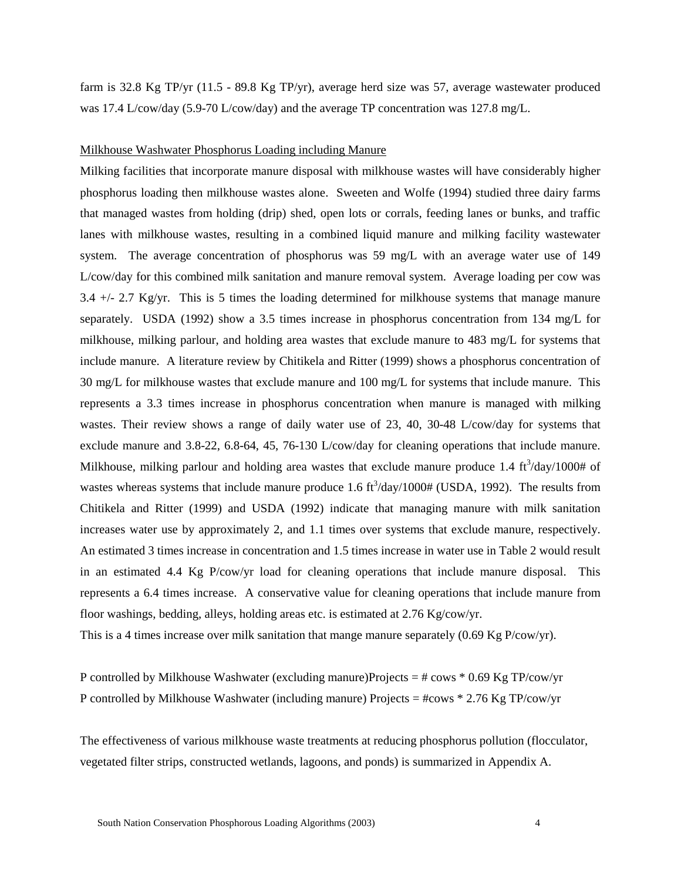farm is 32.8 Kg TP/yr (11.5 - 89.8 Kg TP/yr), average herd size was 57, average wastewater produced was 17.4 L/cow/day (5.9-70 L/cow/day) and the average TP concentration was 127.8 mg/L.

Milkhouse Washwater Phosphorus Loading including Manure

Milking facilities that incorporate manure disposal with milkhouse wastes will have considerably higher phosphorus loading then milkhouse wastes alone. Sweeten and Wolfe (1994) studied three dairy farms that managed wastes from holding (drip) shed, open lots or corrals, feeding lanes or bunks, and traffic lanes with milkhouse wastes, resulting in a combined liquid manure and milking facility wastewater system. The average concentration of phosphorus was 59 mg/L with an average water use of 149 L/cow/day for this combined milk sanitation and manure removal system. Average loading per cow was 3.4 +/- 2.7 Kg/yr. This is 5 times the loading determined for milkhouse systems that manage manure separately. USDA (1992) show a 3.5 times increase in phosphorus concentration from 134 mg/L for milkhouse, milking parlour, and holding area wastes that exclude manure to 483 mg/L for systems that include manure. A literature review by Chitikela and Ritter (1999) shows a phosphorus concentration of 30 mg/L for milkhouse wastes that exclude manure and 100 mg/L for systems that include manure. This represents a 3.3 times increase in phosphorus concentration when manure is managed with milking wastes. Their review shows a range of daily water use of 23, 40, 30-48 L/cow/day for systems that exclude manure and 3.8-22, 6.8-64, 45, 76-130 L/cow/day for cleaning operations that include manure. Milkhouse, milking parlour and holding area wastes that exclude manure produce 1.4 $ft^3$/day/1000# of wastes whereas systems that include manure produce 1.6 $ft^3$/day/1000# (USDA, 1992). The results from Chitikela and Ritter (1999) and USDA (1992) indicate that managing manure with milk sanitation increases water use by approximately 2, and 1.1 times over systems that exclude manure, respectively. An estimated 3 times increase in concentration and 1.5 times increase in water use in Table 2 would result in an estimated 4.4 Kg P/cow/yr load for cleaning operations that include manure disposal. This represents a 6.4 times increase. A conservative value for cleaning operations that include manure from floor washings, bedding, alleys, holding areas etc. is estimated at 2.76 Kg/cow/yr.

This is a 4 times increase over milk sanitation that mange manure separately (0.69 Kg P/cow/yr).

P controlled by Milkhouse Washwater (excluding manure)Projects = # cows * 0.69 Kg TP/cow/yr

P controlled by Milkhouse Washwater (including manure) Projects = #cows * 2.76 Kg TP/cow/yr

The effectiveness of various milkhouse waste treatments at reducing phosphorus pollution (flocculator, vegetated filter strips, constructed wetlands, lagoons, and ponds) is summarized in Appendix A.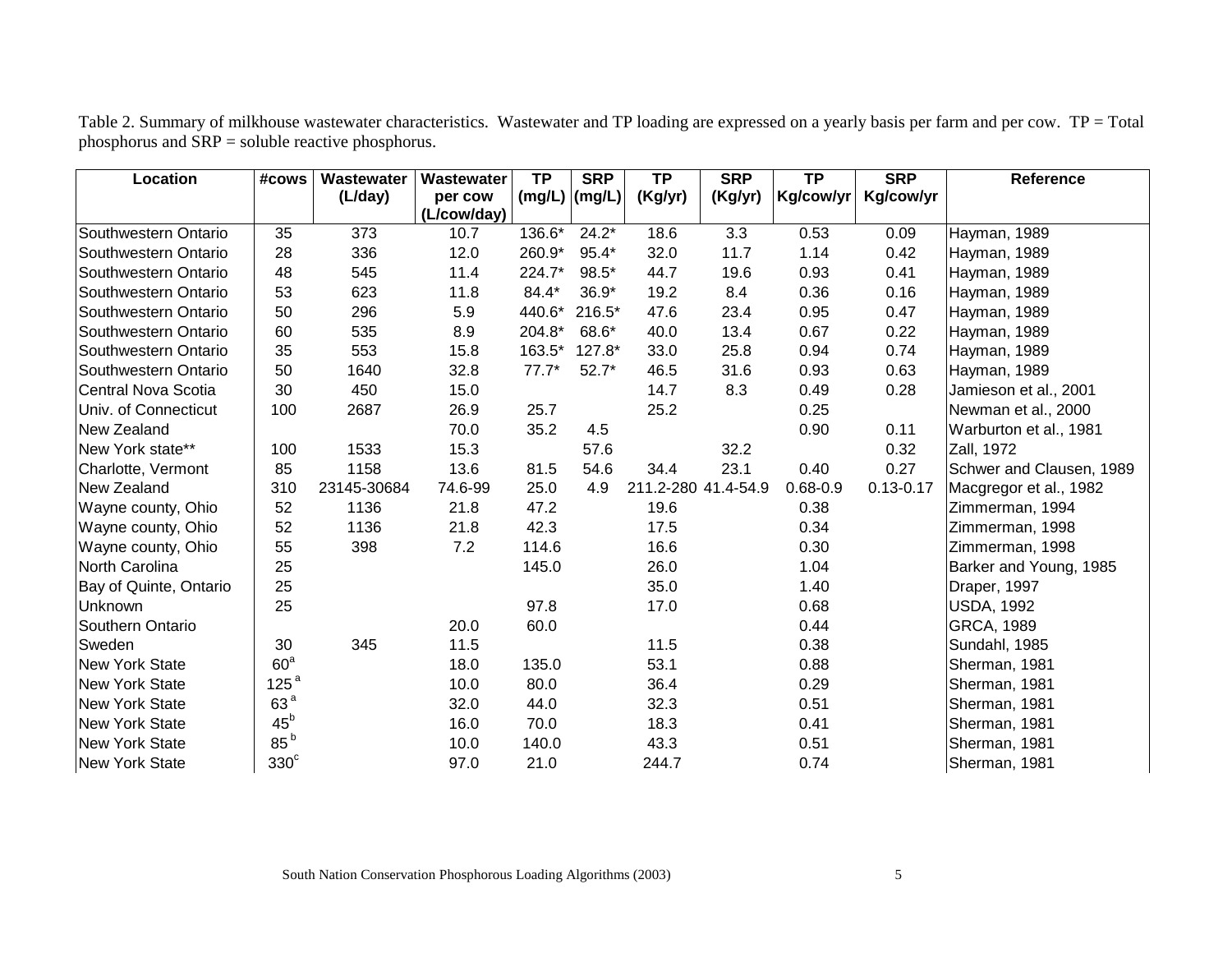Table 2. Summary of milkhouse wastewater characteristics. Wastewater and TP loading are expressed on a yearly basis per farm and per cow. TP = Total phosphorus and SRP = soluble reactive phosphorus.

| Location | #cows | Wastewater (L/day) | Wastewater per cow (L/cow/day) | TP (mg/L) | SRP (mg/L) | TP (Kg/yr) | SRP (Kg/yr) | TP Kg/cow/yr | SRP Kg/cow/yr | Reference |
|---|---|---|---|---|---|---|---|---|---|---|
| Southwestern Ontario | 35 | 373 | 10.7 | 136.6* | 24.2* | 18.6 | 3.3 | 0.53 | 0.09 | Hayman, 1989 |
| Southwestern Ontario | 28 | 336 | 12.0 | 260.9* | 95.4* | 32.0 | 11.7 | 1.14 | 0.42 | Hayman, 1989 |
| Southwestern Ontario | 48 | 545 | 11.4 | 224.7* | 98.5* | 44.7 | 19.6 | 0.93 | 0.41 | Hayman, 1989 |
| Southwestern Ontario | 53 | 623 | 11.8 | 84.4* | 36.9* | 19.2 | 8.4 | 0.36 | 0.16 | Hayman, 1989 |
| Southwestern Ontario | 50 | 296 | 5.9 | 440.6* | 216.5* | 47.6 | 23.4 | 0.95 | 0.47 | Hayman, 1989 |
| Southwestern Ontario | 60 | 535 | 8.9 | 204.8* | 68.6* | 40.0 | 13.4 | 0.67 | 0.22 | Hayman, 1989 |
| Southwestern Ontario | 35 | 553 | 15.8 | 163.5* | 127.8* | 33.0 | 25.8 | 0.94 | 0.74 | Hayman, 1989 |
| Southwestern Ontario | 50 | 1640 | 32.8 | 77.7* | 52.7* | 46.5 | 31.6 | 0.93 | 0.63 | Hayman, 1989 |
| Central Nova Scotia | 30 | 450 | 15.0 | | | 14.7 | 8.3 | 0.49 | 0.28 | Jamieson et al., 2001 |
| Univ. of Connecticut | 100 | 2687 | 26.9 | 25.7 | | 25.2 | | 0.25 | | Newman et al., 2000 |
| New Zealand | | | 70.0 | 35.2 | 4.5 | | | 0.90 | 0.11 | Warburton et al., 1981 |
| New York state** | 100 | 1533 | 15.3 | | 57.6 | | 32.2 | | 0.32 | Zall, 1972 |
| Charlotte, Vermont | 85 | 1158 | 13.6 | 81.5 | 54.6 | 34.4 | 23.1 | 0.40 | 0.27 | Schwer and Clausen, 1989 |
| New Zealand | 310 | 23145-30684 | 74.6-99 | 25.0 | 4.9 | 211.2-280 | 41.4-54.9 | 0.68-0.9 | 0.13-0.17 | Macgregor et al., 1982 |
| Wayne county, Ohio | 52 | 1136 | 21.8 | 47.2 | | 19.6 | | 0.38 | | Zimmerman, 1994 |
| Wayne county, Ohio | 52 | 1136 | 21.8 | 42.3 | | 17.5 | | 0.34 | | Zimmerman, 1998 |
| Wayne county, Ohio | 55 | 398 | 7.2 | 114.6 | | 16.6 | | 0.30 | | Zimmerman, 1998 |
| North Carolina | 25 | | | 145.0 | | 26.0 | | 1.04 | | Barker and Young, 1985 |
| Bay of Quinte, Ontario | 25 | | | | | 35.0 | | 1.40 | | Draper, 1997 |
| Unknown | 25 | | | 97.8 | | 17.0 | | 0.68 | | USDA, 1992 |
| Southern Ontario | | | 20.0 | 60.0 | | | | 0.44 | | GRCA, 1989 |
| Sweden | 30 | 345 | 11.5 | | | 11.5 | | 0.38 | | Sundahl, 1985 |
| New York State | 60[a] | | 18.0 | 135.0 | | 53.1 | | 0.88 | | Sherman, 1981 |
| New York State | 125[a] | | 10.0 | 80.0 | | 36.4 | | 0.29 | | Sherman, 1981 |
| New York State | 63[a] | | 32.0 | 44.0 | | 32.3 | | 0.51 | | Sherman, 1981 |
| New York State | 45[b] | | 16.0 | 70.0 | | 18.3 | | 0.41 | | Sherman, 1981 |
| New York State | 85[b] | | 10.0 | 140.0 | | 43.3 | | 0.51 | | Sherman, 1981 |
| New York State | 330[c] | | 97.0 | 21.0 | | 244.7 | | 0.74 | | Sherman, 1981 |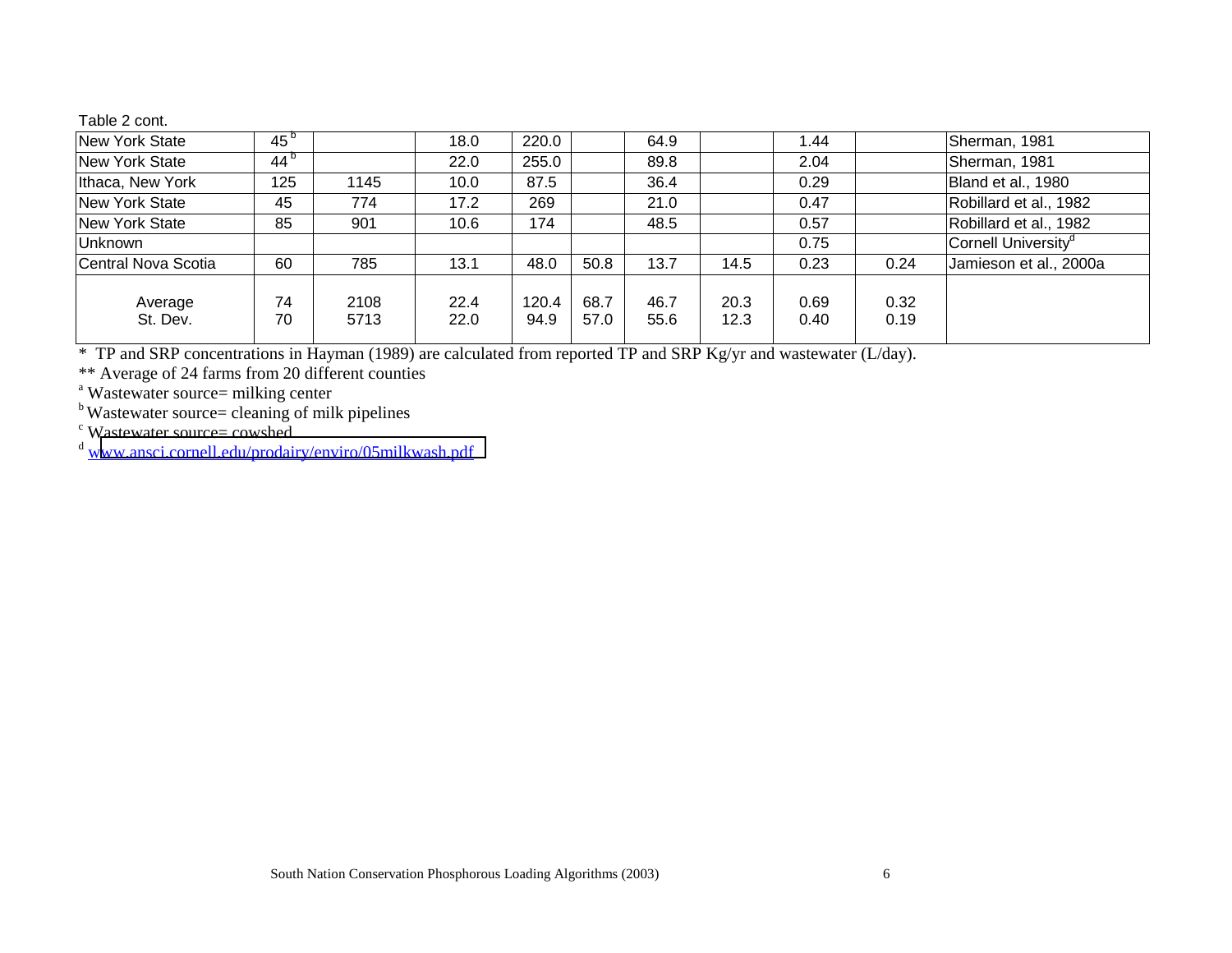Table 2 cont.

| | | | | | | | | | | |
|---|---|---|---|---|---|---|---|---|---|---|
| New York State | 45 [b] | | 18.0 | 220.0 | | 64.9 | | 1.44 | | Sherman, 1981 |
| New York State | 44 [b] | | 22.0 | 255.0 | | 89.8 | | 2.04 | | Sherman, 1981 |
| Ithaca, New York | 125 | 1145 | 10.0 | 87.5 | | 36.4 | | 0.29 | | Bland et al., 1980 |
| New York State | 45 | 774 | 17.2 | 269 | | 21.0 | | 0.47 | | Robillard et al., 1982 |
| New York State | 85 | 901 | 10.6 | 174 | | 48.5 | | 0.57 | | Robillard et al., 1982 |
| Unknown | | | | | | | | 0.75 | | Cornell University[d] |
| Central Nova Scotia | 60 | 785 | 13.1 | 48.0 | 50.8 | 13.7 | 14.5 | 0.23 | 0.24 | Jamieson et al., 2000a |
| Average | 74 | 2108 | 22.4 | 120.4 | 68.7 | 46.7 | 20.3 | 0.69 | 0.32 | |
| St. Dev. | 70 | 5713 | 22.0 | 94.9 | 57.0 | 55.6 | 12.3 | 0.40 | 0.19 | |

\* TP and SRP concentrations in Hayman (1989) are calculated from reported TP and SRP Kg/yr and wastewater (L/day).

** Average of 24 farms from 20 different counties

[a] Wastewater source= milking center

[b] Wastewater source= cleaning of milk pipelines

[c] Wastewater source= cowshed

[d] www.ansci.cornell.edu/prodairy/enviro/05milkwash.pdf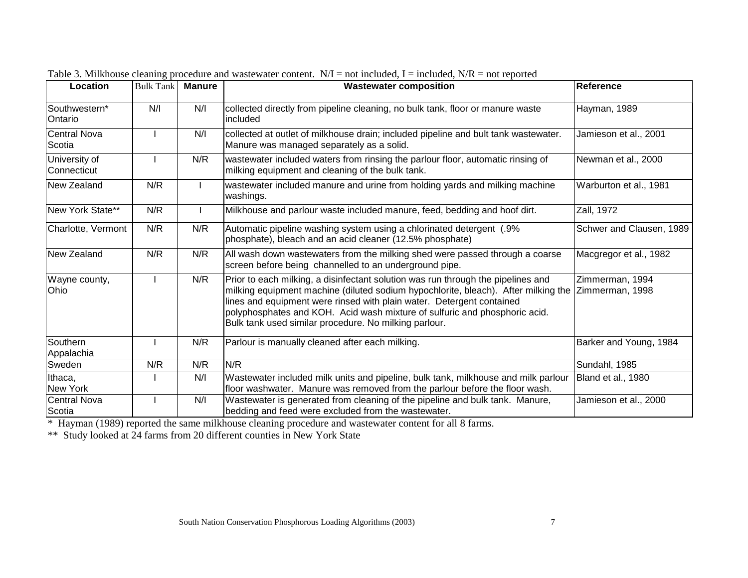Table 3. Milkhouse cleaning procedure and wastewater content. N/I = not included, I = included, N/R = not reported

| Location | Bulk Tank | Manure | Wastewater composition | Reference |
|---|---|---|---|---|
| Southwestern* Ontario | N/I | N/I | collected directly from pipeline cleaning, no bulk tank, floor or manure waste included | Hayman, 1989 |
| Central Nova Scotia | I | N/I | collected at outlet of milkhouse drain; included pipeline and bult tank wastewater. Manure was managed separately as a solid. | Jamieson et al., 2001 |
| University of Connecticut | I | N/R | wastewater included waters from rinsing the parlour floor, automatic rinsing of milking equipment and cleaning of the bulk tank. | Newman et al., 2000 |
| New Zealand | N/R | I | wastewater included manure and urine from holding yards and milking machine washings. | Warburton et al., 1981 |
| New York State** | N/R | I | Milkhouse and parlour waste included manure, feed, bedding and hoof dirt. | Zall, 1972 |
| Charlotte, Vermont | N/R | N/R | Automatic pipeline washing system using a chlorinated detergent (.9% phosphate), bleach and an acid cleaner (12.5% phosphate) | Schwer and Clausen, 1989 |
| New Zealand | N/R | N/R | All wash down wastewaters from the milking shed were passed through a coarse screen before being channelled to an underground pipe. | Macgregor et al., 1982 |
| Wayne county, Ohio | I | N/R | Prior to each milking, a disinfectant solution was run through the pipelines and milking equipment machine (diluted sodium hypochlorite, bleach). After milking the lines and equipment were rinsed with plain water. Detergent contained polyphosphates and KOH. Acid wash mixture of sulfuric and phosphoric acid. Bulk tank used similar procedure. No milking parlour. | Zimmerman, 1994 Zimmerman, 1998 |
| Southern Appalachia | I | N/R | Parlour is manually cleaned after each milking. | Barker and Young, 1984 |
| Sweden | N/R | N/R | N/R | Sundahl, 1985 |
| Ithaca, New York | I | N/I | Wastewater included milk units and pipeline, bulk tank, milkhouse and milk parlour floor washwater. Manure was removed from the parlour before the floor wash. | Bland et al., 1980 |
| Central Nova Scotia | I | N/I | Wastewater is generated from cleaning of the pipeline and bulk tank. Manure, bedding and feed were excluded from the wastewater. | Jamieson et al., 2000 |

* Hayman (1989) reported the same milkhouse cleaning procedure and wastewater content for all 8 farms.

** Study looked at 24 farms from 20 different counties in New York State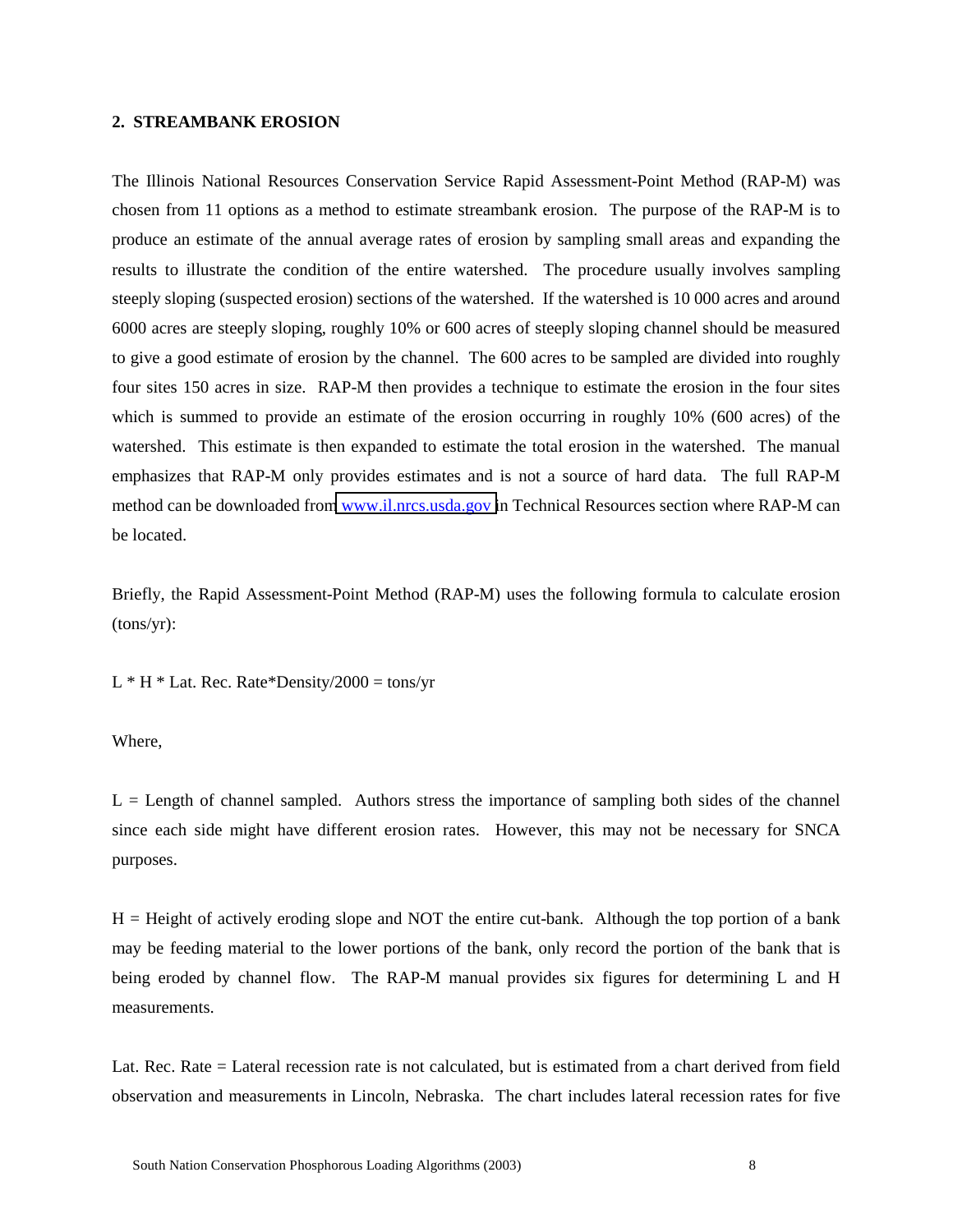## 2. STREAMBANK EROSION

The Illinois National Resources Conservation Service Rapid Assessment-Point Method (RAP-M) was chosen from 11 options as a method to estimate streambank erosion. The purpose of the RAP-M is to produce an estimate of the annual average rates of erosion by sampling small areas and expanding the results to illustrate the condition of the entire watershed. The procedure usually involves sampling steeply sloping (suspected erosion) sections of the watershed. If the watershed is 10 000 acres and around 6000 acres are steeply sloping, roughly 10% or 600 acres of steeply sloping channel should be measured to give a good estimate of erosion by the channel. The 600 acres to be sampled are divided into roughly four sites 150 acres in size. RAP-M then provides a technique to estimate the erosion in the four sites which is summed to provide an estimate of the erosion occurring in roughly 10% (600 acres) of the watershed. This estimate is then expanded to estimate the total erosion in the watershed. The manual emphasizes that RAP-M only provides estimates and is not a source of hard data. The full RAP-M method can be downloaded from www.il.nrcs.usda.gov in Technical Resources section where RAP-M can be located.

Briefly, the Rapid Assessment-Point Method (RAP-M) uses the following formula to calculate erosion (tons/yr):

$$L * H * \text{Lat. Rec. Rate} * \text{Density}/2000 = \text{tons/yr}$$

Where,

L = Length of channel sampled. Authors stress the importance of sampling both sides of the channel since each side might have different erosion rates. However, this may not be necessary for SNCA purposes.

H = Height of actively eroding slope and NOT the entire cut-bank. Although the top portion of a bank may be feeding material to the lower portions of the bank, only record the portion of the bank that is being eroded by channel flow. The RAP-M manual provides six figures for determining L and H measurements.

Lat. Rec. Rate = Lateral recession rate is not calculated, but is estimated from a chart derived from field observation and measurements in Lincoln, Nebraska. The chart includes lateral recession rates for five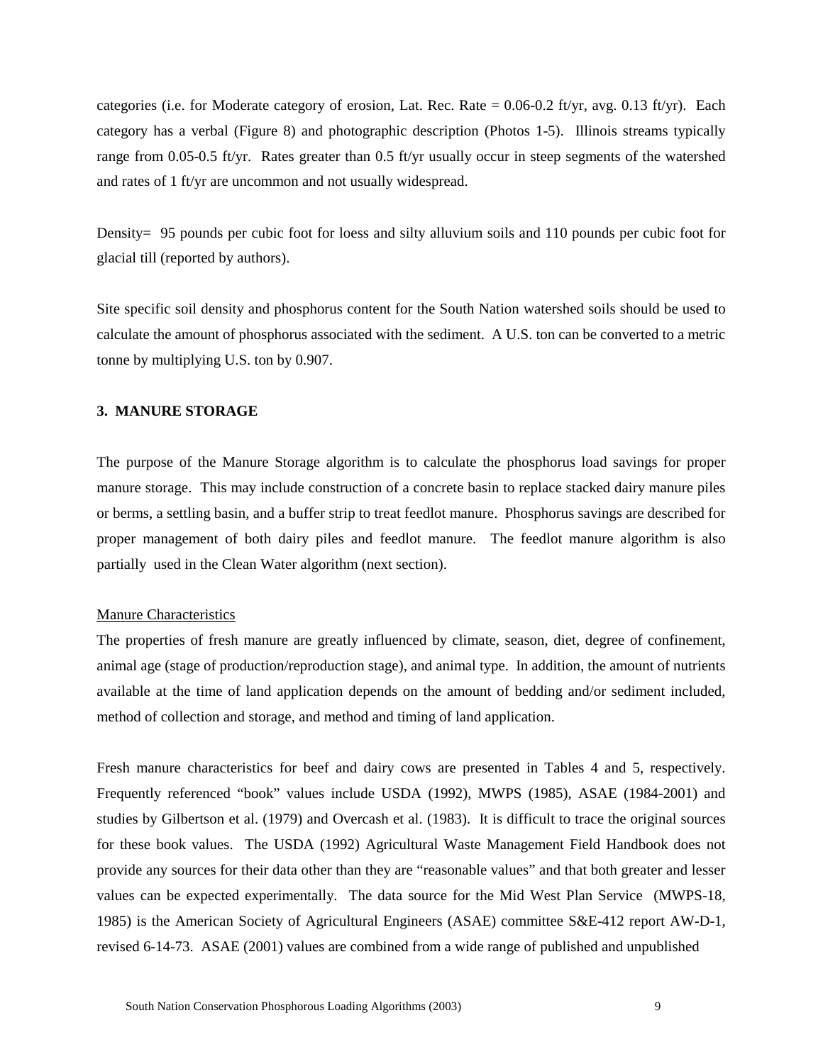categories (i.e. for Moderate category of erosion, Lat. Rec. Rate = 0.06-0.2 ft/yr, avg. 0.13 ft/yr). Each category has a verbal (Figure 8) and photographic description (Photos 1-5). Illinois streams typically range from 0.05-0.5 ft/yr. Rates greater than 0.5 ft/yr usually occur in steep segments of the watershed and rates of 1 ft/yr are uncommon and not usually widespread.

Density= 95 pounds per cubic foot for loess and silty alluvium soils and 110 pounds per cubic foot for glacial till (reported by authors).

Site specific soil density and phosphorus content for the South Nation watershed soils should be used to calculate the amount of phosphorus associated with the sediment. A U.S. ton can be converted to a metric tonne by multiplying U.S. ton by 0.907.

## 3. MANURE STORAGE

The purpose of the Manure Storage algorithm is to calculate the phosphorus load savings for proper manure storage. This may include construction of a concrete basin to replace stacked dairy manure piles or berms, a settling basin, and a buffer strip to treat feedlot manure. Phosphorus savings are described for proper management of both dairy piles and feedlot manure. The feedlot manure algorithm is also partially used in the Clean Water algorithm (next section).

### Manure Characteristics

The properties of fresh manure are greatly influenced by climate, season, diet, degree of confinement, animal age (stage of production/reproduction stage), and animal type. In addition, the amount of nutrients available at the time of land application depends on the amount of bedding and/or sediment included, method of collection and storage, and method and timing of land application.

Fresh manure characteristics for beef and dairy cows are presented in Tables 4 and 5, respectively. Frequently referenced "book" values include USDA (1992), MWPS (1985), ASAE (1984-2001) and studies by Gilbertson et al. (1979) and Overcash et al. (1983). It is difficult to trace the original sources for these book values. The USDA (1992) Agricultural Waste Management Field Handbook does not provide any sources for their data other than they are "reasonable values" and that both greater and lesser values can be expected experimentally. The data source for the Mid West Plan Service (MWPS-18, 1985) is the American Society of Agricultural Engineers (ASAE) committee S&E-412 report AW-D-1, revised 6-14-73. ASAE (2001) values are combined from a wide range of published and unpublished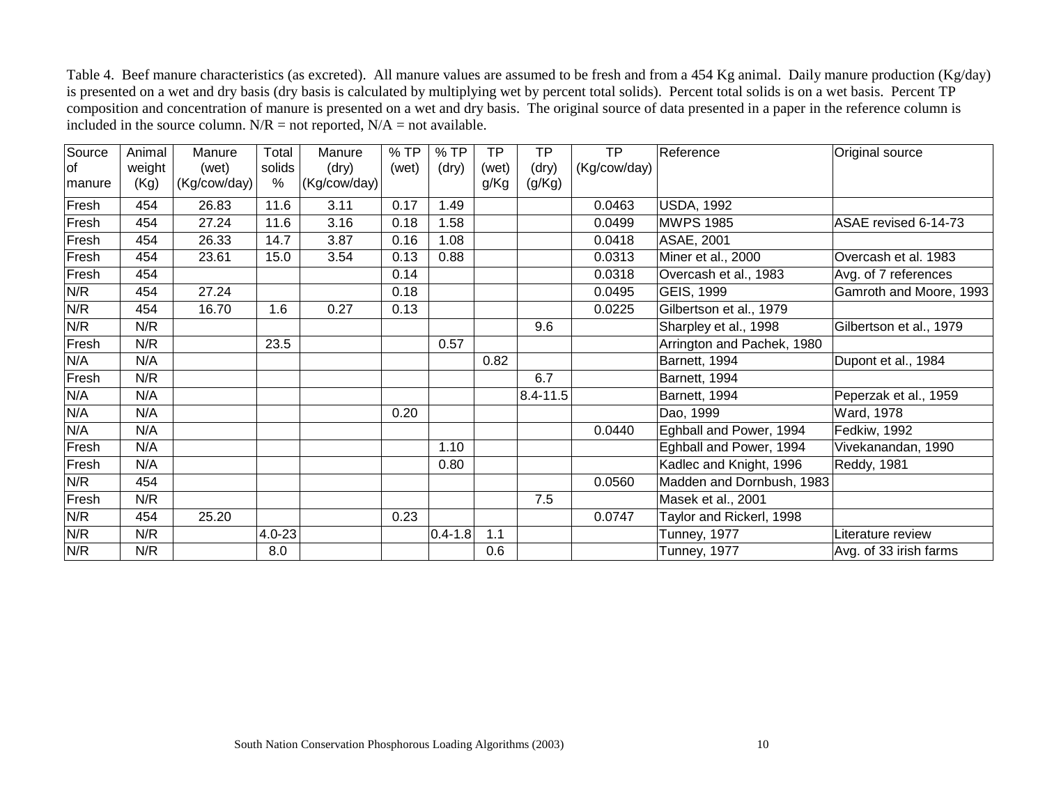Table 4. Beef manure characteristics (as excreted). All manure values are assumed to be fresh and from a 454 Kg animal. Daily manure production (Kg/day) is presented on a wet and dry basis (dry basis is calculated by multiplying wet by percent total solids). Percent total solids is on a wet basis. Percent TP composition and concentration of manure is presented on a wet and dry basis. The original source of data presented in a paper in the reference column is included in the source column. N/R = not reported, N/A = not available.

| Source of manure | Animal weight (Kg) | Manure (wet) (Kg/cow/day) | Total solids % | Manure (dry) (Kg/cow/day) | % TP (wet) | % TP (dry) | TP (wet) g/Kg | TP (dry) (g/Kg) | TP (Kg/cow/day) | Reference | Original source |
|---|---|---|---|---|---|---|---|---|---|---|---|
| Fresh | 454 | 26.83 | 11.6 | 3.11 | 0.17 | 1.49 | | | 0.0463 | USDA, 1992 | |
| Fresh | 454 | 27.24 | 11.6 | 3.16 | 0.18 | 1.58 | | | 0.0499 | MWPS 1985 | ASAE revised 6-14-73 |
| Fresh | 454 | 26.33 | 14.7 | 3.87 | 0.16 | 1.08 | | | 0.0418 | ASAE, 2001 | |
| Fresh | 454 | 23.61 | 15.0 | 3.54 | 0.13 | 0.88 | | | 0.0313 | Miner et al., 2000 | Overcash et al. 1983 |
| Fresh | 454 | | | | 0.14 | | | | 0.0318 | Overcash et al., 1983 | Avg. of 7 references |
| N/R | 454 | 27.24 | | | 0.18 | | | | 0.0495 | GEIS, 1999 | Gamroth and Moore, 1993 |
| N/R | 454 | 16.70 | 1.6 | 0.27 | 0.13 | | | | 0.0225 | Gilbertson et al., 1979 | |
| N/R | N/R | | | | | | | 9.6 | | Sharpley et al., 1998 | Gilbertson et al., 1979 |
| Fresh | N/R | | 23.5 | | | 0.57 | | | | Arrington and Pachek, 1980 | |
| N/A | N/A | | | | | | 0.82 | | | Barnett, 1994 | Dupont et al., 1984 |
| Fresh | N/R | | | | | | | 6.7 | | Barnett, 1994 | |
| N/A | N/A | | | | | | | 8.4-11.5 | | Barnett, 1994 | Peperzak et al., 1959 |
| N/A | N/A | | | | 0.20 | | | | | Dao, 1999 | Ward, 1978 |
| N/A | N/A | | | | | | | | 0.0440 | Eghball and Power, 1994 | Fedkiw, 1992 |
| Fresh | N/A | | | | | 1.10 | | | | Eghball and Power, 1994 | Vivekanandan, 1990 |
| Fresh | N/A | | | | | 0.80 | | | | Kadlec and Knight, 1996 | Reddy, 1981 |
| N/R | 454 | | | | | | | | 0.0560 | Madden and Dornbush, 1983 | |
| Fresh | N/R | | | | | | | 7.5 | | Masek et al., 2001 | |
| N/R | 454 | 25.20 | | | 0.23 | | | | 0.0747 | Taylor and Rickert, 1998 | |
| N/R | N/R | | 4.0-23 | | | 0.4-1.8 | 1.1 | | | Tunney, 1977 | Literature review |
| N/R | N/R | | 8.0 | | | | 0.6 | | | Tunney, 1977 | Avg. of 33 irish farms |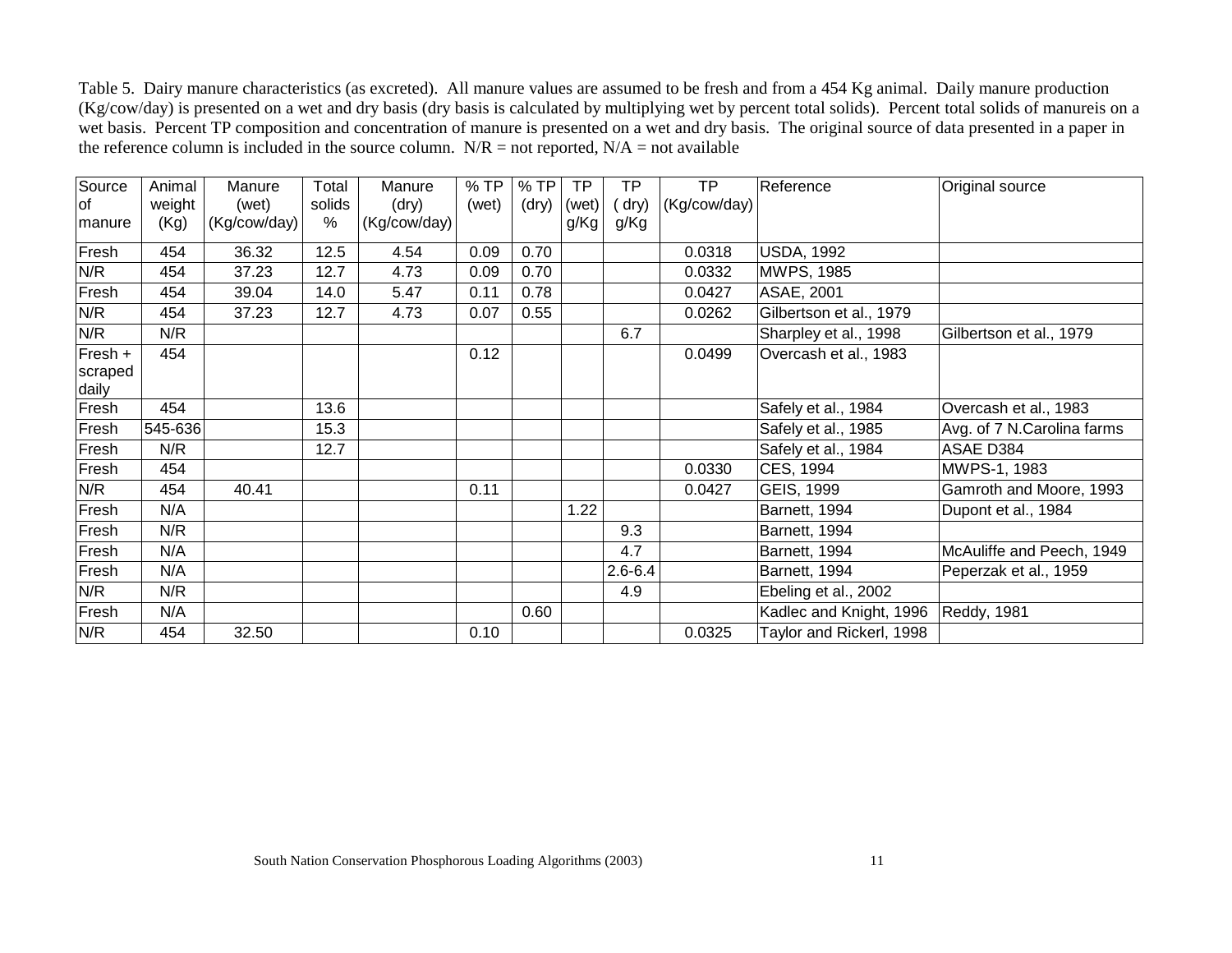Table 5. Dairy manure characteristics (as excreted). All manure values are assumed to be fresh and from a 454 Kg animal. Daily manure production (Kg/cow/day) is presented on a wet and dry basis (dry basis is calculated by multiplying wet by percent total solids). Percent total solids of manureis on a wet basis. Percent TP composition and concentration of manure is presented on a wet and dry basis. The original source of data presented in a paper in the reference column is included in the source column. N/R = not reported, N/A = not available

| Source of manure | Animal weight (Kg) | Manure (wet) (Kg/cow/day) | Total solids % | Manure (dry) (Kg/cow/day) | % TP (wet) | % TP (dry) | TP (wet) g/Kg | TP ( dry) g/Kg | TP (Kg/cow/day) | Reference | Original source |
|---|---|---|---|---|---|---|---|---|---|---|---|
| Fresh | 454 | 36.32 | 12.5 | 4.54 | 0.09 | 0.70 | | | 0.0318 | USDA, 1992 | |
| N/R | 454 | 37.23 | 12.7 | 4.73 | 0.09 | 0.70 | | | 0.0332 | MWPS, 1985 | |
| Fresh | 454 | 39.04 | 14.0 | 5.47 | 0.11 | 0.78 | | | 0.0427 | ASAE, 2001 | |
| N/R | 454 | 37.23 | 12.7 | 4.73 | 0.07 | 0.55 | | | 0.0262 | Gilbertson et al., 1979 | |
| N/R | N/R | | | | | | | 6.7 | | Sharpley et al., 1998 | Gilbertson et al., 1979 |
| Fresh + scraped daily | 454 | | | | 0.12 | | | | 0.0499 | Overcash et al., 1983 | |
| Fresh | 454 | | 13.6 | | | | | | | Safely et al., 1984 | Overcash et al., 1983 |
| Fresh | 545-636 | | 15.3 | | | | | | | Safely et al., 1985 | Avg. of 7 N.Carolina farms |
| Fresh | N/R | | 12.7 | | | | | | | Safely et al., 1984 | ASAE D384 |
| Fresh | 454 | | | | | | | | 0.0330 | CES, 1994 | MWPS-1, 1983 |
| N/R | 454 | 40.41 | | | 0.11 | | | | 0.0427 | GEIS, 1999 | Gamroth and Moore, 1993 |
| Fresh | N/A | | | | | | 1.22 | | | Barnett, 1994 | Dupont et al., 1984 |
| Fresh | N/R | | | | | | | 9.3 | | Barnett, 1994 | |
| Fresh | N/A | | | | | | | 4.7 | | Barnett, 1994 | McAuliffe and Peech, 1949 |
| Fresh | N/A | | | | | | | 2.6-6.4 | | Barnett, 1994 | Peperzak et al., 1959 |
| N/R | N/R | | | | | | | 4.9 | | Ebeling et al., 2002 | |
| Fresh | N/A | | | | | 0.60 | | | | Kadlec and Knight, 1996 | Reddy, 1981 |
| N/R | 454 | 32.50 | | | 0.10 | | | | 0.0325 | Taylor and Rickerl, 1998 | |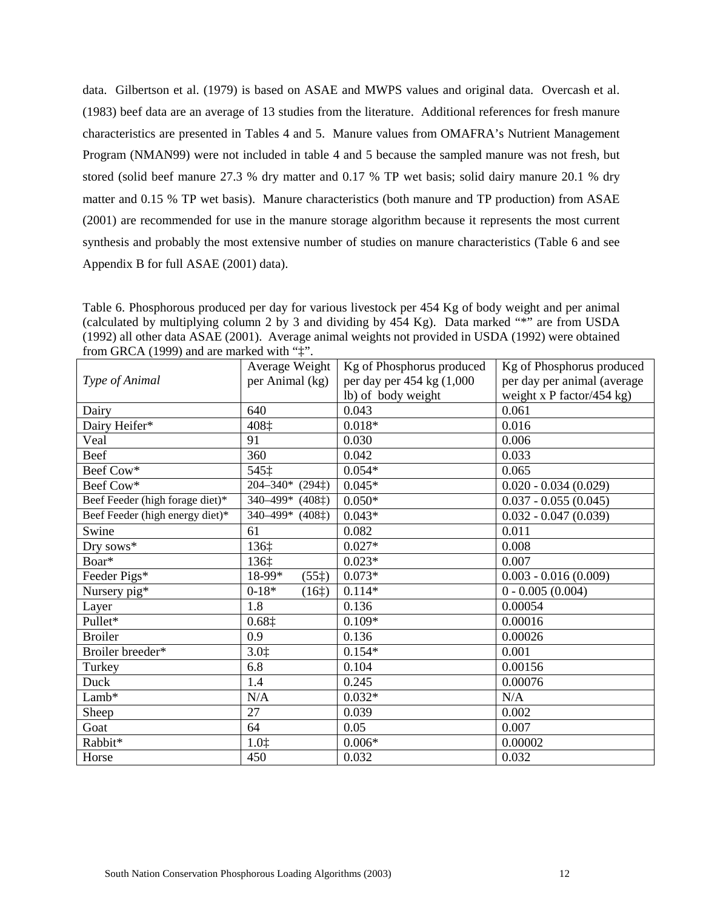data. Gilbertson et al. (1979) is based on ASAE and MWPS values and original data. Overcash et al. (1983) beef data are an average of 13 studies from the literature. Additional references for fresh manure characteristics are presented in Tables 4 and 5. Manure values from OMAFRA's Nutrient Management Program (NMAN99) were not included in table 4 and 5 because the sampled manure was not fresh, but stored (solid beef manure 27.3 % dry matter and 0.17 % TP wet basis; solid dairy manure 20.1 % dry matter and 0.15 % TP wet basis). Manure characteristics (both manure and TP production) from ASAE (2001) are recommended for use in the manure storage algorithm because it represents the most current synthesis and probably the most extensive number of studies on manure characteristics (Table 6 and see Appendix B for full ASAE (2001) data).

Table 6. Phosphorous produced per day for various livestock per 454 Kg of body weight and per animal (calculated by multiplying column 2 by 3 and dividing by 454 Kg). Data marked "*" are from USDA (1992) all other data ASAE (2001). Average animal weights not provided in USDA (1992) were obtained from GRCA (1999) and are marked with "‡".

| *Type of Animal* | Average Weight per Animal (kg) | Kg of Phosphorus produced per day per 454 kg (1,000 lb) of body weight | Kg of Phosphorus produced per day per animal (average weight x P factor/454 kg) |
|---|---|---|---|
| Dairy | 640 | 0.043 | 0.061 |
| Dairy Heifer* | 408‡ | 0.018* | 0.016 |
| Veal | 91 | 0.030 | 0.006 |
| Beef | 360 | 0.042 | 0.033 |
| Beef Cow* | 545‡ | 0.054* | 0.065 |
| Beef Cow* | 204–340* (294‡) | 0.045* | 0.020 - 0.034 (0.029) |
| Beef Feeder (high forage diet)* | 340–499* (408‡) | 0.050* | 0.037 - 0.055 (0.045) |
| Beef Feeder (high energy diet)* | 340–499* (408‡) | 0.043* | 0.032 - 0.047 (0.039) |
| Swine | 61 | 0.082 | 0.011 |
| Dry sows* | 136‡ | 0.027* | 0.008 |
| Boar* | 136‡ | 0.023* | 0.007 |
| Feeder Pigs* | 18-99* (55‡) | 0.073* | 0.003 - 0.016 (0.009) |
| Nursery pig* | 0-18* (16‡) | 0.114* | 0 - 0.005 (0.004) |
| Layer | 1.8 | 0.136 | 0.00054 |
| Pullet* | 0.68‡ | 0.109* | 0.00016 |
| Broiler | 0.9 | 0.136 | 0.00026 |
| Broiler breeder* | 3.0‡ | 0.154* | 0.001 |
| Turkey | 6.8 | 0.104 | 0.00156 |
| Duck | 1.4 | 0.245 | 0.00076 |
| Lamb* | N/A | 0.032* | N/A |
| Sheep | 27 | 0.039 | 0.002 |
| Goat | 64 | 0.05 | 0.007 |
| Rabbit* | 1.0‡ | 0.006* | 0.00002 |
| Horse | 450 | 0.032 | 0.032 |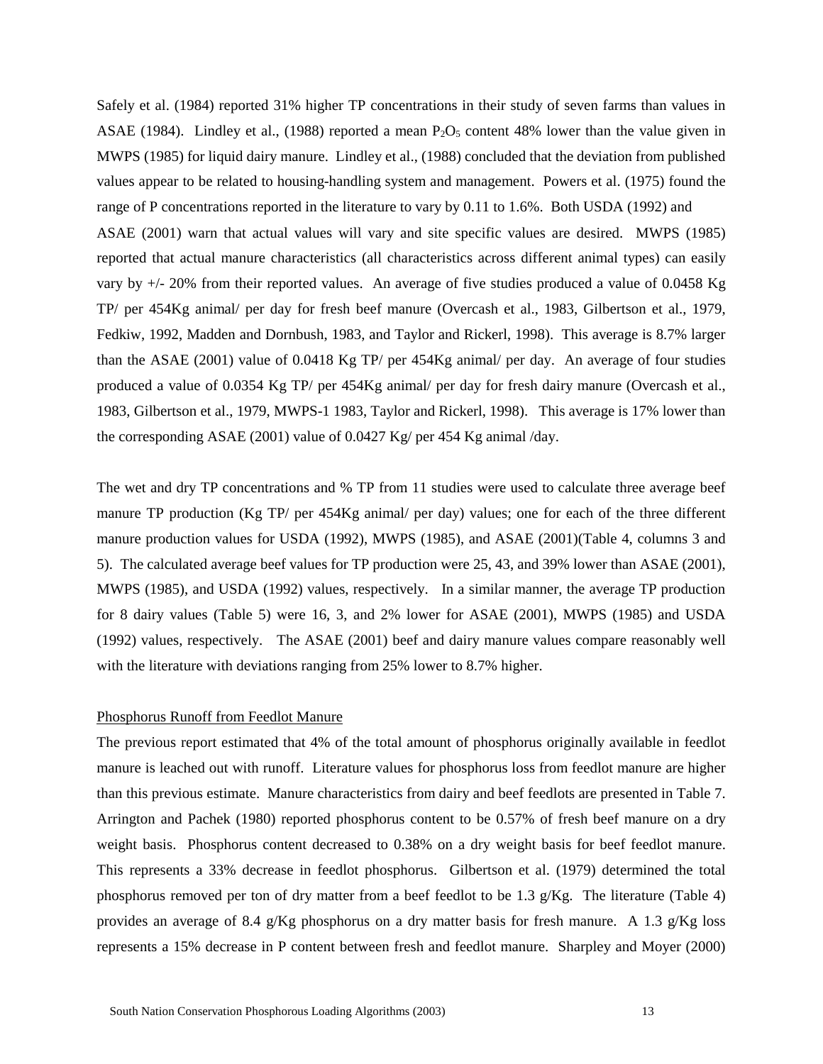Safely et al. (1984) reported 31% higher TP concentrations in their study of seven farms than values in ASAE (1984). Lindley et al., (1988) reported a mean $P_2O_5$ content 48% lower than the value given in MWPS (1985) for liquid dairy manure. Lindley et al., (1988) concluded that the deviation from published values appear to be related to housing-handling system and management. Powers et al. (1975) found the range of P concentrations reported in the literature to vary by 0.11 to 1.6%. Both USDA (1992) and ASAE (2001) warn that actual values will vary and site specific values are desired. MWPS (1985) reported that actual manure characteristics (all characteristics across different animal types) can easily vary by +/- 20% from their reported values. An average of five studies produced a value of 0.0458 Kg TP/ per 454Kg animal/ per day for fresh beef manure (Overcash et al., 1983, Gilbertson et al., 1979, Fedkiw, 1992, Madden and Dornbush, 1983, and Taylor and Rickerl, 1998). This average is 8.7% larger than the ASAE (2001) value of 0.0418 Kg TP/ per 454Kg animal/ per day. An average of four studies produced a value of 0.0354 Kg TP/ per 454Kg animal/ per day for fresh dairy manure (Overcash et al., 1983, Gilbertson et al., 1979, MWPS-1 1983, Taylor and Rickerl, 1998). This average is 17% lower than the corresponding ASAE (2001) value of 0.0427 Kg/ per 454 Kg animal /day.

The wet and dry TP concentrations and % TP from 11 studies were used to calculate three average beef manure TP production (Kg TP/ per 454Kg animal/ per day) values; one for each of the three different manure production values for USDA (1992), MWPS (1985), and ASAE (2001)(Table 4, columns 3 and 5). The calculated average beef values for TP production were 25, 43, and 39% lower than ASAE (2001), MWPS (1985), and USDA (1992) values, respectively. In a similar manner, the average TP production for 8 dairy values (Table 5) were 16, 3, and 2% lower for ASAE (2001), MWPS (1985) and USDA (1992) values, respectively. The ASAE (2001) beef and dairy manure values compare reasonably well with the literature with deviations ranging from 25% lower to 8.7% higher.

## Phosphorus Runoff from Feedlot Manure

The previous report estimated that 4% of the total amount of phosphorus originally available in feedlot manure is leached out with runoff. Literature values for phosphorus loss from feedlot manure are higher than this previous estimate. Manure characteristics from dairy and beef feedlots are presented in Table 7. Arrington and Pachek (1980) reported phosphorus content to be 0.57% of fresh beef manure on a dry weight basis. Phosphorus content decreased to 0.38% on a dry weight basis for beef feedlot manure. This represents a 33% decrease in feedlot phosphorus. Gilbertson et al. (1979) determined the total phosphorus removed per ton of dry matter from a beef feedlot to be 1.3 g/Kg. The literature (Table 4) provides an average of 8.4 g/Kg phosphorus on a dry matter basis for fresh manure. A 1.3 g/Kg loss represents a 15% decrease in P content between fresh and feedlot manure. Sharpley and Moyer (2000)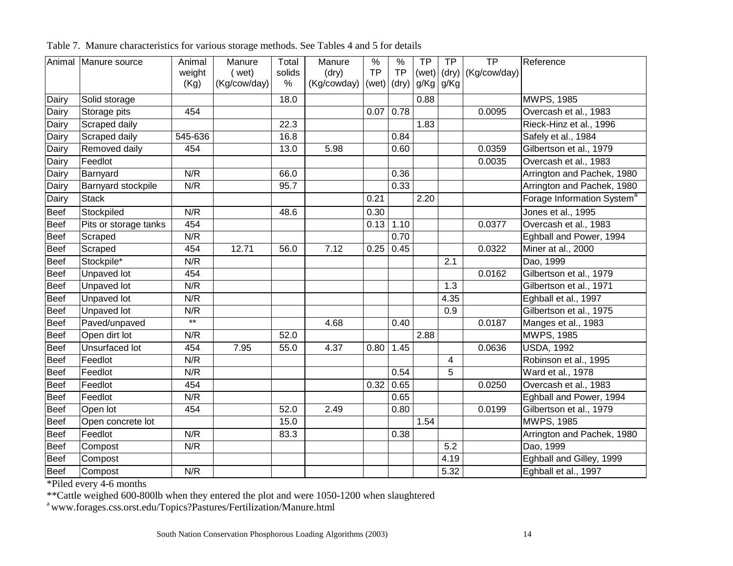Table 7. Manure characteristics for various storage methods. See Tables 4 and 5 for details

| Animal | Manure source | Animal weight (Kg) | Manure ( wet) (Kg/cow/day) | Total solids % | Manure (dry) (Kg/cowday) | % TP (wet) | % TP (dry) | TP (wet) g/Kg | TP (dry) g/Kg | TP (Kg/cow/day) | Reference |
|---|---|---|---|---|---|---|---|---|---|---|---|
| Dairy | Solid storage | | | 18.0 | | | | 0.88 | | | MWPS, 1985 |
| Dairy | Storage pits | 454 | | | | 0.07 | 0.78 | | | 0.0095 | Overcash et al., 1983 |
| Dairy | Scraped daily | | | 22.3 | | | | 1.83 | | | Rieck-Hinz et al., 1996 |
| Dairy | Scraped daily | 545-636 | | 16.8 | | | 0.84 | | | | Safely et al., 1984 |
| Dairy | Removed daily | 454 | | 13.0 | 5.98 | | 0.60 | | | 0.0359 | Gilbertson et al., 1979 |
| Dairy | Feedlot | | | | | | | | | 0.0035 | Overcash et al., 1983 |
| Dairy | Barnyard | N/R | | 66.0 | | | 0.36 | | | | Arrington and Pachek, 1980 |
| Dairy | Barnyard stockpile | N/R | | 95.7 | | | 0.33 | | | | Arrington and Pachek, 1980 |
| Dairy | Stack | | | | | 0.21 | | 2.20 | | | Forage Information System[a] |
| Beef | Stockpiled | N/R | | 48.6 | | 0.30 | | | | | Jones et al., 1995 |
| Beef | Pits or storage tanks | 454 | | | | 0.13 | 1.10 | | | 0.0377 | Overcash et al., 1983 |
| Beef | Scraped | N/R | | | | | 0.70 | | | | Eghball and Power, 1994 |
| Beef | Scraped | 454 | 12.71 | 56.0 | 7.12 | 0.25 | 0.45 | | | 0.0322 | Miner at al., 2000 |
| Beef | Stockpile* | N/R | | | | | | | 2.1 | | Dao, 1999 |
| Beef | Unpaved lot | 454 | | | | | | | | 0.0162 | Gilbertson et al., 1979 |
| Beef | Unpaved lot | N/R | | | | | | | 1.3 | | Gilbertson et al., 1971 |
| Beef | Unpaved lot | N/R | | | | | | | 4.35 | | Eghball et al., 1997 |
| Beef | Unpaved lot | N/R | | | | | | | 0.9 | | Gilbertson et al., 1975 |
| Beef | Paved/unpaved | ** | | | 4.68 | | 0.40 | | | 0.0187 | Manges et al., 1983 |
| Beef | Open dirt lot | N/R | | 52.0 | | | | 2.88 | | | MWPS, 1985 |
| Beef | Unsurfaced lot | 454 | 7.95 | 55.0 | 4.37 | 0.80 | 1.45 | | | 0.0636 | USDA, 1992 |
| Beef | Feedlot | N/R | | | | | | | 4 | | Robinson et al., 1995 |
| Beef | Feedlot | N/R | | | | | 0.54 | | 5 | | Ward et al., 1978 |
| Beef | Feedlot | 454 | | | | 0.32 | 0.65 | | | 0.0250 | Overcash et al., 1983 |
| Beef | Feedlot | N/R | | | | | 0.65 | | | | Eghball and Power, 1994 |
| Beef | Open lot | 454 | | 52.0 | 2.49 | | 0.80 | | | 0.0199 | Gilbertson et al., 1979 |
| Beef | Open concrete lot | | | 15.0 | | | | 1.54 | | | MWPS, 1985 |
| Beef | Feedlot | N/R | | 83.3 | | | 0.38 | | | | Arrington and Pachek, 1980 |
| Beef | Compost | N/R | | | | | | | 5.2 | | Dao, 1999 |
| Beef | Compost | | | | | | | | 4.19 | | Eghball and Gilley, 1999 |
| Beef | Compost | N/R | | | | | | | 5.32 | | Eghball et al., 1997 |

*Piled every 4-6 months

**Cattle weighed 600-800lb when they entered the plot and were 1050-1200 when slaughtered

[a] www.forages.css.orst.edu/Topics?Pastures/Fertilization/Manure.html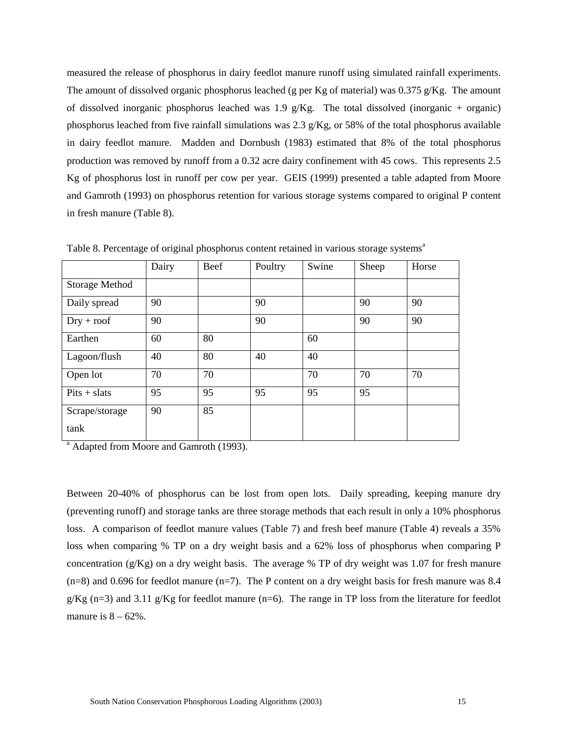measured the release of phosphorus in dairy feedlot manure runoff using simulated rainfall experiments. The amount of dissolved organic phosphorus leached (g per Kg of material) was 0.375 g/Kg. The amount of dissolved inorganic phosphorus leached was 1.9 g/Kg. The total dissolved (inorganic + organic) phosphorus leached from five rainfall simulations was 2.3 g/Kg, or 58% of the total phosphorus available in dairy feedlot manure. Madden and Dornbush (1983) estimated that 8% of the total phosphorus production was removed by runoff from a 0.32 acre dairy confinement with 45 cows. This represents 2.5 Kg of phosphorus lost in runoff per cow per year. GEIS (1999) presented a table adapted from Moore and Gamroth (1993) on phosphorus retention for various storage systems compared to original P content in fresh manure (Table 8).

Table 8. Percentage of original phosphorus content retained in various storage systems[a]

| | Dairy | Beef | Poultry | Swine | Sheep | Horse |
|---|---|---|---|---|---|---|
| Storage Method | | | | | | |
| Daily spread | 90 | | 90 | | 90 | 90 |
| Dry + roof | 90 | | 90 | | 90 | 90 |
| Earthen | 60 | 80 | | 60 | | |
| Lagoon/flush | 40 | 80 | 40 | 40 | | |
| Open lot | 70 | 70 | | 70 | 70 | 70 |
| Pits + slats | 95 | 95 | 95 | 95 | 95 | |
| Scrape/storage tank | 90 | 85 | | | | |

[a] Adapted from Moore and Gamroth (1993).

Between 20-40% of phosphorus can be lost from open lots. Daily spreading, keeping manure dry (preventing runoff) and storage tanks are three storage methods that each result in only a 10% phosphorus loss. A comparison of feedlot manure values (Table 7) and fresh beef manure (Table 4) reveals a 35% loss when comparing % TP on a dry weight basis and a 62% loss of phosphorus when comparing P concentration (g/Kg) on a dry weight basis. The average % TP of dry weight was 1.07 for fresh manure (n=8) and 0.696 for feedlot manure (n=7). The P content on a dry weight basis for fresh manure was 8.4 g/Kg (n=3) and 3.11 g/Kg for feedlot manure (n=6). The range in TP loss from the literature for feedlot manure is 8 – 62%.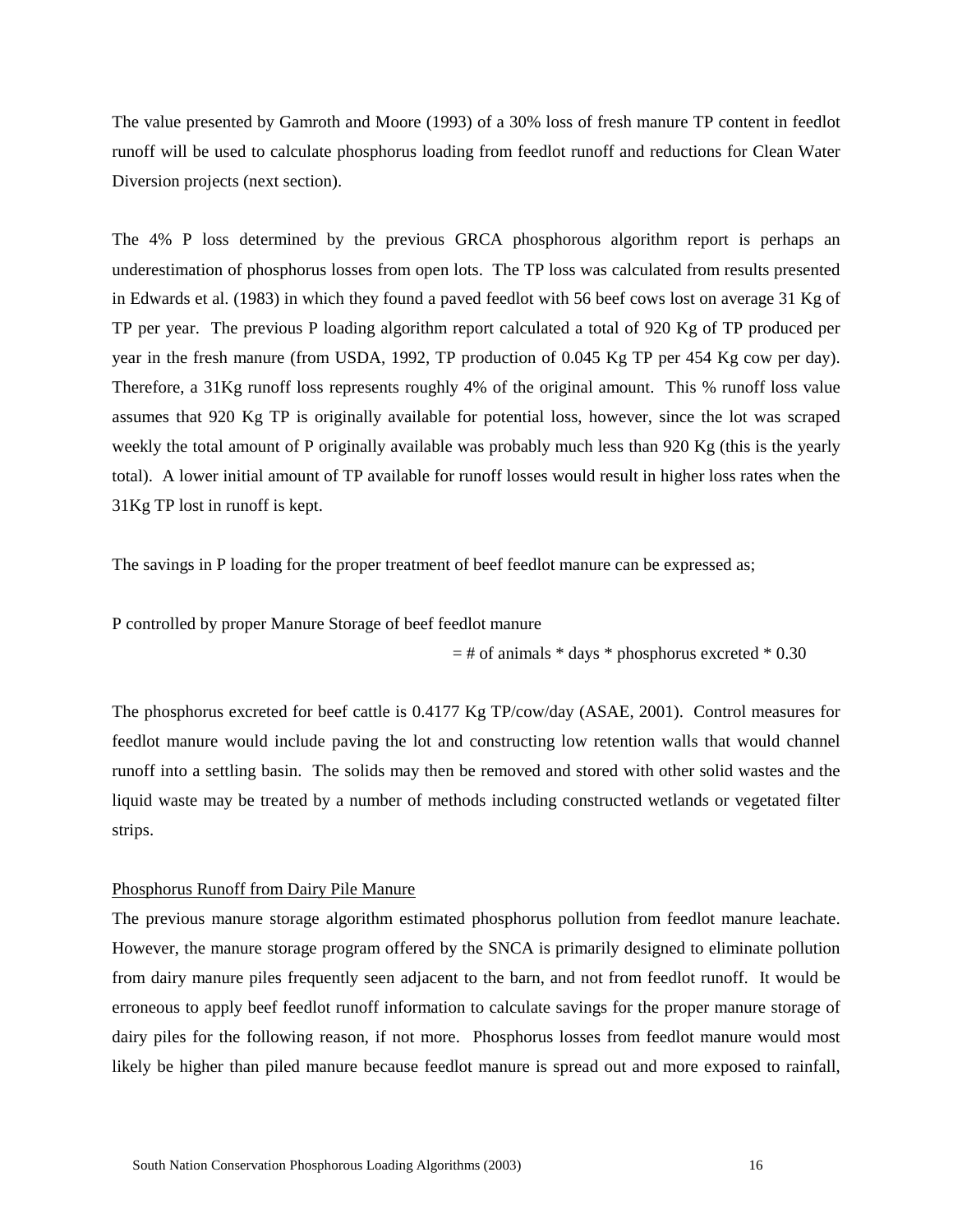The value presented by Gamroth and Moore (1993) of a 30% loss of fresh manure TP content in feedlot runoff will be used to calculate phosphorus loading from feedlot runoff and reductions for Clean Water Diversion projects (next section).

The 4% P loss determined by the previous GRCA phosphorous algorithm report is perhaps an underestimation of phosphorus losses from open lots. The TP loss was calculated from results presented in Edwards et al. (1983) in which they found a paved feedlot with 56 beef cows lost on average 31 Kg of TP per year. The previous P loading algorithm report calculated a total of 920 Kg of TP produced per year in the fresh manure (from USDA, 1992, TP production of 0.045 Kg TP per 454 Kg cow per day). Therefore, a 31Kg runoff loss represents roughly 4% of the original amount. This % runoff loss value assumes that 920 Kg TP is originally available for potential loss, however, since the lot was scraped weekly the total amount of P originally available was probably much less than 920 Kg (this is the yearly total). A lower initial amount of TP available for runoff losses would result in higher loss rates when the 31Kg TP lost in runoff is kept.

The savings in P loading for the proper treatment of beef feedlot manure can be expressed as;

P controlled by proper Manure Storage of beef feedlot manure

= # of animals * days * phosphorus excreted * 0.30

The phosphorus excreted for beef cattle is 0.4177 Kg TP/cow/day (ASAE, 2001). Control measures for feedlot manure would include paving the lot and constructing low retention walls that would channel runoff into a settling basin. The solids may then be removed and stored with other solid wastes and the liquid waste may be treated by a number of methods including constructed wetlands or vegetated filter strips.

## Phosphorus Runoff from Dairy Pile Manure

The previous manure storage algorithm estimated phosphorus pollution from feedlot manure leachate. However, the manure storage program offered by the SNCA is primarily designed to eliminate pollution from dairy manure piles frequently seen adjacent to the barn, and not from feedlot runoff. It would be erroneous to apply beef feedlot runoff information to calculate savings for the proper manure storage of dairy piles for the following reason, if not more. Phosphorus losses from feedlot manure would most likely be higher than piled manure because feedlot manure is spread out and more exposed to rainfall,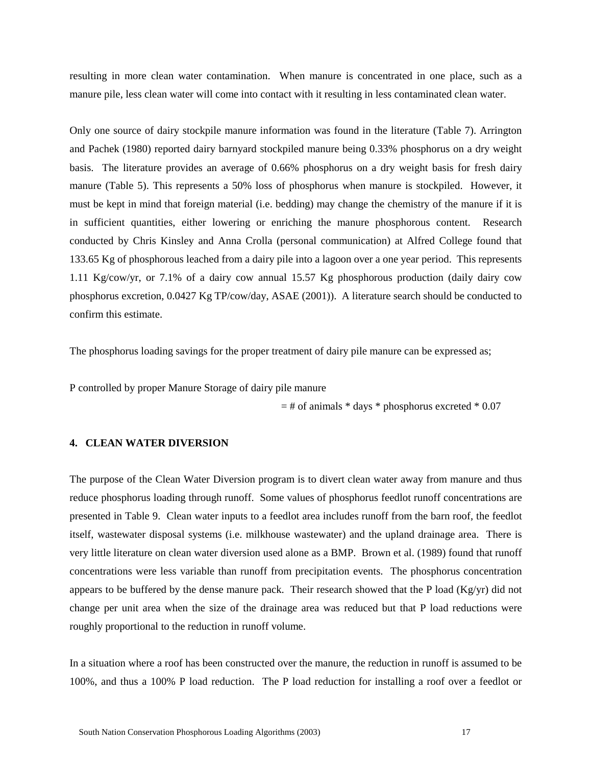resulting in more clean water contamination. When manure is concentrated in one place, such as a manure pile, less clean water will come into contact with it resulting in less contaminated clean water.

Only one source of dairy stockpile manure information was found in the literature (Table 7). Arrington and Pachek (1980) reported dairy barnyard stockpiled manure being 0.33% phosphorus on a dry weight basis. The literature provides an average of 0.66% phosphorus on a dry weight basis for fresh dairy manure (Table 5). This represents a 50% loss of phosphorus when manure is stockpiled. However, it must be kept in mind that foreign material (i.e. bedding) may change the chemistry of the manure if it is in sufficient quantities, either lowering or enriching the manure phosphorous content. Research conducted by Chris Kinsley and Anna Crolla (personal communication) at Alfred College found that 133.65 Kg of phosphorous leached from a dairy pile into a lagoon over a one year period. This represents 1.11 Kg/cow/yr, or 7.1% of a dairy cow annual 15.57 Kg phosphorous production (daily dairy cow phosphorus excretion, 0.0427 Kg TP/cow/day, ASAE (2001)). A literature search should be conducted to confirm this estimate.

The phosphorus loading savings for the proper treatment of dairy pile manure can be expressed as;

P controlled by proper Manure Storage of dairy pile manure

= # of animals * days * phosphorus excreted * 0.07

## 4. CLEAN WATER DIVERSION

The purpose of the Clean Water Diversion program is to divert clean water away from manure and thus reduce phosphorus loading through runoff. Some values of phosphorus feedlot runoff concentrations are presented in Table 9. Clean water inputs to a feedlot area includes runoff from the barn roof, the feedlot itself, wastewater disposal systems (i.e. milkhouse wastewater) and the upland drainage area. There is very little literature on clean water diversion used alone as a BMP. Brown et al. (1989) found that runoff concentrations were less variable than runoff from precipitation events. The phosphorus concentration appears to be buffered by the dense manure pack. Their research showed that the P load (Kg/yr) did not change per unit area when the size of the drainage area was reduced but that P load reductions were roughly proportional to the reduction in runoff volume.

In a situation where a roof has been constructed over the manure, the reduction in runoff is assumed to be 100%, and thus a 100% P load reduction. The P load reduction for installing a roof over a feedlot or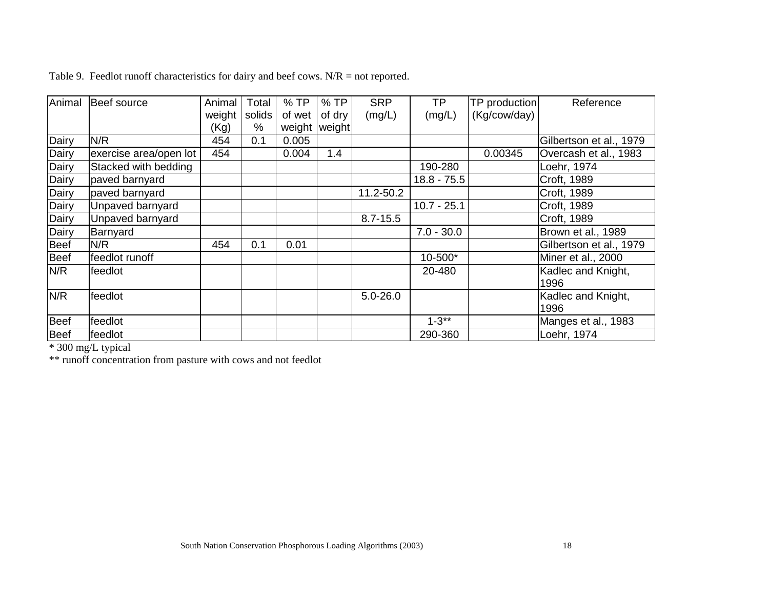Table 9. Feedlot runoff characteristics for dairy and beef cows. N/R = not reported.

| Animal | Beef source | Animal weight (Kg) | Total solids % | % TP of wet weight | % TP of dry weight | SRP (mg/L) | TP (mg/L) | TP production (Kg/cow/day) | Reference |
|---|---|---|---|---|---|---|---|---|---|
| Dairy | N/R | 454 | 0.1 | 0.005 | | | | | Gilbertson et al., 1979 |
| Dairy | exercise area/open lot | 454 | | 0.004 | 1.4 | | | 0.00345 | Overcash et al., 1983 |
| Dairy | Stacked with bedding | | | | | | 190-280 | | Loehr, 1974 |
| Dairy | paved barnyard | | | | | | 18.8 - 75.5 | | Croft, 1989 |
| Dairy | paved barnyard | | | | | 11.2-50.2 | | | Croft, 1989 |
| Dairy | Unpaved barnyard | | | | | | 10.7 - 25.1 | | Croft, 1989 |
| Dairy | Unpaved barnyard | | | | | 8.7-15.5 | | | Croft, 1989 |
| Dairy | Barnyard | | | | | | 7.0 - 30.0 | | Brown et al., 1989 |
| Beef | N/R | 454 | 0.1 | 0.01 | | | | | Gilbertson et al., 1979 |
| Beef | feedlot runoff | | | | | | 10-500* | | Miner et al., 2000 |
| N/R | feedlot | | | | | | 20-480 | | Kadlec and Knight, 1996 |
| N/R | feedlot | | | | | 5.0-26.0 | | | Kadlec and Knight, 1996 |
| Beef | feedlot | | | | | | 1-3** | | Manges et al., 1983 |
| Beef | feedlot | | | | | | 290-360 | | Loehr, 1974 |

* 300 mg/L typical

** runoff concentration from pasture with cows and not feedlot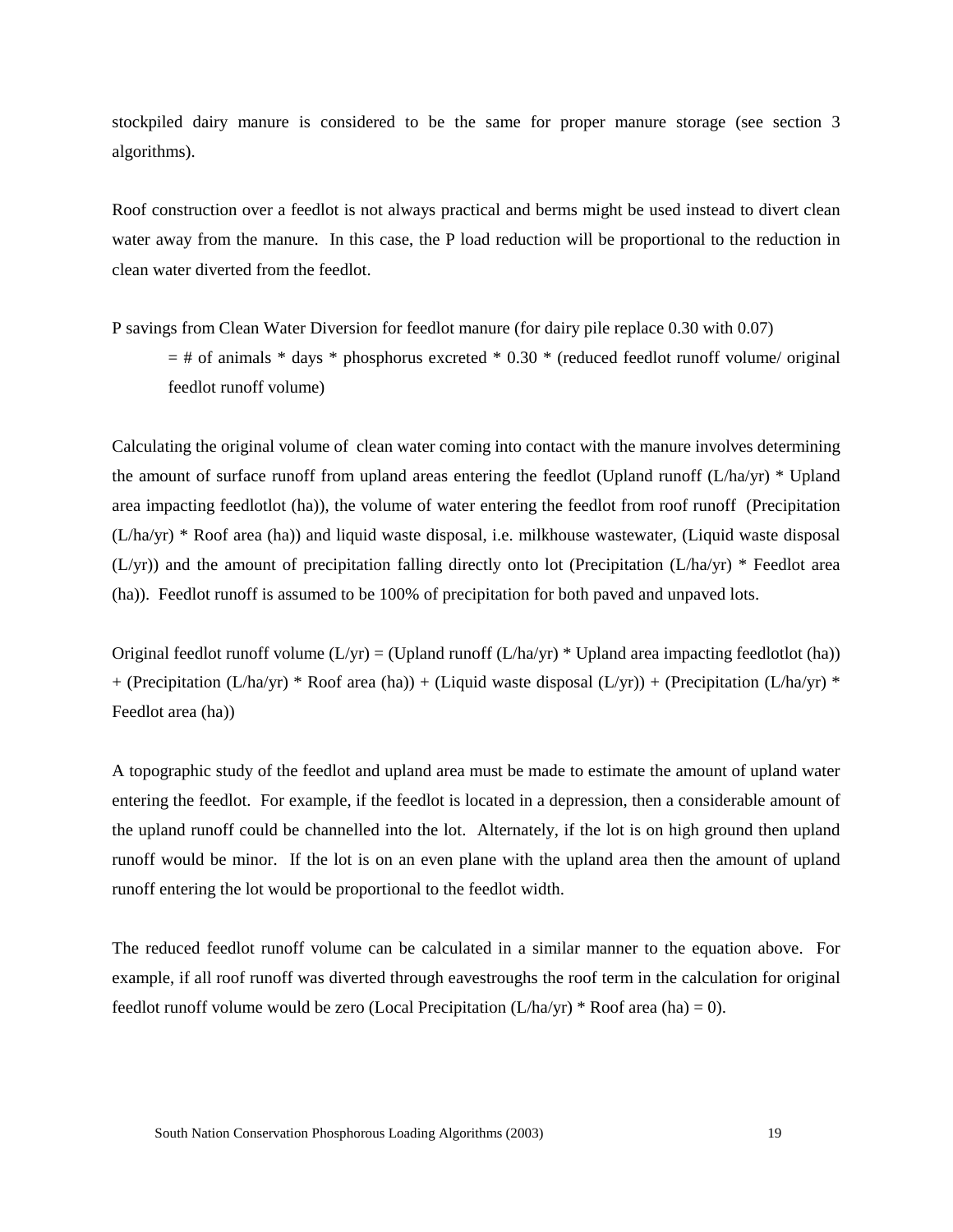stockpiled dairy manure is considered to be the same for proper manure storage (see section 3 algorithms).

Roof construction over a feedlot is not always practical and berms might be used instead to divert clean water away from the manure. In this case, the P load reduction will be proportional to the reduction in clean water diverted from the feedlot.

P savings from Clean Water Diversion for feedlot manure (for dairy pile replace 0.30 with 0.07)

> = # of animals * days * phosphorus excreted * 0.30 * (reduced feedlot runoff volume/ original feedlot runoff volume)

Calculating the original volume of clean water coming into contact with the manure involves determining the amount of surface runoff from upland areas entering the feedlot (Upland runoff (L/ha/yr) * Upland area impacting feedlotlot (ha)), the volume of water entering the feedlot from roof runoff (Precipitation (L/ha/yr) * Roof area (ha)) and liquid waste disposal, i.e. milkhouse wastewater, (Liquid waste disposal (L/yr)) and the amount of precipitation falling directly onto lot (Precipitation (L/ha/yr) * Feedlot area (ha)). Feedlot runoff is assumed to be 100% of precipitation for both paved and unpaved lots.

Original feedlot runoff volume (L/yr) = (Upland runoff (L/ha/yr) * Upland area impacting feedlotlot (ha)) + (Precipitation (L/ha/yr) * Roof area (ha)) + (Liquid waste disposal (L/yr)) + (Precipitation (L/ha/yr) * Feedlot area (ha))

A topographic study of the feedlot and upland area must be made to estimate the amount of upland water entering the feedlot. For example, if the feedlot is located in a depression, then a considerable amount of the upland runoff could be channelled into the lot. Alternately, if the lot is on high ground then upland runoff would be minor. If the lot is on an even plane with the upland area then the amount of upland runoff entering the lot would be proportional to the feedlot width.

The reduced feedlot runoff volume can be calculated in a similar manner to the equation above. For example, if all roof runoff was diverted through eavestroughs the roof term in the calculation for original feedlot runoff volume would be zero (Local Precipitation (L/ha/yr) * Roof area (ha) = 0).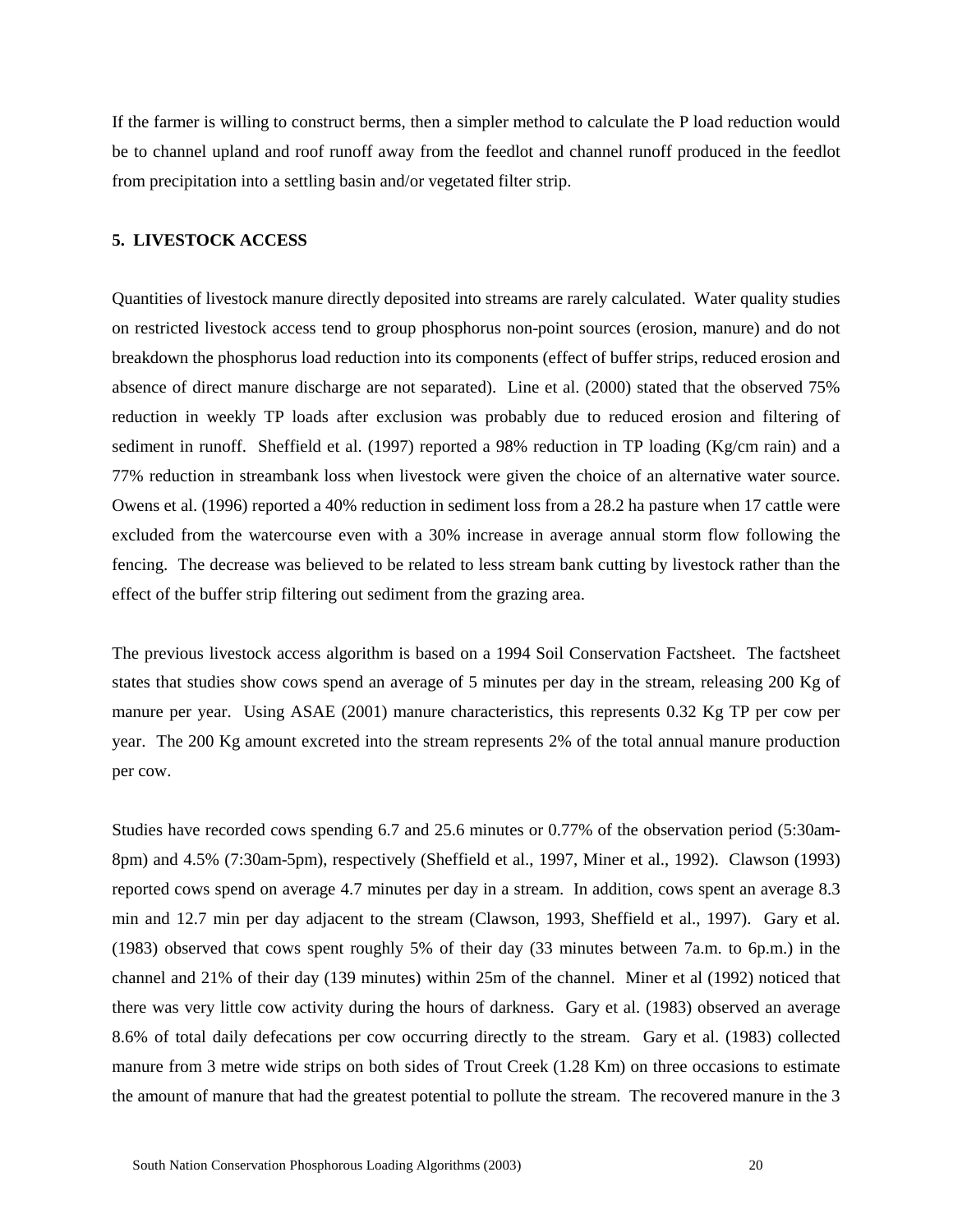If the farmer is willing to construct berms, then a simpler method to calculate the P load reduction would be to channel upland and roof runoff away from the feedlot and channel runoff produced in the feedlot from precipitation into a settling basin and/or vegetated filter strip.

## 5. LIVESTOCK ACCESS

Quantities of livestock manure directly deposited into streams are rarely calculated. Water quality studies on restricted livestock access tend to group phosphorus non-point sources (erosion, manure) and do not breakdown the phosphorus load reduction into its components (effect of buffer strips, reduced erosion and absence of direct manure discharge are not separated). Line et al. (2000) stated that the observed 75% reduction in weekly TP loads after exclusion was probably due to reduced erosion and filtering of sediment in runoff. Sheffield et al. (1997) reported a 98% reduction in TP loading (Kg/cm rain) and a 77% reduction in streambank loss when livestock were given the choice of an alternative water source. Owens et al. (1996) reported a 40% reduction in sediment loss from a 28.2 ha pasture when 17 cattle were excluded from the watercourse even with a 30% increase in average annual storm flow following the fencing. The decrease was believed to be related to less stream bank cutting by livestock rather than the effect of the buffer strip filtering out sediment from the grazing area.

The previous livestock access algorithm is based on a 1994 Soil Conservation Factsheet. The factsheet states that studies show cows spend an average of 5 minutes per day in the stream, releasing 200 Kg of manure per year. Using ASAE (2001) manure characteristics, this represents 0.32 Kg TP per cow per year. The 200 Kg amount excreted into the stream represents 2% of the total annual manure production per cow.

Studies have recorded cows spending 6.7 and 25.6 minutes or 0.77% of the observation period (5:30am-8pm) and 4.5% (7:30am-5pm), respectively (Sheffield et al., 1997, Miner et al., 1992). Clawson (1993) reported cows spend on average 4.7 minutes per day in a stream. In addition, cows spent an average 8.3 min and 12.7 min per day adjacent to the stream (Clawson, 1993, Sheffield et al., 1997). Gary et al. (1983) observed that cows spent roughly 5% of their day (33 minutes between 7a.m. to 6p.m.) in the channel and 21% of their day (139 minutes) within 25m of the channel. Miner et al (1992) noticed that there was very little cow activity during the hours of darkness. Gary et al. (1983) observed an average 8.6% of total daily defecations per cow occurring directly to the stream. Gary et al. (1983) collected manure from 3 metre wide strips on both sides of Trout Creek (1.28 Km) on three occasions to estimate the amount of manure that had the greatest potential to pollute the stream. The recovered manure in the 3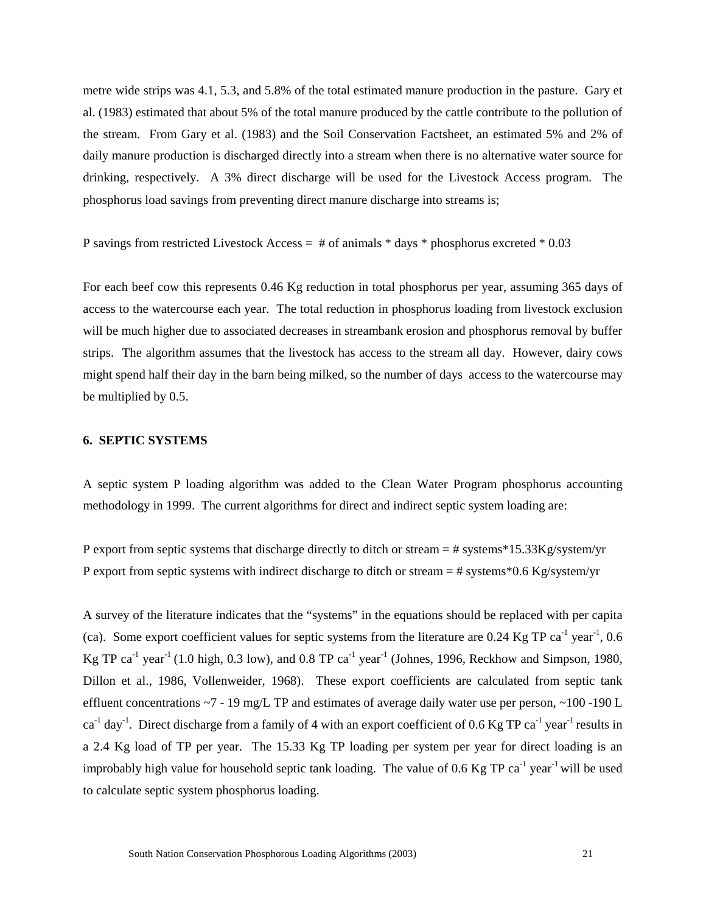metre wide strips was 4.1, 5.3, and 5.8% of the total estimated manure production in the pasture. Gary et al. (1983) estimated that about 5% of the total manure produced by the cattle contribute to the pollution of the stream. From Gary et al. (1983) and the Soil Conservation Factsheet, an estimated 5% and 2% of daily manure production is discharged directly into a stream when there is no alternative water source for drinking, respectively. A 3% direct discharge will be used for the Livestock Access program. The phosphorus load savings from preventing direct manure discharge into streams is;

P savings from restricted Livestock Access = # of animals * days * phosphorus excreted * 0.03

For each beef cow this represents 0.46 Kg reduction in total phosphorus per year, assuming 365 days of access to the watercourse each year. The total reduction in phosphorus loading from livestock exclusion will be much higher due to associated decreases in streambank erosion and phosphorus removal by buffer strips. The algorithm assumes that the livestock has access to the stream all day. However, dairy cows might spend half their day in the barn being milked, so the number of days access to the watercourse may be multiplied by 0.5.

## 6. SEPTIC SYSTEMS

A septic system P loading algorithm was added to the Clean Water Program phosphorus accounting methodology in 1999. The current algorithms for direct and indirect septic system loading are:

P export from septic systems that discharge directly to ditch or stream = # systems*15.33Kg/system/yr
P export from septic systems with indirect discharge to ditch or stream = # systems*0.6 Kg/system/yr

A survey of the literature indicates that the "systems" in the equations should be replaced with per capita (ca). Some export coefficient values for septic systems from the literature are 0.24 Kg TP $ca^{-1}$ $year^{-1}$, 0.6 Kg TP $ca^{-1}$ $year^{-1}$ (1.0 high, 0.3 low), and 0.8 TP $ca^{-1}$ $year^{-1}$ (Johnes, 1996, Reckhow and Simpson, 1980, Dillon et al., 1986, Vollenweider, 1968). These export coefficients are calculated from septic tank effluent concentrations ~7 - 19 mg/L TP and estimates of average daily water use per person, ~100 -190 L $ca^{-1}$ $day^{-1}$. Direct discharge from a family of 4 with an export coefficient of 0.6 Kg TP $ca^{-1}$ $year^{-1}$ results in a 2.4 Kg load of TP per year. The 15.33 Kg TP loading per system per year for direct loading is an improbably high value for household septic tank loading. The value of 0.6 Kg TP $ca^{-1}$ $year^{-1}$ will be used to calculate septic system phosphorus loading.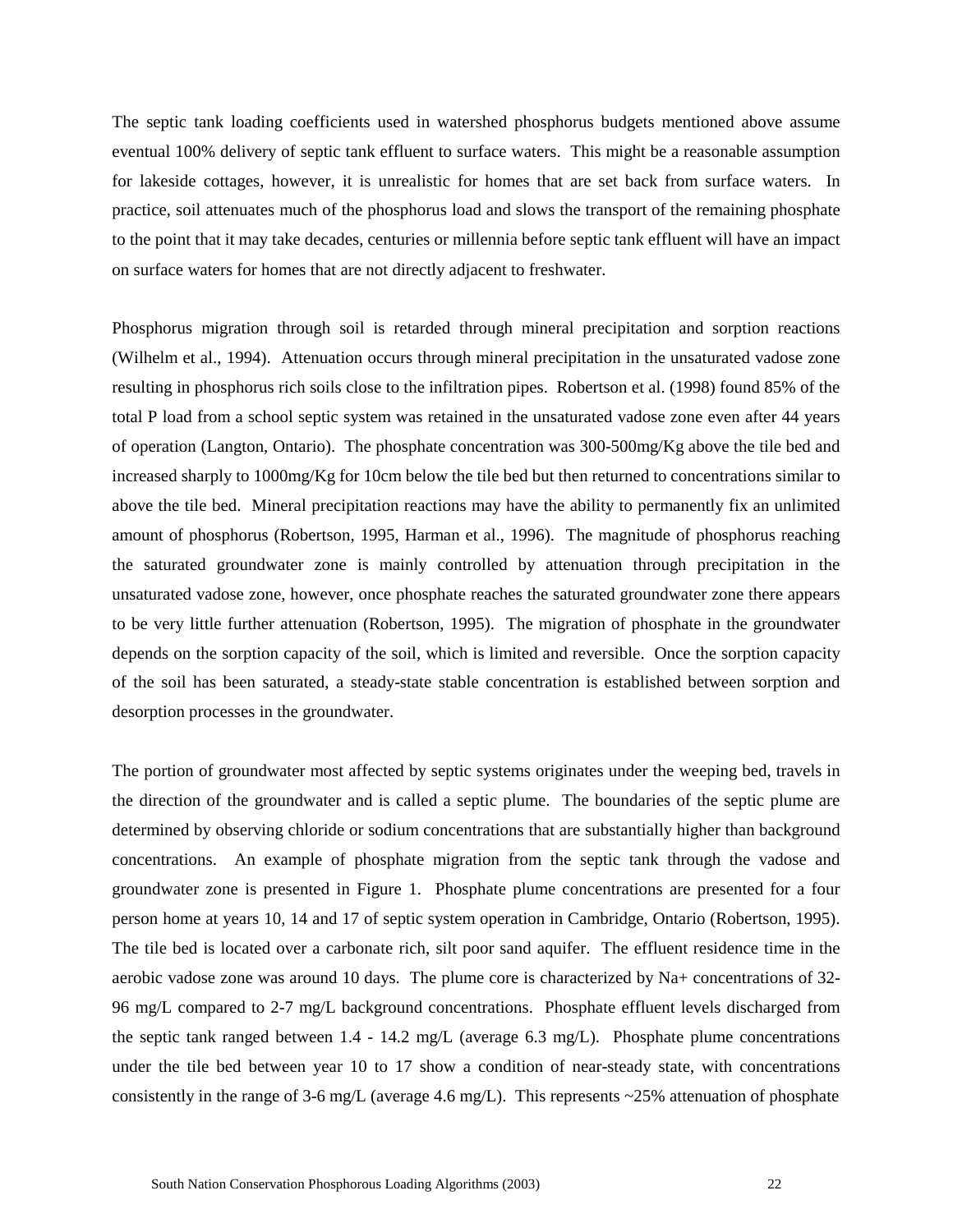The septic tank loading coefficients used in watershed phosphorus budgets mentioned above assume eventual 100% delivery of septic tank effluent to surface waters. This might be a reasonable assumption for lakeside cottages, however, it is unrealistic for homes that are set back from surface waters. In practice, soil attenuates much of the phosphorus load and slows the transport of the remaining phosphate to the point that it may take decades, centuries or millennia before septic tank effluent will have an impact on surface waters for homes that are not directly adjacent to freshwater.

Phosphorus migration through soil is retarded through mineral precipitation and sorption reactions (Wilhelm et al., 1994). Attenuation occurs through mineral precipitation in the unsaturated vadose zone resulting in phosphorus rich soils close to the infiltration pipes. Robertson et al. (1998) found 85% of the total P load from a school septic system was retained in the unsaturated vadose zone even after 44 years of operation (Langton, Ontario). The phosphate concentration was 300-500mg/Kg above the tile bed and increased sharply to 1000mg/Kg for 10cm below the tile bed but then returned to concentrations similar to above the tile bed. Mineral precipitation reactions may have the ability to permanently fix an unlimited amount of phosphorus (Robertson, 1995, Harman et al., 1996). The magnitude of phosphorus reaching the saturated groundwater zone is mainly controlled by attenuation through precipitation in the unsaturated vadose zone, however, once phosphate reaches the saturated groundwater zone there appears to be very little further attenuation (Robertson, 1995). The migration of phosphate in the groundwater depends on the sorption capacity of the soil, which is limited and reversible. Once the sorption capacity of the soil has been saturated, a steady-state stable concentration is established between sorption and desorption processes in the groundwater.

The portion of groundwater most affected by septic systems originates under the weeping bed, travels in the direction of the groundwater and is called a septic plume. The boundaries of the septic plume are determined by observing chloride or sodium concentrations that are substantially higher than background concentrations. An example of phosphate migration from the septic tank through the vadose and groundwater zone is presented in Figure 1. Phosphate plume concentrations are presented for a four person home at years 10, 14 and 17 of septic system operation in Cambridge, Ontario (Robertson, 1995). The tile bed is located over a carbonate rich, silt poor sand aquifer. The effluent residence time in the aerobic vadose zone was around 10 days. The plume core is characterized by $Na^+$ concentrations of 32-96 mg/L compared to 2-7 mg/L background concentrations. Phosphate effluent levels discharged from the septic tank ranged between 1.4 - 14.2 mg/L (average 6.3 mg/L). Phosphate plume concentrations under the tile bed between year 10 to 17 show a condition of near-steady state, with concentrations consistently in the range of 3-6 mg/L (average 4.6 mg/L). This represents ~25% attenuation of phosphate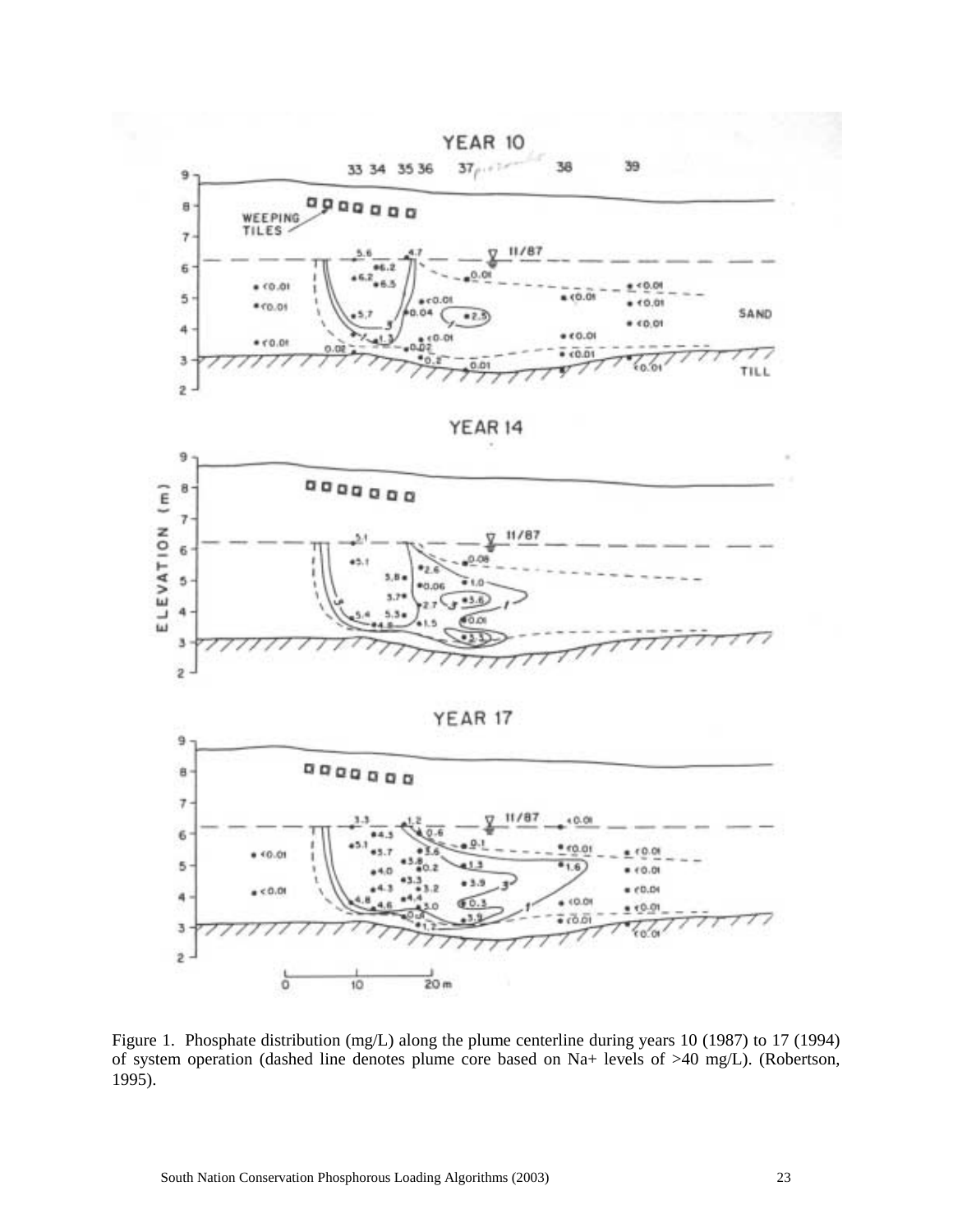Figure 1. Phosphate distribution (mg/L) along the plume centerline during years 10 (1987) to 17 (1994) of system operation (dashed line denotes plume core based on $Na^+$ levels of >40 mg/L). (Robertson, 1995).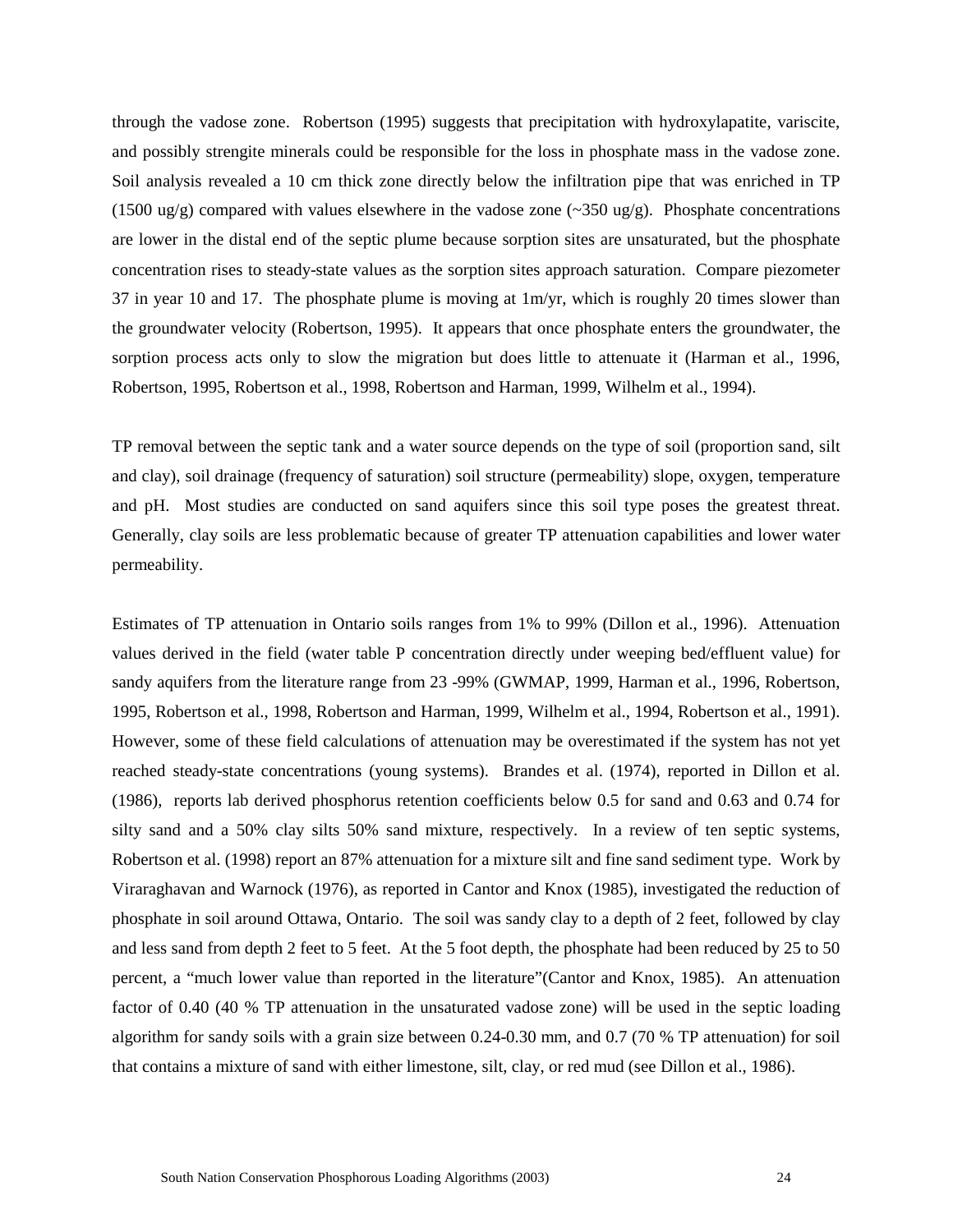through the vadose zone. Robertson (1995) suggests that precipitation with hydroxylapatite, variscite, and possibly strengite minerals could be responsible for the loss in phosphate mass in the vadose zone. Soil analysis revealed a 10 cm thick zone directly below the infiltration pipe that was enriched in TP (1500 ug/g) compared with values elsewhere in the vadose zone (~350 ug/g). Phosphate concentrations are lower in the distal end of the septic plume because sorption sites are unsaturated, but the phosphate concentration rises to steady-state values as the sorption sites approach saturation. Compare piezometer 37 in year 10 and 17. The phosphate plume is moving at 1m/yr, which is roughly 20 times slower than the groundwater velocity (Robertson, 1995). It appears that once phosphate enters the groundwater, the sorption process acts only to slow the migration but does little to attenuate it (Harman et al., 1996, Robertson, 1995, Robertson et al., 1998, Robertson and Harman, 1999, Wilhelm et al., 1994).

TP removal between the septic tank and a water source depends on the type of soil (proportion sand, silt and clay), soil drainage (frequency of saturation) soil structure (permeability) slope, oxygen, temperature and pH. Most studies are conducted on sand aquifers since this soil type poses the greatest threat. Generally, clay soils are less problematic because of greater TP attenuation capabilities and lower water permeability.

Estimates of TP attenuation in Ontario soils ranges from 1% to 99% (Dillon et al., 1996). Attenuation values derived in the field (water table P concentration directly under weeping bed/effluent value) for sandy aquifers from the literature range from 23 -99% (GWMAP, 1999, Harman et al., 1996, Robertson, 1995, Robertson et al., 1998, Robertson and Harman, 1999, Wilhelm et al., 1994, Robertson et al., 1991). However, some of these field calculations of attenuation may be overestimated if the system has not yet reached steady-state concentrations (young systems). Brandes et al. (1974), reported in Dillon et al. (1986), reports lab derived phosphorus retention coefficients below 0.5 for sand and 0.63 and 0.74 for silty sand and a 50% clay silts 50% sand mixture, respectively. In a review of ten septic systems, Robertson et al. (1998) report an 87% attenuation for a mixture silt and fine sand sediment type. Work by Viraraghavan and Warnock (1976), as reported in Cantor and Knox (1985), investigated the reduction of phosphate in soil around Ottawa, Ontario. The soil was sandy clay to a depth of 2 feet, followed by clay and less sand from depth 2 feet to 5 feet. At the 5 foot depth, the phosphate had been reduced by 25 to 50 percent, a "much lower value than reported in the literature"(Cantor and Knox, 1985). An attenuation factor of 0.40 (40 % TP attenuation in the unsaturated vadose zone) will be used in the septic loading algorithm for sandy soils with a grain size between 0.24-0.30 mm, and 0.7 (70 % TP attenuation) for soil that contains a mixture of sand with either limestone, silt, clay, or red mud (see Dillon et al., 1986).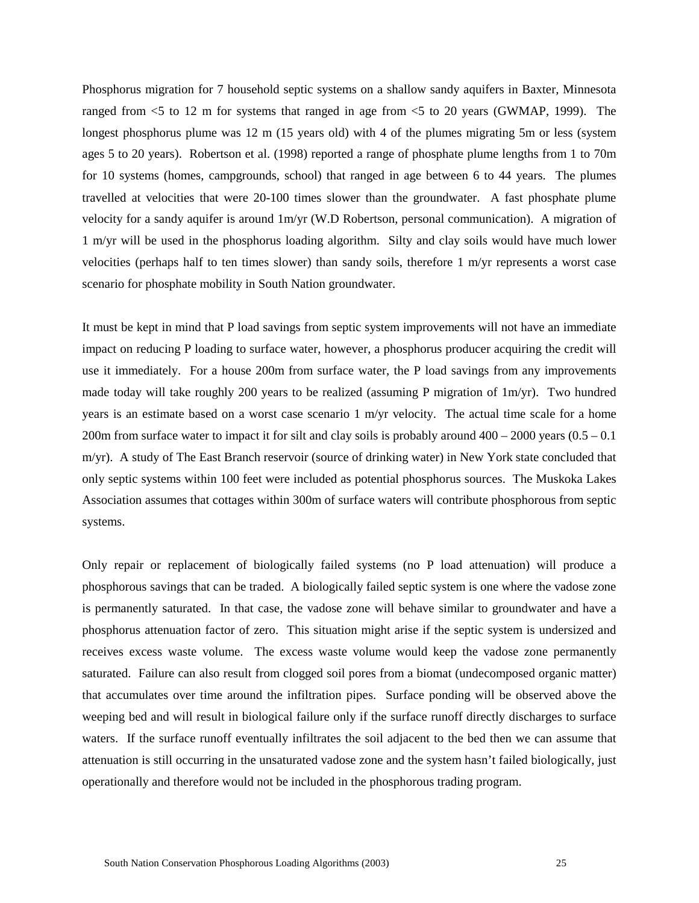Phosphorus migration for 7 household septic systems on a shallow sandy aquifers in Baxter, Minnesota ranged from <5 to 12 m for systems that ranged in age from <5 to 20 years (GWMAP, 1999). The longest phosphorus plume was 12 m (15 years old) with 4 of the plumes migrating 5m or less (system ages 5 to 20 years). Robertson et al. (1998) reported a range of phosphate plume lengths from 1 to 70m for 10 systems (homes, campgrounds, school) that ranged in age between 6 to 44 years. The plumes travelled at velocities that were 20-100 times slower than the groundwater. A fast phosphate plume velocity for a sandy aquifer is around 1m/yr (W.D Robertson, personal communication). A migration of 1 m/yr will be used in the phosphorus loading algorithm. Silty and clay soils would have much lower velocities (perhaps half to ten times slower) than sandy soils, therefore 1 m/yr represents a worst case scenario for phosphate mobility in South Nation groundwater.

It must be kept in mind that P load savings from septic system improvements will not have an immediate impact on reducing P loading to surface water, however, a phosphorus producer acquiring the credit will use it immediately. For a house 200m from surface water, the P load savings from any improvements made today will take roughly 200 years to be realized (assuming P migration of 1m/yr). Two hundred years is an estimate based on a worst case scenario 1 m/yr velocity. The actual time scale for a home 200m from surface water to impact it for silt and clay soils is probably around 400 – 2000 years (0.5 – 0.1 m/yr). A study of The East Branch reservoir (source of drinking water) in New York state concluded that only septic systems within 100 feet were included as potential phosphorus sources. The Muskoka Lakes Association assumes that cottages within 300m of surface waters will contribute phosphorous from septic systems.

Only repair or replacement of biologically failed systems (no P load attenuation) will produce a phosphorous savings that can be traded. A biologically failed septic system is one where the vadose zone is permanently saturated. In that case, the vadose zone will behave similar to groundwater and have a phosphorus attenuation factor of zero. This situation might arise if the septic system is undersized and receives excess waste volume. The excess waste volume would keep the vadose zone permanently saturated. Failure can also result from clogged soil pores from a biomat (undecomposed organic matter) that accumulates over time around the infiltration pipes. Surface ponding will be observed above the weeping bed and will result in biological failure only if the surface runoff directly discharges to surface waters. If the surface runoff eventually infiltrates the soil adjacent to the bed then we can assume that attenuation is still occurring in the unsaturated vadose zone and the system hasn't failed biologically, just operationally and therefore would not be included in the phosphorous trading program.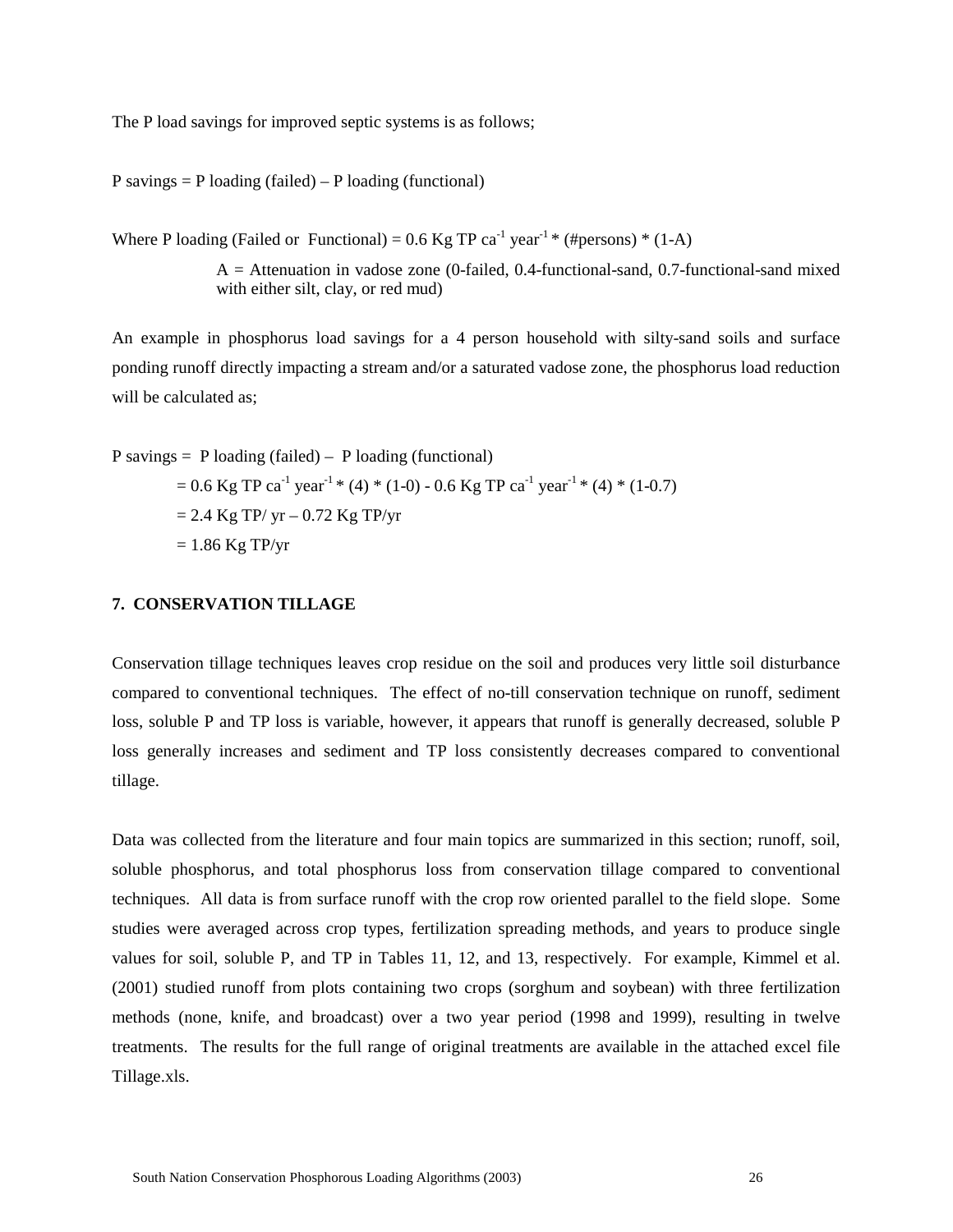The P load savings for improved septic systems is as follows;

P savings = P loading (failed) – P loading (functional)

Where P loading (Failed or Functional) = 0.6 Kg TP $ca^{-1}$ $year^{-1}$ * (#persons) * (1-A)

> A = Attenuation in vadose zone (0-failed, 0.4-functional-sand, 0.7-functional-sand mixed with either silt, clay, or red mud)

An example in phosphorus load savings for a 4 person household with silty-sand soils and surface ponding runoff directly impacting a stream and/or a saturated vadose zone, the phosphorus load reduction will be calculated as;

P savings = P loading (failed) – P loading (functional)

= 0.6 Kg TP $ca^{-1}$ $year^{-1}$ * (4) * (1-0) - 0.6 Kg TP $ca^{-1}$ $year^{-1}$ * (4) * (1-0.7)

= 2.4 Kg TP/ yr – 0.72 Kg TP/yr

= 1.86 Kg TP/yr

## 7. CONSERVATION TILLAGE

Conservation tillage techniques leaves crop residue on the soil and produces very little soil disturbance compared to conventional techniques. The effect of no-till conservation technique on runoff, sediment loss, soluble P and TP loss is variable, however, it appears that runoff is generally decreased, soluble P loss generally increases and sediment and TP loss consistently decreases compared to conventional tillage.

Data was collected from the literature and four main topics are summarized in this section; runoff, soil, soluble phosphorus, and total phosphorus loss from conservation tillage compared to conventional techniques. All data is from surface runoff with the crop row oriented parallel to the field slope. Some studies were averaged across crop types, fertilization spreading methods, and years to produce single values for soil, soluble P, and TP in Tables 11, 12, and 13, respectively. For example, Kimmel et al. (2001) studied runoff from plots containing two crops (sorghum and soybean) with three fertilization methods (none, knife, and broadcast) over a two year period (1998 and 1999), resulting in twelve treatments. The results for the full range of original treatments are available in the attached excel file Tillage.xls.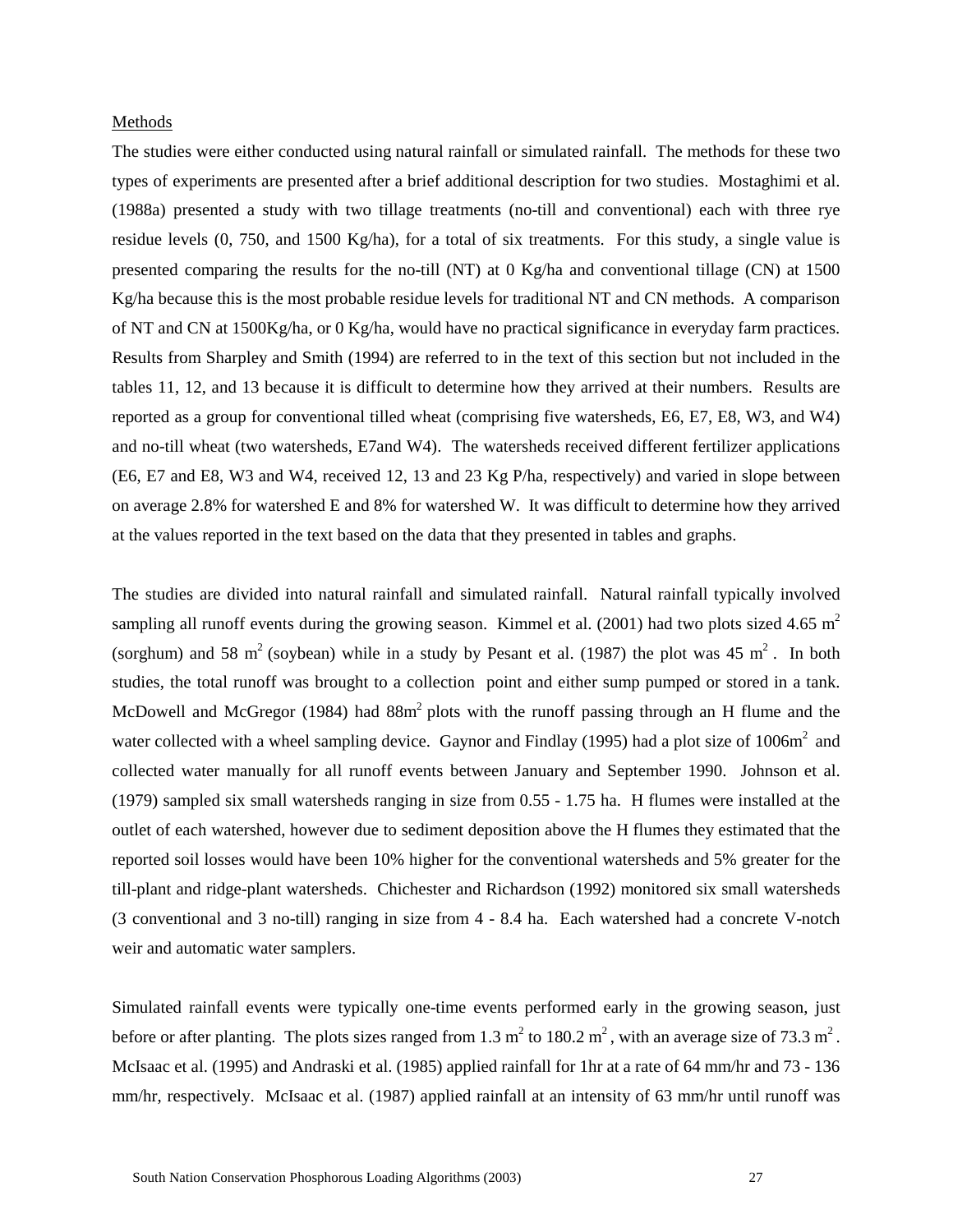Methods

The studies were either conducted using natural rainfall or simulated rainfall. The methods for these two types of experiments are presented after a brief additional description for two studies. Mostaghimi et al. (1988a) presented a study with two tillage treatments (no-till and conventional) each with three rye residue levels (0, 750, and 1500 Kg/ha), for a total of six treatments. For this study, a single value is presented comparing the results for the no-till (NT) at 0 Kg/ha and conventional tillage (CN) at 1500 Kg/ha because this is the most probable residue levels for traditional NT and CN methods. A comparison of NT and CN at 1500Kg/ha, or 0 Kg/ha, would have no practical significance in everyday farm practices. Results from Sharpley and Smith (1994) are referred to in the text of this section but not included in the tables 11, 12, and 13 because it is difficult to determine how they arrived at their numbers. Results are reported as a group for conventional tilled wheat (comprising five watersheds, E6, E7, E8, W3, and W4) and no-till wheat (two watersheds, E7and W4). The watersheds received different fertilizer applications (E6, E7 and E8, W3 and W4, received 12, 13 and 23 Kg P/ha, respectively) and varied in slope between on average 2.8% for watershed E and 8% for watershed W. It was difficult to determine how they arrived at the values reported in the text based on the data that they presented in tables and graphs.

The studies are divided into natural rainfall and simulated rainfall. Natural rainfall typically involved sampling all runoff events during the growing season. Kimmel et al. (2001) had two plots sized 4.65 $m^2$ (sorghum) and 58 $m^2$ (soybean) while in a study by Pesant et al. (1987) the plot was 45 $m^2$. In both studies, the total runoff was brought to a collection point and either sump pumped or stored in a tank. McDowell and McGregor (1984) had 88$m^2$ plots with the runoff passing through an H flume and the water collected with a wheel sampling device. Gaynor and Findlay (1995) had a plot size of 1006$m^2$ and collected water manually for all runoff events between January and September 1990. Johnson et al. (1979) sampled six small watersheds ranging in size from 0.55 - 1.75 ha. H flumes were installed at the outlet of each watershed, however due to sediment deposition above the H flumes they estimated that the reported soil losses would have been 10% higher for the conventional watersheds and 5% greater for the till-plant and ridge-plant watersheds. Chichester and Richardson (1992) monitored six small watersheds (3 conventional and 3 no-till) ranging in size from 4 - 8.4 ha. Each watershed had a concrete V-notch weir and automatic water samplers.

Simulated rainfall events were typically one-time events performed early in the growing season, just before or after planting. The plots sizes ranged from 1.3 $m^2$ to 180.2 $m^2$, with an average size of 73.3 $m^2$. McIsaac et al. (1995) and Andraski et al. (1985) applied rainfall for 1hr at a rate of 64 mm/hr and 73 - 136 mm/hr, respectively. McIsaac et al. (1987) applied rainfall at an intensity of 63 mm/hr until runoff was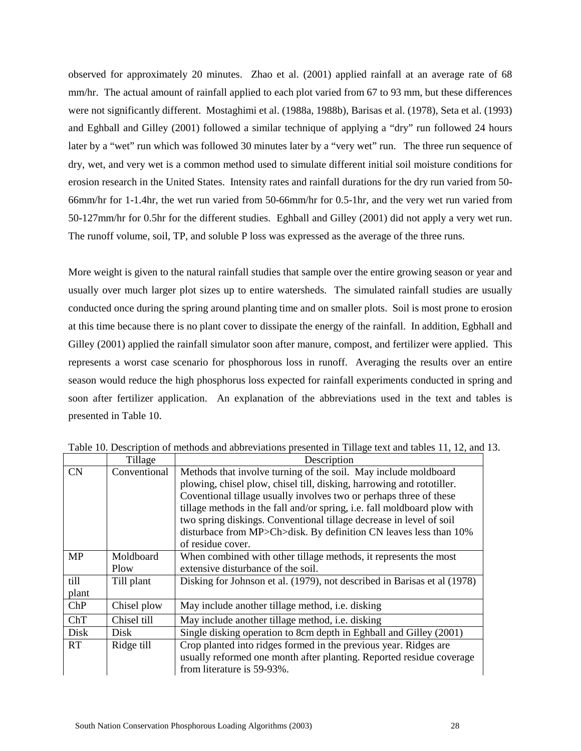observed for approximately 20 minutes. Zhao et al. (2001) applied rainfall at an average rate of 68 mm/hr. The actual amount of rainfall applied to each plot varied from 67 to 93 mm, but these differences were not significantly different. Mostaghimi et al. (1988a, 1988b), Barisas et al. (1978), Seta et al. (1993) and Eghball and Gilley (2001) followed a similar technique of applying a "dry" run followed 24 hours later by a "wet" run which was followed 30 minutes later by a "very wet" run. The three run sequence of dry, wet, and very wet is a common method used to simulate different initial soil moisture conditions for erosion research in the United States. Intensity rates and rainfall durations for the dry run varied from 50-66mm/hr for 1-1.4hr, the wet run varied from 50-66mm/hr for 0.5-1hr, and the very wet run varied from 50-127mm/hr for 0.5hr for the different studies. Eghball and Gilley (2001) did not apply a very wet run. The runoff volume, soil, TP, and soluble P loss was expressed as the average of the three runs.

More weight is given to the natural rainfall studies that sample over the entire growing season or year and usually over much larger plot sizes up to entire watersheds. The simulated rainfall studies are usually conducted once during the spring around planting time and on smaller plots. Soil is most prone to erosion at this time because there is no plant cover to dissipate the energy of the rainfall. In addition, Egbhall and Gilley (2001) applied the rainfall simulator soon after manure, compost, and fertilizer were applied. This represents a worst case scenario for phosphorous loss in runoff. Averaging the results over an entire season would reduce the high phosphorus loss expected for rainfall experiments conducted in spring and soon after fertilizer application. An explanation of the abbreviations used in the text and tables is presented in Table 10.

Table 10. Description of methods and abbreviations presented in Tillage text and tables 11, 12, and 13.

| | Tillage | Description |
|---|---|---|
| CN | Conventional | Methods that involve turning of the soil. May include moldboard plowing, chisel plow, chisel till, disking, harrowing and rototiller. Coventional tillage usually involves two or perhaps three of these tillage methods in the fall and/or spring, i.e. fall moldboard plow with two spring diskings. Conventional tillage decrease in level of soil disturbace from MP>Ch>disk. By definition CN leaves less than 10% of residue cover. |
| MP | Moldboard Plow | When combined with other tillage methods, it represents the most extensive disturbance of the soil. |
| till plant | Till plant | Disking for Johnson et al. (1979), not described in Barisas et al (1978) |
| ChP | Chisel plow | May include another tillage method, i.e. disking |
| ChT | Chisel till | May include another tillage method, i.e. disking |
| Disk | Disk | Single disking operation to 8cm depth in Eghball and Gilley (2001) |
| RT | Ridge till | Crop planted into ridges formed in the previous year. Ridges are usually reformed one month after planting. Reported residue coverage from literature is 59-93%. |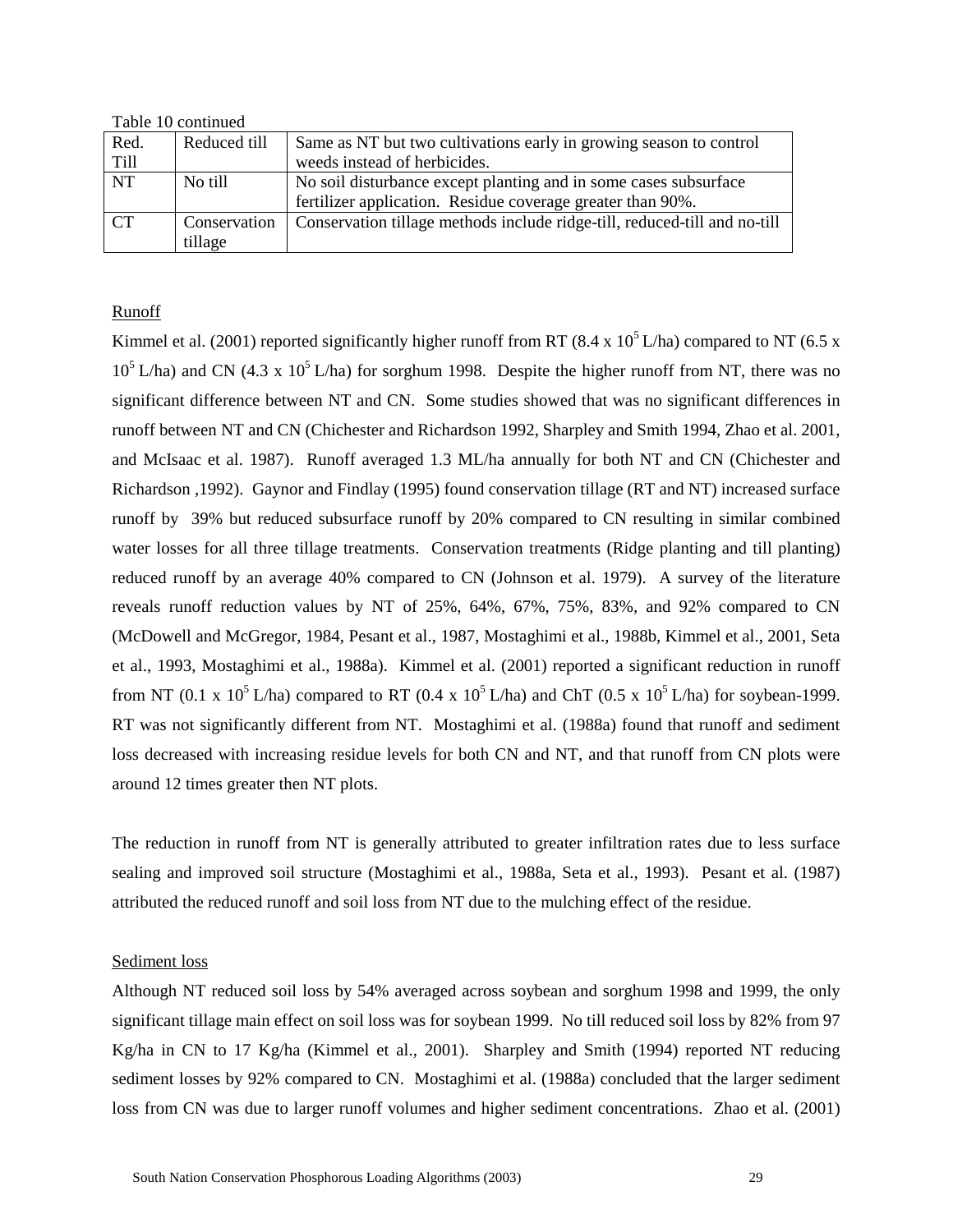Table 10 continued

| Red. Till | Reduced till | Same as NT but two cultivations early in growing season to control weeds instead of herbicides. |
|---|---|---|
| NT | No till | No soil disturbance except planting and in some cases subsurface fertilizer application. Residue coverage greater than 90%. |
| CT | Conservation tillage | Conservation tillage methods include ridge-till, reduced-till and no-till |

Runoff

Kimmel et al. (2001) reported significantly higher runoff from RT (8.4 x $10^5$ L/ha) compared to NT (6.5 x $10^5$ L/ha) and CN (4.3 x $10^5$ L/ha) for sorghum 1998. Despite the higher runoff from NT, there was no significant difference between NT and CN. Some studies showed that was no significant differences in runoff between NT and CN (Chichester and Richardson 1992, Sharpley and Smith 1994, Zhao et al. 2001, and McIsaac et al. 1987). Runoff averaged 1.3 ML/ha annually for both NT and CN (Chichester and Richardson ,1992). Gaynor and Findlay (1995) found conservation tillage (RT and NT) increased surface runoff by 39% but reduced subsurface runoff by 20% compared to CN resulting in similar combined water losses for all three tillage treatments. Conservation treatments (Ridge planting and till planting) reduced runoff by an average 40% compared to CN (Johnson et al. 1979). A survey of the literature reveals runoff reduction values by NT of 25%, 64%, 67%, 75%, 83%, and 92% compared to CN (McDowell and McGregor, 1984, Pesant et al., 1987, Mostaghimi et al., 1988b, Kimmel et al., 2001, Seta et al., 1993, Mostaghimi et al., 1988a). Kimmel et al. (2001) reported a significant reduction in runoff from NT (0.1 x $10^5$ L/ha) compared to RT (0.4 x $10^5$ L/ha) and ChT (0.5 x $10^5$ L/ha) for soybean-1999. RT was not significantly different from NT. Mostaghimi et al. (1988a) found that runoff and sediment loss decreased with increasing residue levels for both CN and NT, and that runoff from CN plots were around 12 times greater then NT plots.

The reduction in runoff from NT is generally attributed to greater infiltration rates due to less surface sealing and improved soil structure (Mostaghimi et al., 1988a, Seta et al., 1993). Pesant et al. (1987) attributed the reduced runoff and soil loss from NT due to the mulching effect of the residue.

Sediment loss

Although NT reduced soil loss by 54% averaged across soybean and sorghum 1998 and 1999, the only significant tillage main effect on soil loss was for soybean 1999. No till reduced soil loss by 82% from 97 Kg/ha in CN to 17 Kg/ha (Kimmel et al., 2001). Sharpley and Smith (1994) reported NT reducing sediment losses by 92% compared to CN. Mostaghimi et al. (1988a) concluded that the larger sediment loss from CN was due to larger runoff volumes and higher sediment concentrations. Zhao et al. (2001)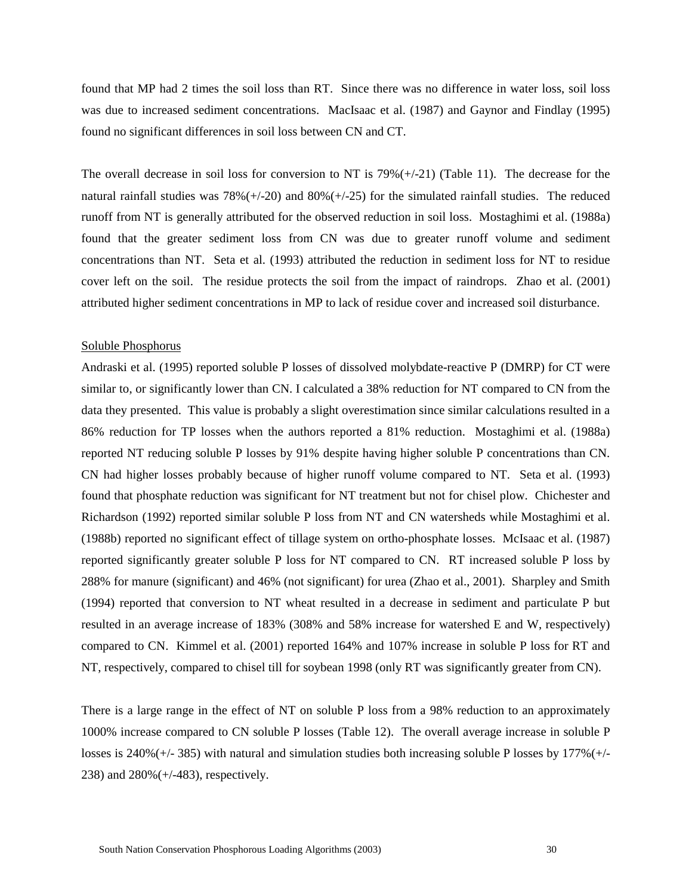found that MP had 2 times the soil loss than RT. Since there was no difference in water loss, soil loss was due to increased sediment concentrations. MacIsaac et al. (1987) and Gaynor and Findlay (1995) found no significant differences in soil loss between CN and CT.

The overall decrease in soil loss for conversion to NT is 79%(+/-21) (Table 11). The decrease for the natural rainfall studies was 78%(+/-20) and 80%(+/-25) for the simulated rainfall studies. The reduced runoff from NT is generally attributed for the observed reduction in soil loss. Mostaghimi et al. (1988a) found that the greater sediment loss from CN was due to greater runoff volume and sediment concentrations than NT. Seta et al. (1993) attributed the reduction in sediment loss for NT to residue cover left on the soil. The residue protects the soil from the impact of raindrops. Zhao et al. (2001) attributed higher sediment concentrations in MP to lack of residue cover and increased soil disturbance.

## Soluble Phosphorus

Andraski et al. (1995) reported soluble P losses of dissolved molybdate-reactive P (DMRP) for CT were similar to, or significantly lower than CN. I calculated a 38% reduction for NT compared to CN from the data they presented. This value is probably a slight overestimation since similar calculations resulted in a 86% reduction for TP losses when the authors reported a 81% reduction. Mostaghimi et al. (1988a) reported NT reducing soluble P losses by 91% despite having higher soluble P concentrations than CN. CN had higher losses probably because of higher runoff volume compared to NT. Seta et al. (1993) found that phosphate reduction was significant for NT treatment but not for chisel plow. Chichester and Richardson (1992) reported similar soluble P loss from NT and CN watersheds while Mostaghimi et al. (1988b) reported no significant effect of tillage system on ortho-phosphate losses. McIsaac et al. (1987) reported significantly greater soluble P loss for NT compared to CN. RT increased soluble P loss by 288% for manure (significant) and 46% (not significant) for urea (Zhao et al., 2001). Sharpley and Smith (1994) reported that conversion to NT wheat resulted in a decrease in sediment and particulate P but resulted in an average increase of 183% (308% and 58% increase for watershed E and W, respectively) compared to CN. Kimmel et al. (2001) reported 164% and 107% increase in soluble P loss for RT and NT, respectively, compared to chisel till for soybean 1998 (only RT was significantly greater from CN).

There is a large range in the effect of NT on soluble P loss from a 98% reduction to an approximately 1000% increase compared to CN soluble P losses (Table 12). The overall average increase in soluble P losses is 240%(+/- 385) with natural and simulation studies both increasing soluble P losses by 177%(+/-238) and 280%(+/-483), respectively.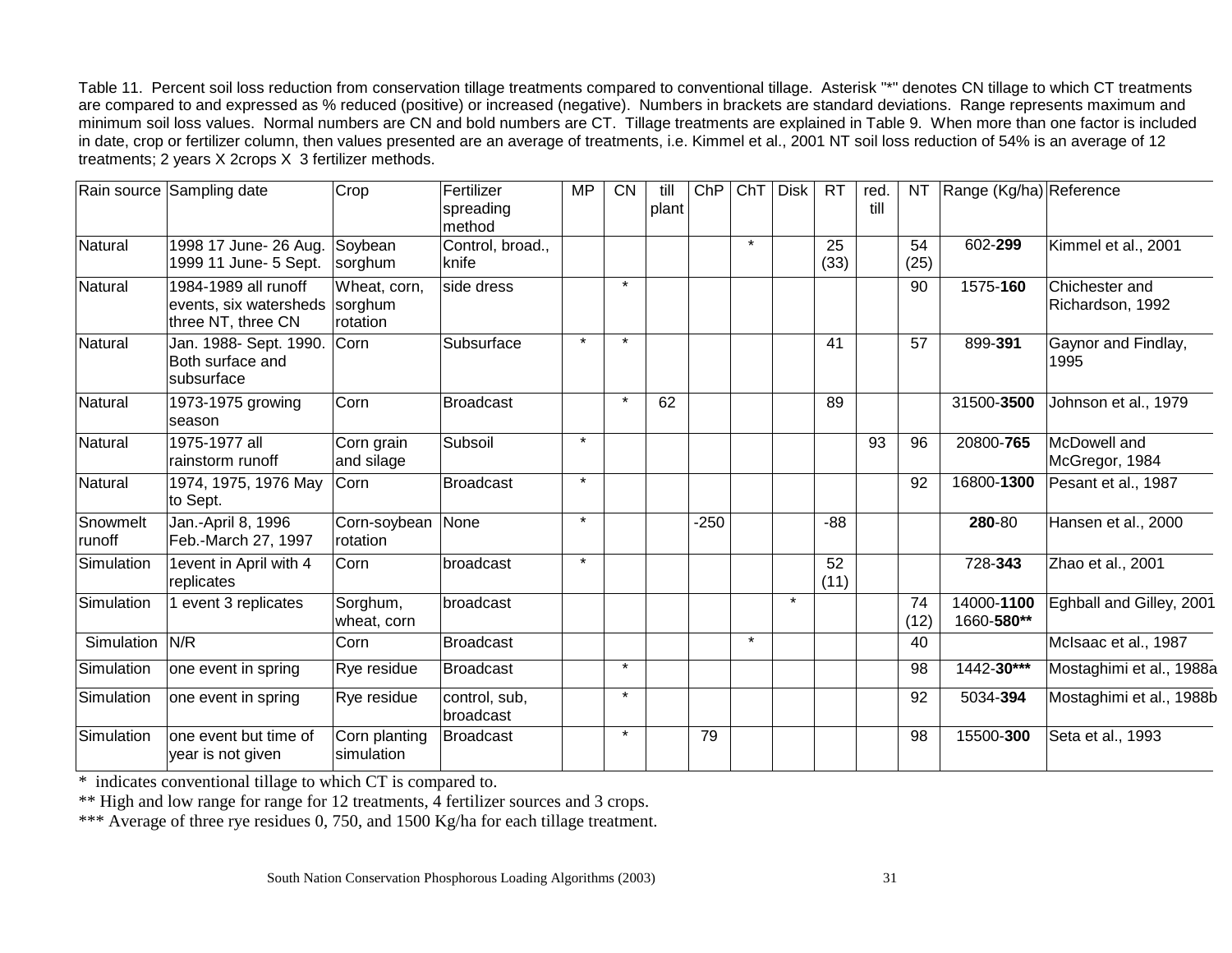Table 11. Percent soil loss reduction from conservation tillage treatments compared to conventional tillage. Asterisk "*" denotes CN tillage to which CT treatments are compared to and expressed as % reduced (positive) or increased (negative). Numbers in brackets are standard deviations. Range represents maximum and minimum soil loss values. Normal numbers are CN and bold numbers are CT. Tillage treatments are explained in Table 9. When more than one factor is included in date, crop or fertilizer column, then values presented are an average of treatments, i.e. Kimmel et al., 2001 NT soil loss reduction of 54% is an average of 12 treatments; 2 years X 2crops X 3 fertilizer methods.

| Rain source | Sampling date | Crop | Fertilizer spreading method | MP | CN | till plant | ChP | ChT | Disk | RT | red. till | NT | Range (Kg/ha) | Reference |
|---|---|---|---|---|---|---|---|---|---|---|---|---|---|---|
| Natural | 1998 17 June- 26 Aug. 1999 11 June- 5 Sept. | Soybean sorghum | Control, broad., knife | | | | | * | | 25 (33) | | 54 (25) | 602-**299** | Kimmel et al., 2001 |
| Natural | 1984-1989 all runoff events, six watersheds three NT, three CN | Wheat, corn, sorghum rotation | side dress | | * | | | | | | | 90 | 1575-**160** | Chichester and Richardson, 1992 |
| Natural | Jan. 1988- Sept. 1990. Both surface and subsurface | Corn | Subsurface | * | * | | | | | 41 | | 57 | 899-**391** | Gaynor and Findlay, 1995 |
| Natural | 1973-1975 growing season | Corn | Broadcast | | * | 62 | | | | 89 | | | 31500-**3500** | Johnson et al., 1979 |
| Natural | 1975-1977 all rainstorm runoff | Corn grain and silage | Subsoil | * | | | | | | | 93 | 96 | 20800-**765** | McDowell and McGregor, 1984 |
| Natural | 1974, 1975, 1976 May to Sept. | Corn | Broadcast | * | | | | | | | | 92 | 16800-**1300** | Pesant et al., 1987 |
| Snowmelt runoff | Jan.-April 8, 1996 Feb.-March 27, 1997 | Corn-soybean rotation | None | * | | | -250 | | | -88 | | | **280**-80 | Hansen et al., 2000 |
| Simulation | 1event in April with 4 replicates | Corn | broadcast | * | | | | | | 52 (11) | | | 728-**343** | Zhao et al., 2001 |
| Simulation | 1 event 3 replicates | Sorghum, wheat, corn | broadcast | | | | | | * | | | 74 (12) | 14000-**1100** 1660-**580\*\*** | Eghball and Gilley, 2001 |
| Simulation | N/R | Corn | Broadcast | | | | | * | | | | 40 | | McIsaac et al., 1987 |
| Simulation | one event in spring | Rye residue | Broadcast | | * | | | | | | | 98 | 1442-**30\*\*\*** | Mostaghimi et al., 1988a |
| Simulation | one event in spring | Rye residue | control, sub, broadcast | | * | | | | | | | 92 | 5034-**394** | Mostaghimi et al., 1988b |
| Simulation | one event but time of year is not given | Corn planting simulation | Broadcast | | * | | 79 | | | | | 98 | 15500-**300** | Seta et al., 1993 |

* indicates conventional tillage to which CT is compared to.

** High and low range for range for 12 treatments, 4 fertilizer sources and 3 crops.

*** Average of three rye residues 0, 750, and 1500 Kg/ha for each tillage treatment.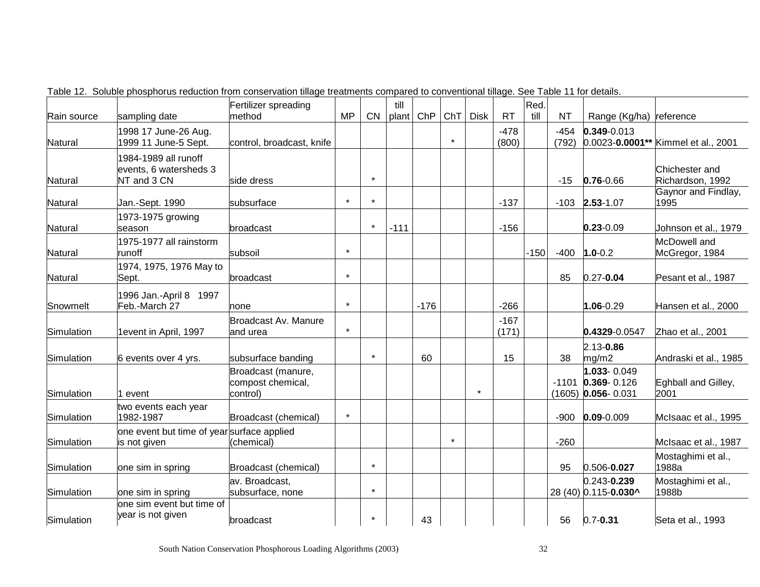Table 12. Soluble phosphorus reduction from conservation tillage treatments compared to conventional tillage. See Table 11 for details.

| Rain source | sampling date | Fertilizer spreading method | MP | CN | till plant | ChP | ChT | Disk | RT | Red. till | NT | Range (Kg/ha) | reference |
|---|---|---|---|---|---|---|---|---|---|---|---|---|---|
| Natural | 1998 17 June-26 Aug. 1999 11 June-5 Sept. | control, broadcast, knife | | | | | * | | -478 (800) | | -454 (792) | **0.349**-0.013 0.0023-**0.0001**** | Kimmel et al., 2001 |
| Natural | 1984-1989 all runoff events, 6 watersheds 3 NT and 3 CN | side dress | | * | | | | | | | -15 | **0.76**-0.66 | Chichester and Richardson, 1992 |
| Natural | Jan.-Sept. 1990 | subsurface | * | * | | | | | -137 | | -103 | **2.53**-1.07 | Gaynor and Findlay, 1995 |
| Natural | 1973-1975 growing season | broadcast | | * | -111 | | | | -156 | | | **0.23**-0.09 | Johnson et al., 1979 |
| Natural | 1975-1977 all rainstorm runoff | subsoil | * | | | | | | | -150 | -400 | **1.0**-0.2 | McDowell and McGregor, 1984 |
| Natural | 1974, 1975, 1976 May to Sept. | broadcast | * | | | | | | | | 85 | 0.27-**0.04** | Pesant et al., 1987 |
| Snowmelt | 1996 Jan.-April 8 1997 Feb.-March 27 | none | * | | | -176 | | | -266 | | | **1.06**-0.29 | Hansen et al., 2000 |
| Simulation | 1event in April, 1997 | Broadcast Av. Manure and urea | * | | | | | | -167 (171) | | | **0.4329**-0.0547 | Zhao et al., 2001 |
| Simulation | 6 events over 4 yrs. | subsurface banding | | * | | 60 | | | 15 | | 38 | 2.13-**0.86** mg/m2 | Andraski et al., 1985 |
| Simulation | 1 event | Broadcast (manure, compost chemical, control) | | | | | | * | | | -1101 (1605) | **1.033**- 0.049 **0.369**- 0.126 **0.056**- 0.031 | Eghball and Gilley, 2001 |
| Simulation | two events each year 1982-1987 | Broadcast (chemical) | * | | | | | | | | -900 | **0.09**-0.009 | McIsaac et al., 1995 |
| Simulation | one event but time of year is not given | surface applied (chemical) | | | | | * | | | | -260 | | McIsaac et al., 1987 |
| Simulation | one sim in spring | Broadcast (chemical) | | * | | | | | | | 95 | 0.506-**0.027** | Mostaghimi et al., 1988a |
| Simulation | one sim in spring | av. Broadcast, subsurface, none | | * | | | | | | | 28 (40) | 0.243-**0.239** 0.115-**0.030^** | Mostaghimi et al., 1988b |
| Simulation | one sim event but time of year is not given | broadcast | | * | | 43 | | | | | 56 | 0.7-**0.31** | Seta et al., 1993 |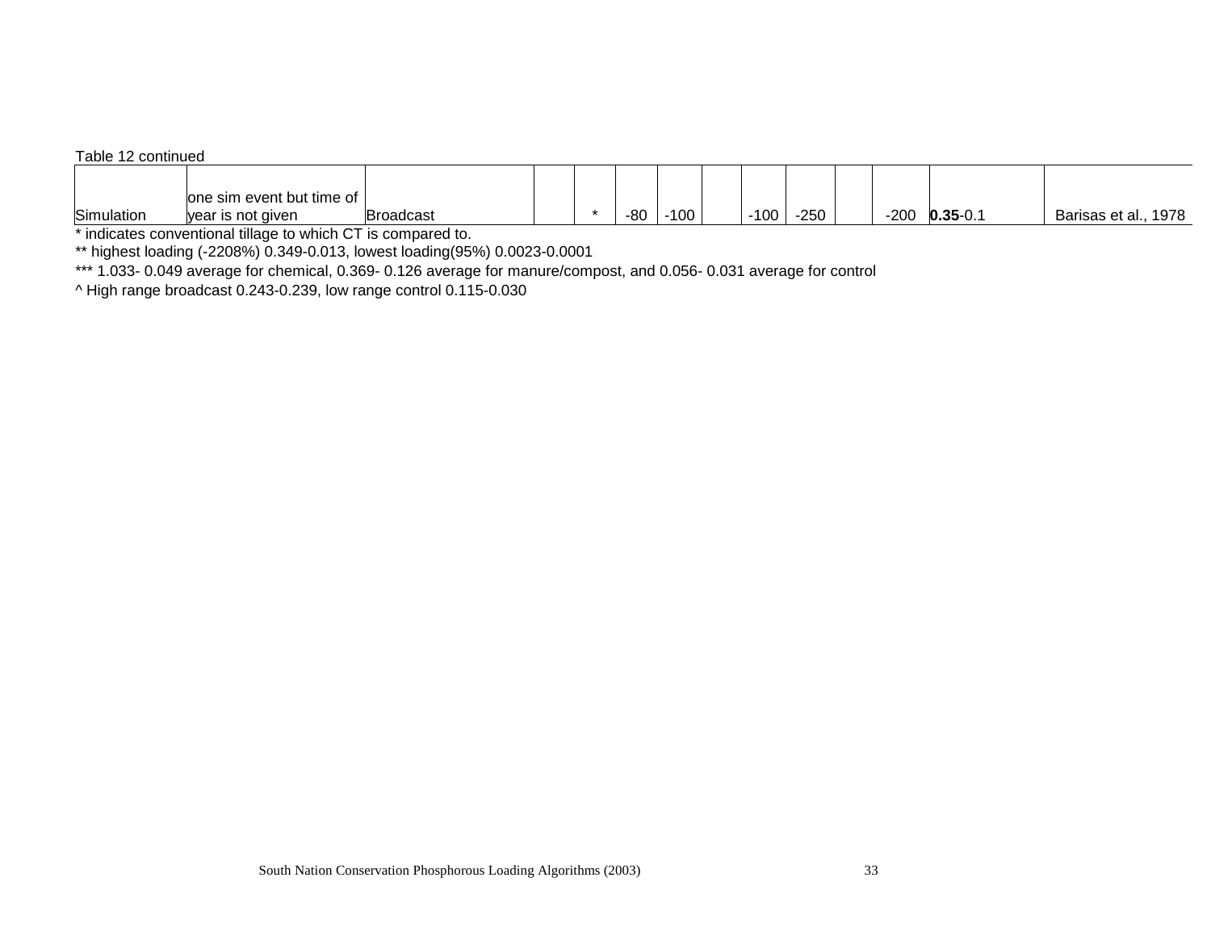Table 12 continued

| | | | | | | | | | | | | | |
|---|---|---|---|---|---|---|---|---|---|---|---|---|---|
| Simulation | one sim event but time of year is not given | Broadcast | | * | -80 | -100 | | -100 | -250 | | -200 | **0.35**-0.1 | Barisas et al., 1978 |

\* indicates conventional tillage to which CT is compared to.

** highest loading (-2208%) 0.349-0.013, lowest loading(95%) 0.0023-0.0001

*** 1.033- 0.049 average for chemical, 0.369- 0.126 average for manure/compost, and 0.056- 0.031 average for control

^ High range broadcast 0.243-0.239, low range control 0.115-0.030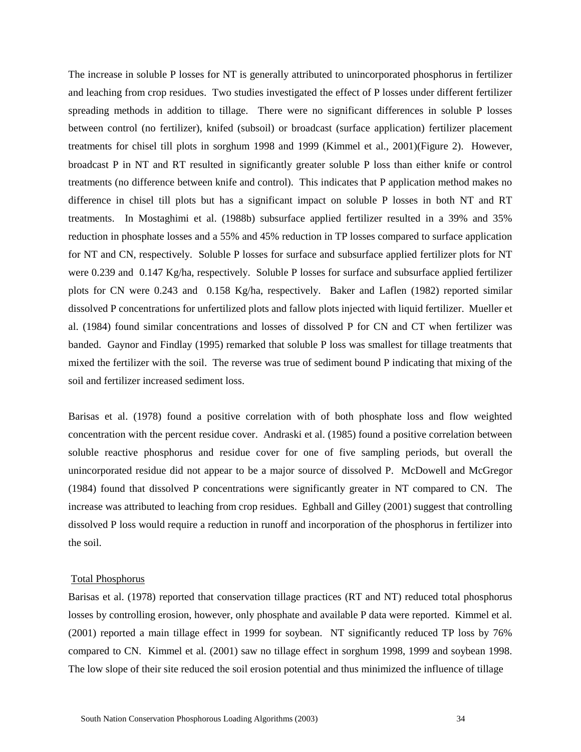The increase in soluble P losses for NT is generally attributed to unincorporated phosphorus in fertilizer and leaching from crop residues. Two studies investigated the effect of P losses under different fertilizer spreading methods in addition to tillage. There were no significant differences in soluble P losses between control (no fertilizer), knifed (subsoil) or broadcast (surface application) fertilizer placement treatments for chisel till plots in sorghum 1998 and 1999 (Kimmel et al., 2001)(Figure 2). However, broadcast P in NT and RT resulted in significantly greater soluble P loss than either knife or control treatments (no difference between knife and control). This indicates that P application method makes no difference in chisel till plots but has a significant impact on soluble P losses in both NT and RT treatments. In Mostaghimi et al. (1988b) subsurface applied fertilizer resulted in a 39% and 35% reduction in phosphate losses and a 55% and 45% reduction in TP losses compared to surface application for NT and CN, respectively. Soluble P losses for surface and subsurface applied fertilizer plots for NT were 0.239 and 0.147 Kg/ha, respectively. Soluble P losses for surface and subsurface applied fertilizer plots for CN were 0.243 and 0.158 Kg/ha, respectively. Baker and Laflen (1982) reported similar dissolved P concentrations for unfertilized plots and fallow plots injected with liquid fertilizer. Mueller et al. (1984) found similar concentrations and losses of dissolved P for CN and CT when fertilizer was banded. Gaynor and Findlay (1995) remarked that soluble P loss was smallest for tillage treatments that mixed the fertilizer with the soil. The reverse was true of sediment bound P indicating that mixing of the soil and fertilizer increased sediment loss.

Barisas et al. (1978) found a positive correlation with of both phosphate loss and flow weighted concentration with the percent residue cover. Andraski et al. (1985) found a positive correlation between soluble reactive phosphorus and residue cover for one of five sampling periods, but overall the unincorporated residue did not appear to be a major source of dissolved P. McDowell and McGregor (1984) found that dissolved P concentrations were significantly greater in NT compared to CN. The increase was attributed to leaching from crop residues. Eghball and Gilley (2001) suggest that controlling dissolved P loss would require a reduction in runoff and incorporation of the phosphorus in fertilizer into the soil.

### Total Phosphorus

Barisas et al. (1978) reported that conservation tillage practices (RT and NT) reduced total phosphorus losses by controlling erosion, however, only phosphate and available P data were reported. Kimmel et al. (2001) reported a main tillage effect in 1999 for soybean. NT significantly reduced TP loss by 76% compared to CN. Kimmel et al. (2001) saw no tillage effect in sorghum 1998, 1999 and soybean 1998. The low slope of their site reduced the soil erosion potential and thus minimized the influence of tillage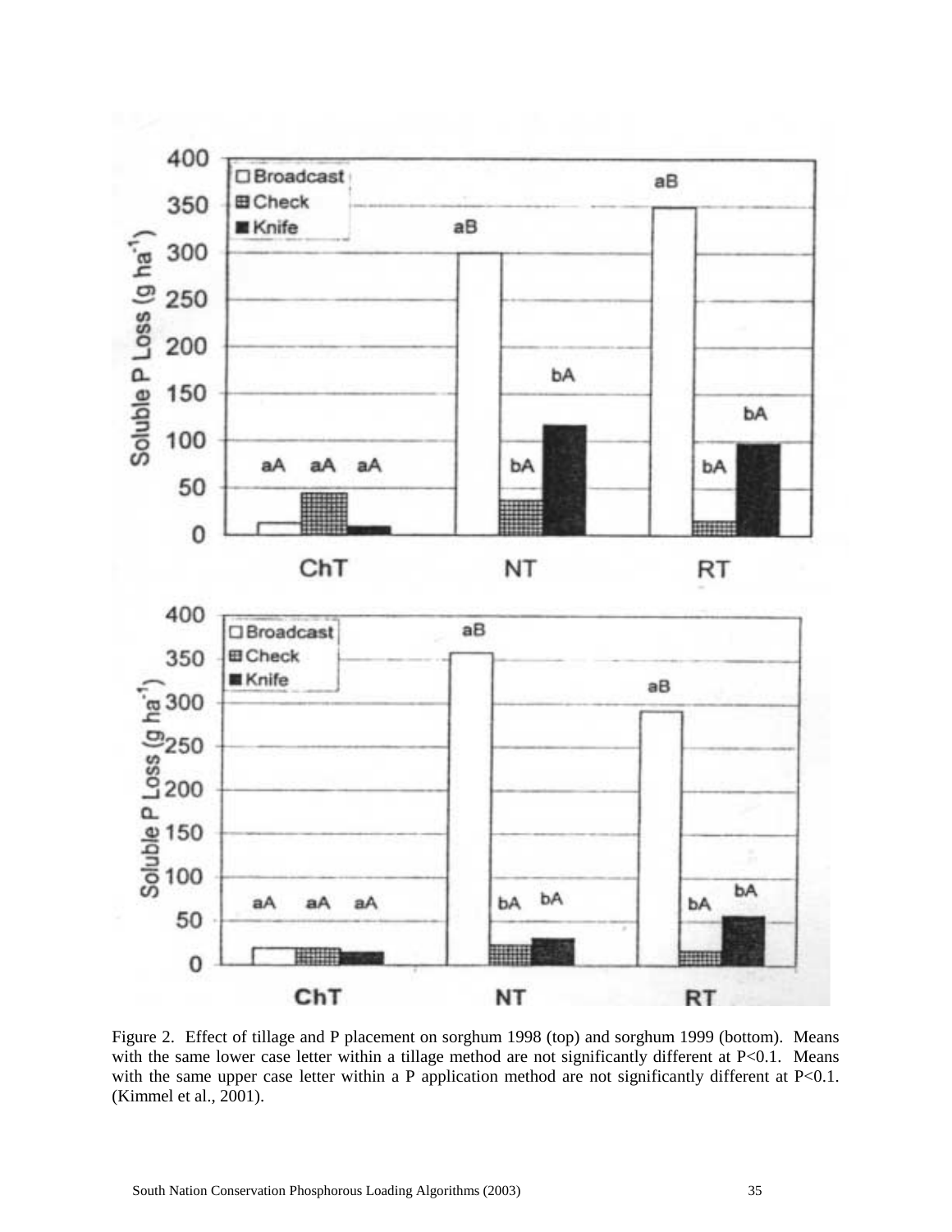Figure 2. Effect of tillage and P placement on sorghum 1998 (top) and sorghum 1999 (bottom). Means with the same lower case letter within a tillage method are not significantly different at P<0.1. Means with the same upper case letter within a P application method are not significantly different at P<0.1. (Kimmel et al., 2001).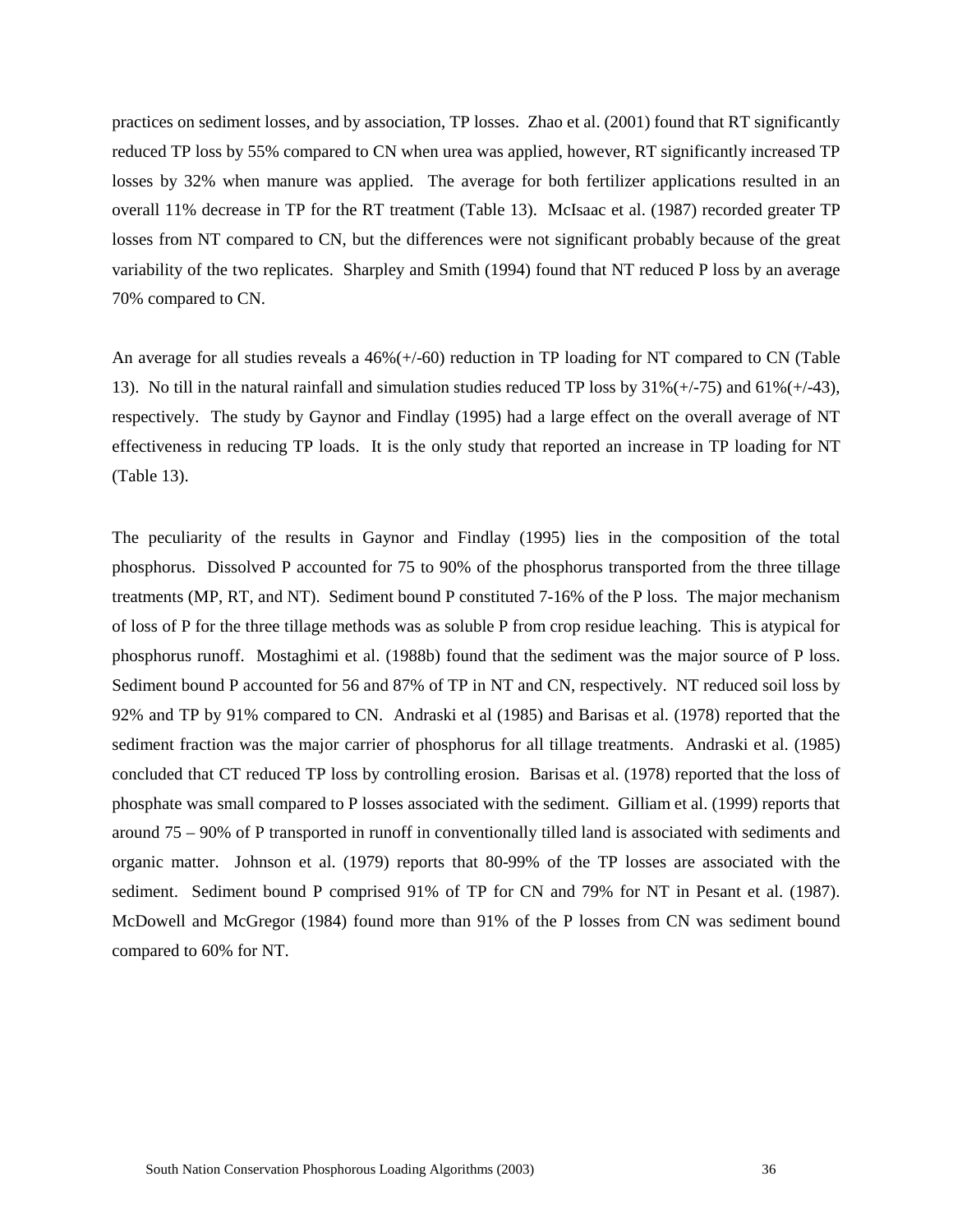practices on sediment losses, and by association, TP losses. Zhao et al. (2001) found that RT significantly reduced TP loss by 55% compared to CN when urea was applied, however, RT significantly increased TP losses by 32% when manure was applied. The average for both fertilizer applications resulted in an overall 11% decrease in TP for the RT treatment (Table 13). McIsaac et al. (1987) recorded greater TP losses from NT compared to CN, but the differences were not significant probably because of the great variability of the two replicates. Sharpley and Smith (1994) found that NT reduced P loss by an average 70% compared to CN.

An average for all studies reveals a 46%(+/-60) reduction in TP loading for NT compared to CN (Table 13). No till in the natural rainfall and simulation studies reduced TP loss by 31%(+/-75) and 61%(+/-43), respectively. The study by Gaynor and Findlay (1995) had a large effect on the overall average of NT effectiveness in reducing TP loads. It is the only study that reported an increase in TP loading for NT (Table 13).

The peculiarity of the results in Gaynor and Findlay (1995) lies in the composition of the total phosphorus. Dissolved P accounted for 75 to 90% of the phosphorus transported from the three tillage treatments (MP, RT, and NT). Sediment bound P constituted 7-16% of the P loss. The major mechanism of loss of P for the three tillage methods was as soluble P from crop residue leaching. This is atypical for phosphorus runoff. Mostaghimi et al. (1988b) found that the sediment was the major source of P loss. Sediment bound P accounted for 56 and 87% of TP in NT and CN, respectively. NT reduced soil loss by 92% and TP by 91% compared to CN. Andraski et al (1985) and Barisas et al. (1978) reported that the sediment fraction was the major carrier of phosphorus for all tillage treatments. Andraski et al. (1985) concluded that CT reduced TP loss by controlling erosion. Barisas et al. (1978) reported that the loss of phosphate was small compared to P losses associated with the sediment. Gilliam et al. (1999) reports that around 75 – 90% of P transported in runoff in conventionally tilled land is associated with sediments and organic matter. Johnson et al. (1979) reports that 80-99% of the TP losses are associated with the sediment. Sediment bound P comprised 91% of TP for CN and 79% for NT in Pesant et al. (1987). McDowell and McGregor (1984) found more than 91% of the P losses from CN was sediment bound compared to 60% for NT.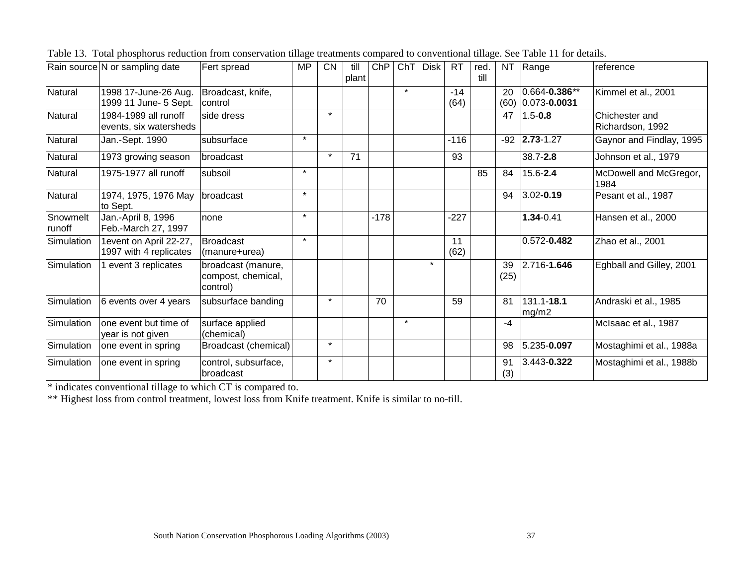Table 13. Total phosphorus reduction from conservation tillage treatments compared to conventional tillage. See Table 11 for details.

| Rain source | N or sampling date | Fert spread | MP | CN | till plant | ChP | ChT | Disk | RT | red. till | NT | Range | reference |
|---|---|---|---|---|---|---|---|---|---|---|---|---|---|
| Natural | 1998 17-June-26 Aug. 1999 11 June- 5 Sept. | Broadcast, knife, control | | | | | * | | -14 (64) | | 20 (60) | 0.664-**0.386**** 0.073-**0.0031** | Kimmel et al., 2001 |
| Natural | 1984-1989 all runoff events, six watersheds | side dress | | * | | | | | | | 47 | 1.5-**0.8** | Chichester and Richardson, 1992 |
| Natural | Jan.-Sept. 1990 | subsurface | * | | | | | | -116 | | -92 | **2.73**-1.27 | Gaynor and Findlay, 1995 |
| Natural | 1973 growing season | broadcast | | * | 71 | | | | 93 | | | 38.7-**2.8** | Johnson et al., 1979 |
| Natural | 1975-1977 all runoff | subsoil | * | | | | | | | 85 | 84 | 15.6-**2.4** | McDowell and McGregor, 1984 |
| Natural | 1974, 1975, 1976 May to Sept. | broadcast | * | | | | | | | | 94 | 3.02-**0.19** | Pesant et al., 1987 |
| Snowmelt runoff | Jan.-April 8, 1996 Feb.-March 27, 1997 | none | * | | | -178 | | | -227 | | | **1.34**-0.41 | Hansen et al., 2000 |
| Simulation | 1event on April 22-27, 1997 with 4 replicates | Broadcast (manure+urea) | * | | | | | | 11 (62) | | | 0.572-**0.482** | Zhao et al., 2001 |
| Simulation | 1 event 3 replicates | broadcast (manure, compost, chemical, control) | | | | | | * | | | 39 (25) | 2.716-**1.646** | Eghball and Gilley, 2001 |
| Simulation | 6 events over 4 years | subsurface banding | | * | | 70 | | | 59 | | 81 | 131.1-**18.1** mg/m2 | Andraski et al., 1985 |
| Simulation | one event but time of year is not given | surface applied (chemical) | | | | | * | | | | -4 | | McIsaac et al., 1987 |
| Simulation | one event in spring | Broadcast (chemical) | | * | | | | | | | 98 | 5.235-**0.097** | Mostaghimi et al., 1988a |
| Simulation | one event in spring | control, subsurface, broadcast | | * | | | | | | | 91 (3) | 3.443-**0.322** | Mostaghimi et al., 1988b |

* indicates conventional tillage to which CT is compared to.

** Highest loss from control treatment, lowest loss from Knife treatment. Knife is similar to no-till.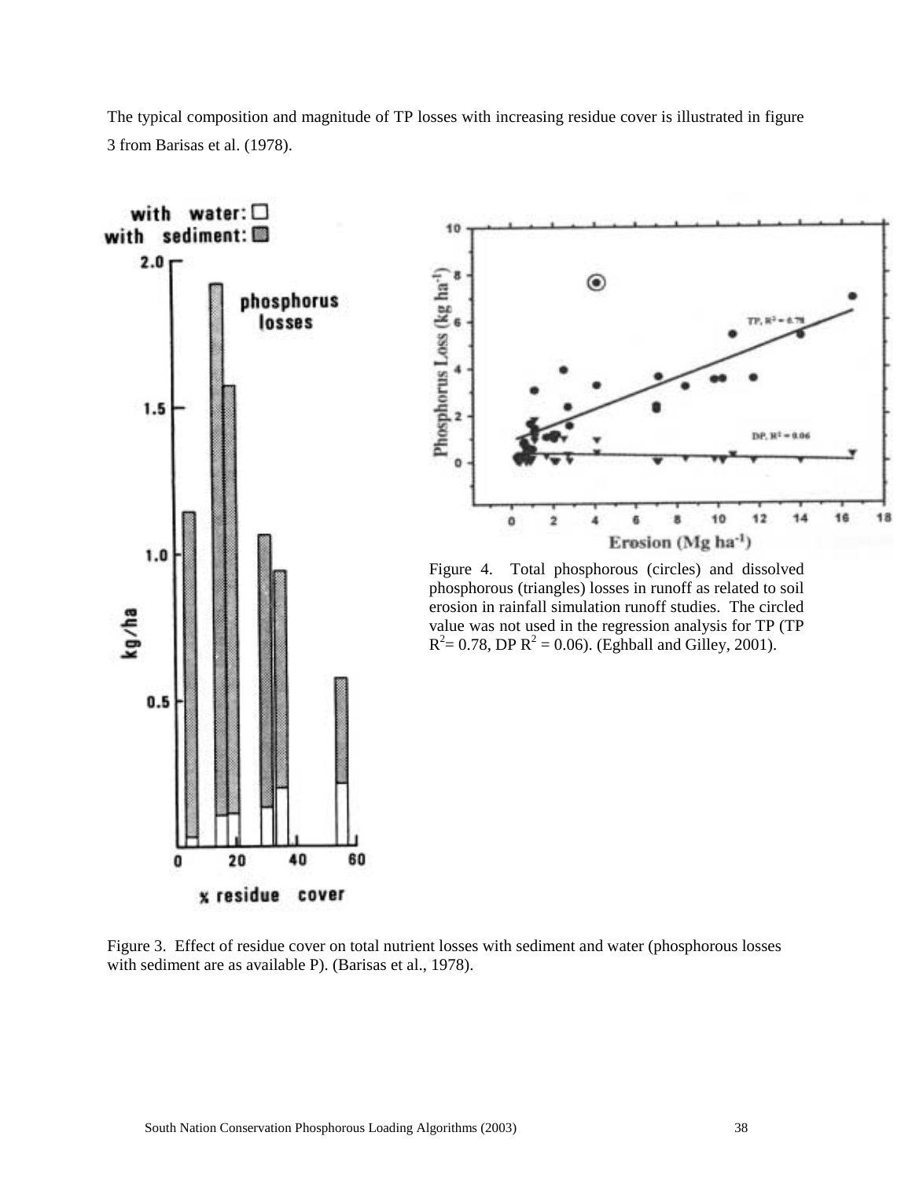The typical composition and magnitude of TP losses with increasing residue cover is illustrated in figure 3 from Barisas et al. (1978).

Figure 4. Total phosphorous (circles) and dissolved phosphorous (triangles) losses in runoff as related to soil erosion in rainfall simulation runoff studies. The circled value was not used in the regression analysis for TP (TP $R^2 = 0.78$, DP $R^2 = 0.06$). (Eghball and Gilley, 2001).

Figure 3. Effect of residue cover on total nutrient losses with sediment and water (phosphorous losses with sediment are as available P). (Barisas et al., 1978).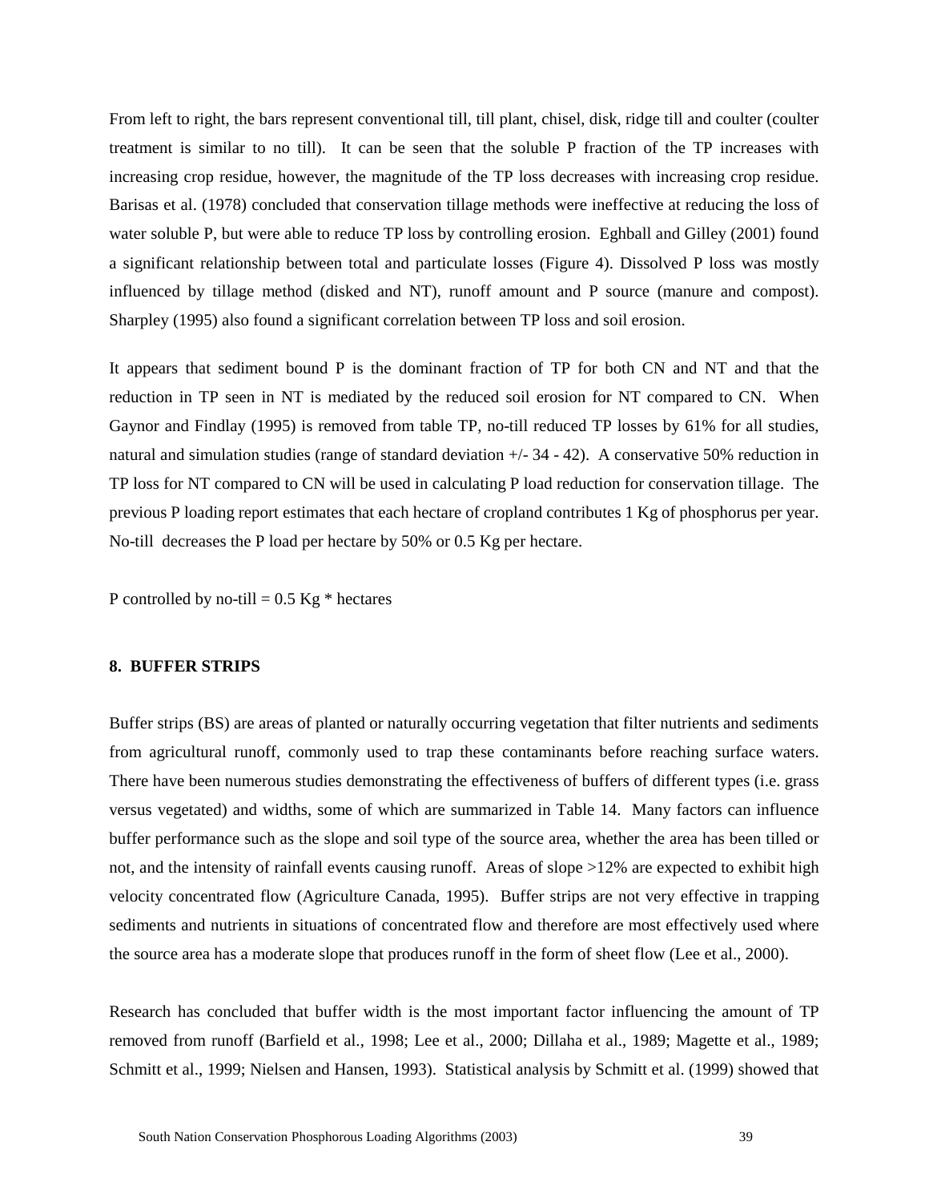From left to right, the bars represent conventional till, till plant, chisel, disk, ridge till and coulter (coulter treatment is similar to no till). It can be seen that the soluble P fraction of the TP increases with increasing crop residue, however, the magnitude of the TP loss decreases with increasing crop residue. Barisas et al. (1978) concluded that conservation tillage methods were ineffective at reducing the loss of water soluble P, but were able to reduce TP loss by controlling erosion. Eghball and Gilley (2001) found a significant relationship between total and particulate losses (Figure 4). Dissolved P loss was mostly influenced by tillage method (disked and NT), runoff amount and P source (manure and compost). Sharpley (1995) also found a significant correlation between TP loss and soil erosion.

It appears that sediment bound P is the dominant fraction of TP for both CN and NT and that the reduction in TP seen in NT is mediated by the reduced soil erosion for NT compared to CN. When Gaynor and Findlay (1995) is removed from table TP, no-till reduced TP losses by 61% for all studies, natural and simulation studies (range of standard deviation +/- 34 - 42). A conservative 50% reduction in TP loss for NT compared to CN will be used in calculating P load reduction for conservation tillage. The previous P loading report estimates that each hectare of cropland contributes 1 Kg of phosphorus per year. No-till decreases the P load per hectare by 50% or 0.5 Kg per hectare.

P controlled by no-till = 0.5 Kg * hectares

## 8. BUFFER STRIPS

Buffer strips (BS) are areas of planted or naturally occurring vegetation that filter nutrients and sediments from agricultural runoff, commonly used to trap these contaminants before reaching surface waters. There have been numerous studies demonstrating the effectiveness of buffers of different types (i.e. grass versus vegetated) and widths, some of which are summarized in Table 14. Many factors can influence buffer performance such as the slope and soil type of the source area, whether the area has been tilled or not, and the intensity of rainfall events causing runoff. Areas of slope >12% are expected to exhibit high velocity concentrated flow (Agriculture Canada, 1995). Buffer strips are not very effective in trapping sediments and nutrients in situations of concentrated flow and therefore are most effectively used where the source area has a moderate slope that produces runoff in the form of sheet flow (Lee et al., 2000).

Research has concluded that buffer width is the most important factor influencing the amount of TP removed from runoff (Barfield et al., 1998; Lee et al., 2000; Dillaha et al., 1989; Magette et al., 1989; Schmitt et al., 1999; Nielsen and Hansen, 1993). Statistical analysis by Schmitt et al. (1999) showed that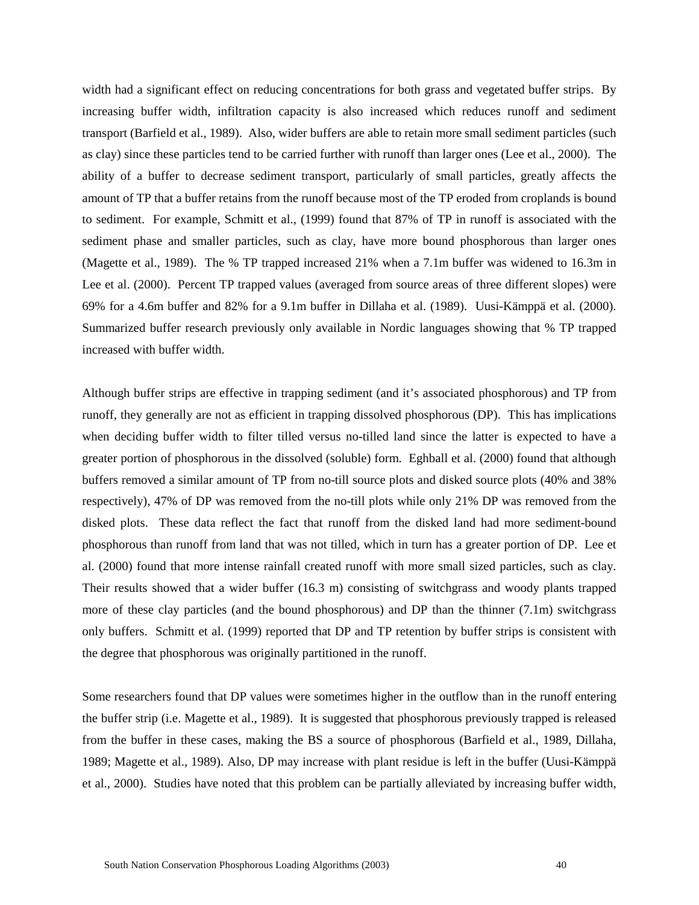width had a significant effect on reducing concentrations for both grass and vegetated buffer strips. By increasing buffer width, infiltration capacity is also increased which reduces runoff and sediment transport (Barfield et al., 1989). Also, wider buffers are able to retain more small sediment particles (such as clay) since these particles tend to be carried further with runoff than larger ones (Lee et al., 2000). The ability of a buffer to decrease sediment transport, particularly of small particles, greatly affects the amount of TP that a buffer retains from the runoff because most of the TP eroded from croplands is bound to sediment. For example, Schmitt et al., (1999) found that 87% of TP in runoff is associated with the sediment phase and smaller particles, such as clay, have more bound phosphorous than larger ones (Magette et al., 1989). The % TP trapped increased 21% when a 7.1m buffer was widened to 16.3m in Lee et al. (2000). Percent TP trapped values (averaged from source areas of three different slopes) were 69% for a 4.6m buffer and 82% for a 9.1m buffer in Dillaha et al. (1989). Uusi-Kämppä et al. (2000). Summarized buffer research previously only available in Nordic languages showing that % TP trapped increased with buffer width.

Although buffer strips are effective in trapping sediment (and it's associated phosphorous) and TP from runoff, they generally are not as efficient in trapping dissolved phosphorous (DP). This has implications when deciding buffer width to filter tilled versus no-tilled land since the latter is expected to have a greater portion of phosphorous in the dissolved (soluble) form. Eghball et al. (2000) found that although buffers removed a similar amount of TP from no-till source plots and disked source plots (40% and 38% respectively), 47% of DP was removed from the no-till plots while only 21% DP was removed from the disked plots. These data reflect the fact that runoff from the disked land had more sediment-bound phosphorous than runoff from land that was not tilled, which in turn has a greater portion of DP. Lee et al. (2000) found that more intense rainfall created runoff with more small sized particles, such as clay. Their results showed that a wider buffer (16.3 m) consisting of switchgrass and woody plants trapped more of these clay particles (and the bound phosphorous) and DP than the thinner (7.1m) switchgrass only buffers. Schmitt et al. (1999) reported that DP and TP retention by buffer strips is consistent with the degree that phosphorous was originally partitioned in the runoff.

Some researchers found that DP values were sometimes higher in the outflow than in the runoff entering the buffer strip (i.e. Magette et al., 1989). It is suggested that phosphorous previously trapped is released from the buffer in these cases, making the BS a source of phosphorous (Barfield et al., 1989, Dillaha, 1989; Magette et al., 1989). Also, DP may increase with plant residue is left in the buffer (Uusi-Kämppä et al., 2000). Studies have noted that this problem can be partially alleviated by increasing buffer width,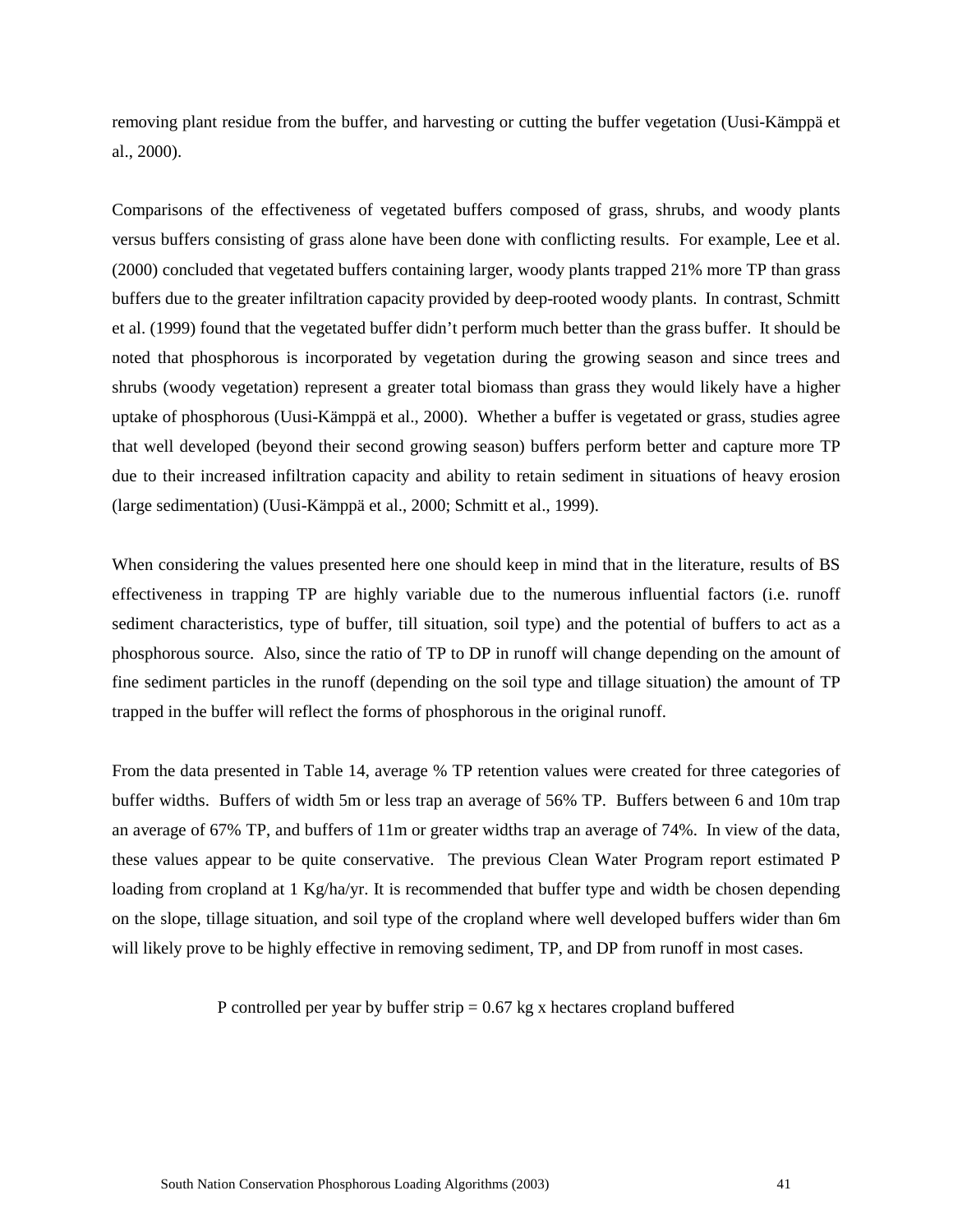removing plant residue from the buffer, and harvesting or cutting the buffer vegetation (Uusi-Kämppä et al., 2000).

Comparisons of the effectiveness of vegetated buffers composed of grass, shrubs, and woody plants versus buffers consisting of grass alone have been done with conflicting results. For example, Lee et al. (2000) concluded that vegetated buffers containing larger, woody plants trapped 21% more TP than grass buffers due to the greater infiltration capacity provided by deep-rooted woody plants. In contrast, Schmitt et al. (1999) found that the vegetated buffer didn't perform much better than the grass buffer. It should be noted that phosphorous is incorporated by vegetation during the growing season and since trees and shrubs (woody vegetation) represent a greater total biomass than grass they would likely have a higher uptake of phosphorous (Uusi-Kämppä et al., 2000). Whether a buffer is vegetated or grass, studies agree that well developed (beyond their second growing season) buffers perform better and capture more TP due to their increased infiltration capacity and ability to retain sediment in situations of heavy erosion (large sedimentation) (Uusi-Kämppä et al., 2000; Schmitt et al., 1999).

When considering the values presented here one should keep in mind that in the literature, results of BS effectiveness in trapping TP are highly variable due to the numerous influential factors (i.e. runoff sediment characteristics, type of buffer, till situation, soil type) and the potential of buffers to act as a phosphorous source. Also, since the ratio of TP to DP in runoff will change depending on the amount of fine sediment particles in the runoff (depending on the soil type and tillage situation) the amount of TP trapped in the buffer will reflect the forms of phosphorous in the original runoff.

From the data presented in Table 14, average % TP retention values were created for three categories of buffer widths. Buffers of width 5m or less trap an average of 56% TP. Buffers between 6 and 10m trap an average of 67% TP, and buffers of 11m or greater widths trap an average of 74%. In view of the data, these values appear to be quite conservative. The previous Clean Water Program report estimated P loading from cropland at 1 Kg/ha/yr. It is recommended that buffer type and width be chosen depending on the slope, tillage situation, and soil type of the cropland where well developed buffers wider than 6m will likely prove to be highly effective in removing sediment, TP, and DP from runoff in most cases.

P controlled per year by buffer strip = 0.67 kg x hectares cropland buffered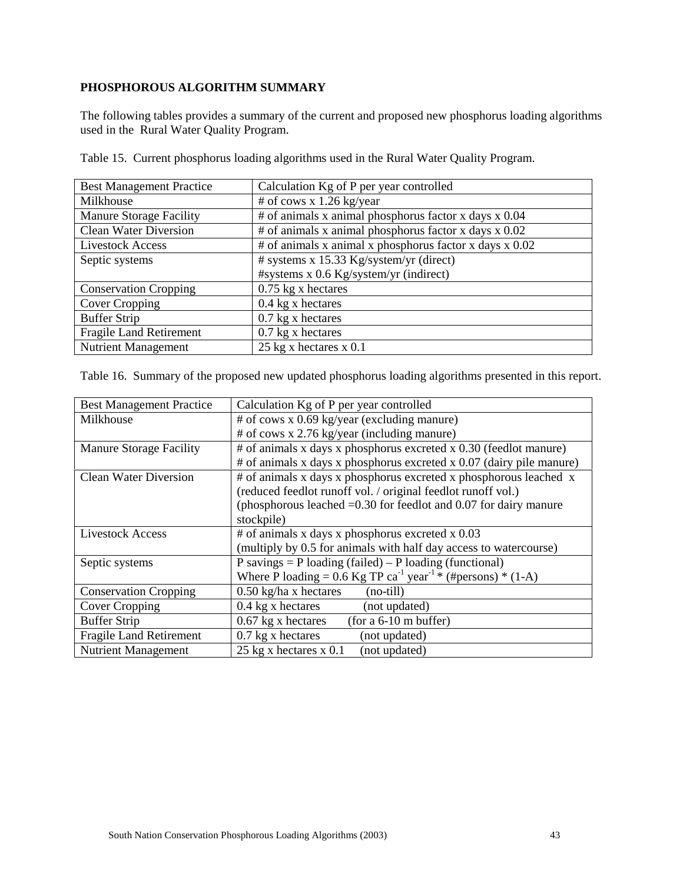**PHOSPHOROUS ALGORITHM SUMMARY**

The following tables provides a summary of the current and proposed new phosphorus loading algorithms used in the Rural Water Quality Program.

Table 15. Current phosphorus loading algorithms used in the Rural Water Quality Program.

| Best Management Practice | Calculation Kg of P per year controlled |
|---|---|
| Milkhouse | # of cows x 1.26 kg/year |
| Manure Storage Facility | # of animals x animal phosphorus factor x days x 0.04 |
| Clean Water Diversion | # of animals x animal phosphorus factor x days x 0.02 |
| Livestock Access | # of animals x animal x phosphorus factor x days x 0.02 |
| Septic systems | # systems x 15.33 Kg/system/yr (direct)<br>#systems x 0.6 Kg/system/yr (indirect) |
| Conservation Cropping | 0.75 kg x hectares |
| Cover Cropping | 0.4 kg x hectares |
| Buffer Strip | 0.7 kg x hectares |
| Fragile Land Retirement | 0.7 kg x hectares |
| Nutrient Management | 25 kg x hectares x 0.1 |

Table 16. Summary of the proposed new updated phosphorus loading algorithms presented in this report.

| Best Management Practice | Calculation Kg of P per year controlled |
|---|---|
| Milkhouse | # of cows x 0.69 kg/year (excluding manure)<br># of cows x 2.76 kg/year (including manure) |
| Manure Storage Facility | # of animals x days x phosphorus excreted x 0.30 (feedlot manure)<br># of animals x days x phosphorus excreted x 0.07 (dairy pile manure) |
| Clean Water Diversion | # of animals x days x phosphorus excreted x phosphorous leached x (reduced feedlot runoff vol. / original feedlot runoff vol.) (phosphorous leached =0.30 for feedlot and 0.07 for dairy manure stockpile) |
| Livestock Access | # of animals x days x phosphorus excreted x 0.03 (multiply by 0.5 for animals with half day access to watercourse) |
| Septic systems | P savings = P loading (failed) – P loading (functional)<br>Where P loading = 0.6 Kg TP $ca^{-1}$ $year^{-1}$ * (#persons) * (1-A) |
| Conservation Cropping | 0.50 kg/ha x hectares (no-till) |
| Cover Cropping | 0.4 kg x hectares (not updated) |
| Buffer Strip | 0.67 kg x hectares (for a 6-10 m buffer) |
| Fragile Land Retirement | 0.7 kg x hectares (not updated) |
| Nutrient Management | 25 kg x hectares x 0.1 (not updated) |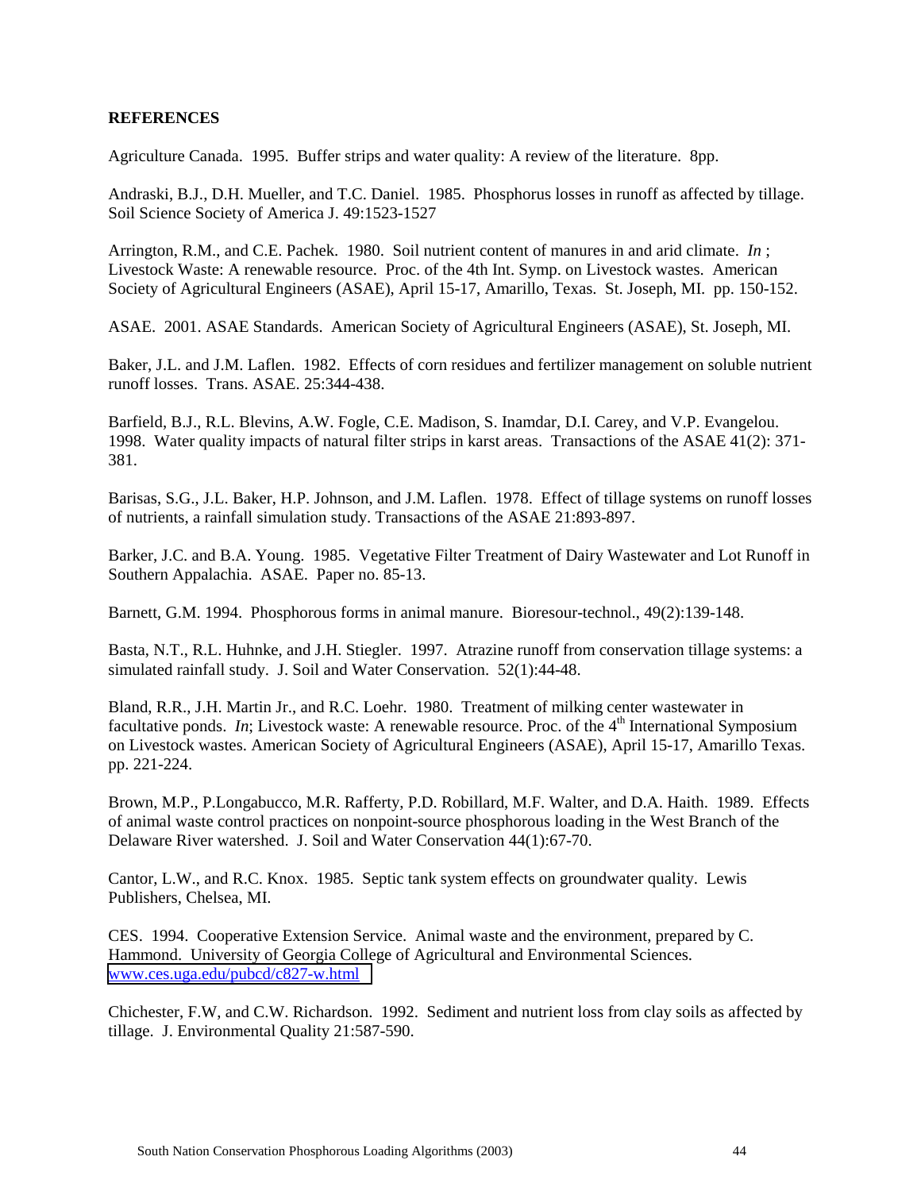**REFERENCES**

Agriculture Canada. 1995. Buffer strips and water quality: A review of the literature. 8pp.

Andraski, B.J., D.H. Mueller, and T.C. Daniel. 1985. Phosphorus losses in runoff as affected by tillage. Soil Science Society of America J. 49:1523-1527

Arrington, R.M., and C.E. Pachek. 1980. Soil nutrient content of manures in and arid climate. *In* ; Livestock Waste: A renewable resource. Proc. of the 4th Int. Symp. on Livestock wastes. American Society of Agricultural Engineers (ASAE), April 15-17, Amarillo, Texas. St. Joseph, MI. pp. 150-152.

ASAE. 2001. ASAE Standards. American Society of Agricultural Engineers (ASAE), St. Joseph, MI.

Baker, J.L. and J.M. Laflen. 1982. Effects of corn residues and fertilizer management on soluble nutrient runoff losses. Trans. ASAE. 25:344-438.

Barfield, B.J., R.L. Blevins, A.W. Fogle, C.E. Madison, S. Inamdar, D.I. Carey, and V.P. Evangelou. 1998. Water quality impacts of natural filter strips in karst areas. Transactions of the ASAE 41(2): 371-381.

Barisas, S.G., J.L. Baker, H.P. Johnson, and J.M. Laflen. 1978. Effect of tillage systems on runoff losses of nutrients, a rainfall simulation study. Transactions of the ASAE 21:893-897.

Barker, J.C. and B.A. Young. 1985. Vegetative Filter Treatment of Dairy Wastewater and Lot Runoff in Southern Appalachia. ASAE. Paper no. 85-13.

Barnett, G.M. 1994. Phosphorous forms in animal manure. Bioresour-technol., 49(2):139-148.

Basta, N.T., R.L. Huhnke, and J.H. Stiegler. 1997. Atrazine runoff from conservation tillage systems: a simulated rainfall study. J. Soil and Water Conservation. 52(1):44-48.

Bland, R.R., J.H. Martin Jr., and R.C. Loehr. 1980. Treatment of milking center wastewater in facultative ponds. *In*; Livestock waste: A renewable resource. Proc. of the 4th International Symposium on Livestock wastes. American Society of Agricultural Engineers (ASAE), April 15-17, Amarillo Texas. pp. 221-224.

Brown, M.P., P.Longabucco, M.R. Rafferty, P.D. Robillard, M.F. Walter, and D.A. Haith. 1989. Effects of animal waste control practices on nonpoint-source phosphorous loading in the West Branch of the Delaware River watershed. J. Soil and Water Conservation 44(1):67-70.

Cantor, L.W., and R.C. Knox. 1985. Septic tank system effects on groundwater quality. Lewis Publishers, Chelsea, MI.

CES. 1994. Cooperative Extension Service. Animal waste and the environment, prepared by C. Hammond. University of Georgia College of Agricultural and Environmental Sciences. www.ces.uga.edu/pubcd/c827-w.html

Chichester, F.W, and C.W. Richardson. 1992. Sediment and nutrient loss from clay soils as affected by tillage. J. Environmental Quality 21:587-590.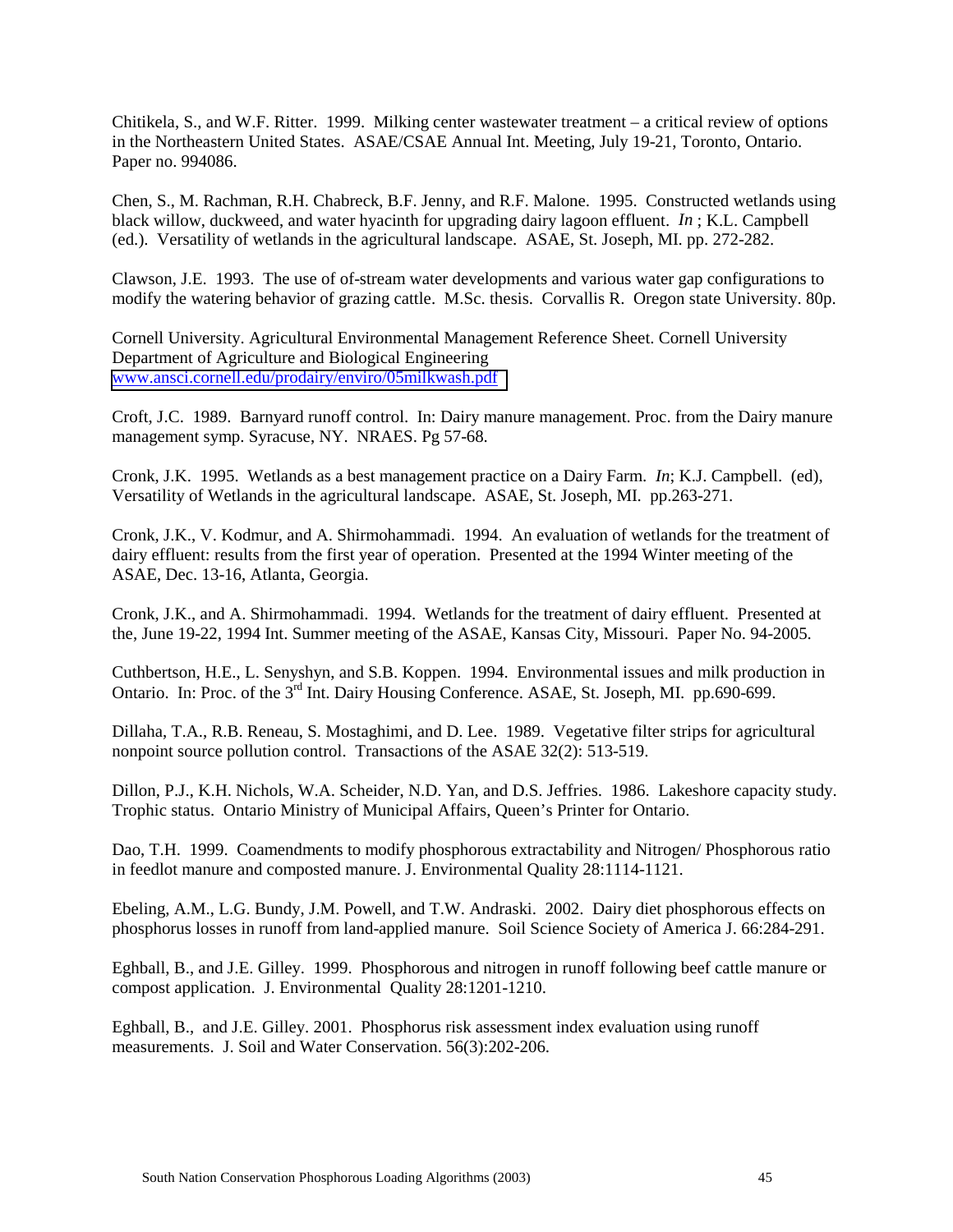Chitikela, S., and W.F. Ritter. 1999. Milking center wastewater treatment – a critical review of options in the Northeastern United States. ASAE/CSAE Annual Int. Meeting, July 19-21, Toronto, Ontario. Paper no. 994086.

Chen, S., M. Rachman, R.H. Chabreck, B.F. Jenny, and R.F. Malone. 1995. Constructed wetlands using black willow, duckweed, and water hyacinth for upgrading dairy lagoon effluent. *In* ; K.L. Campbell (ed.). Versatility of wetlands in the agricultural landscape. ASAE, St. Joseph, MI. pp. 272-282.

Clawson, J.E. 1993. The use of of-stream water developments and various water gap configurations to modify the watering behavior of grazing cattle. M.Sc. thesis. Corvallis R. Oregon state University. 80p.

Cornell University. Agricultural Environmental Management Reference Sheet. Cornell University Department of Agriculture and Biological Engineering www.ansci.cornell.edu/prodairy/enviro/05milkwash.pdf

Croft, J.C. 1989. Barnyard runoff control. In: Dairy manure management. Proc. from the Dairy manure management symp. Syracuse, NY. NRAES. Pg 57-68.

Cronk, J.K. 1995. Wetlands as a best management practice on a Dairy Farm. *In*; K.J. Campbell. (ed), Versatility of Wetlands in the agricultural landscape. ASAE, St. Joseph, MI. pp.263-271.

Cronk, J.K., V. Kodmur, and A. Shirmohammadi. 1994. An evaluation of wetlands for the treatment of dairy effluent: results from the first year of operation. Presented at the 1994 Winter meeting of the ASAE, Dec. 13-16, Atlanta, Georgia.

Cronk, J.K., and A. Shirmohammadi. 1994. Wetlands for the treatment of dairy effluent. Presented at the, June 19-22, 1994 Int. Summer meeting of the ASAE, Kansas City, Missouri. Paper No. 94-2005.

Cuthbertson, H.E., L. Senyshyn, and S.B. Koppen. 1994. Environmental issues and milk production in Ontario. In: Proc. of the 3rd Int. Dairy Housing Conference. ASAE, St. Joseph, MI. pp.690-699.

Dillaha, T.A., R.B. Reneau, S. Mostaghimi, and D. Lee. 1989. Vegetative filter strips for agricultural nonpoint source pollution control. Transactions of the ASAE 32(2): 513-519.

Dillon, P.J., K.H. Nichols, W.A. Scheider, N.D. Yan, and D.S. Jeffries. 1986. Lakeshore capacity study. Trophic status. Ontario Ministry of Municipal Affairs, Queen's Printer for Ontario.

Dao, T.H. 1999. Coamendments to modify phosphorous extractability and Nitrogen/ Phosphorous ratio in feedlot manure and composted manure. J. Environmental Quality 28:1114-1121.

Ebeling, A.M., L.G. Bundy, J.M. Powell, and T.W. Andraski. 2002. Dairy diet phosphorous effects on phosphorus losses in runoff from land-applied manure. Soil Science Society of America J. 66:284-291.

Eghball, B., and J.E. Gilley. 1999. Phosphorous and nitrogen in runoff following beef cattle manure or compost application. J. Environmental Quality 28:1201-1210.

Eghball, B., and J.E. Gilley. 2001. Phosphorus risk assessment index evaluation using runoff measurements. J. Soil and Water Conservation. 56(3):202-206.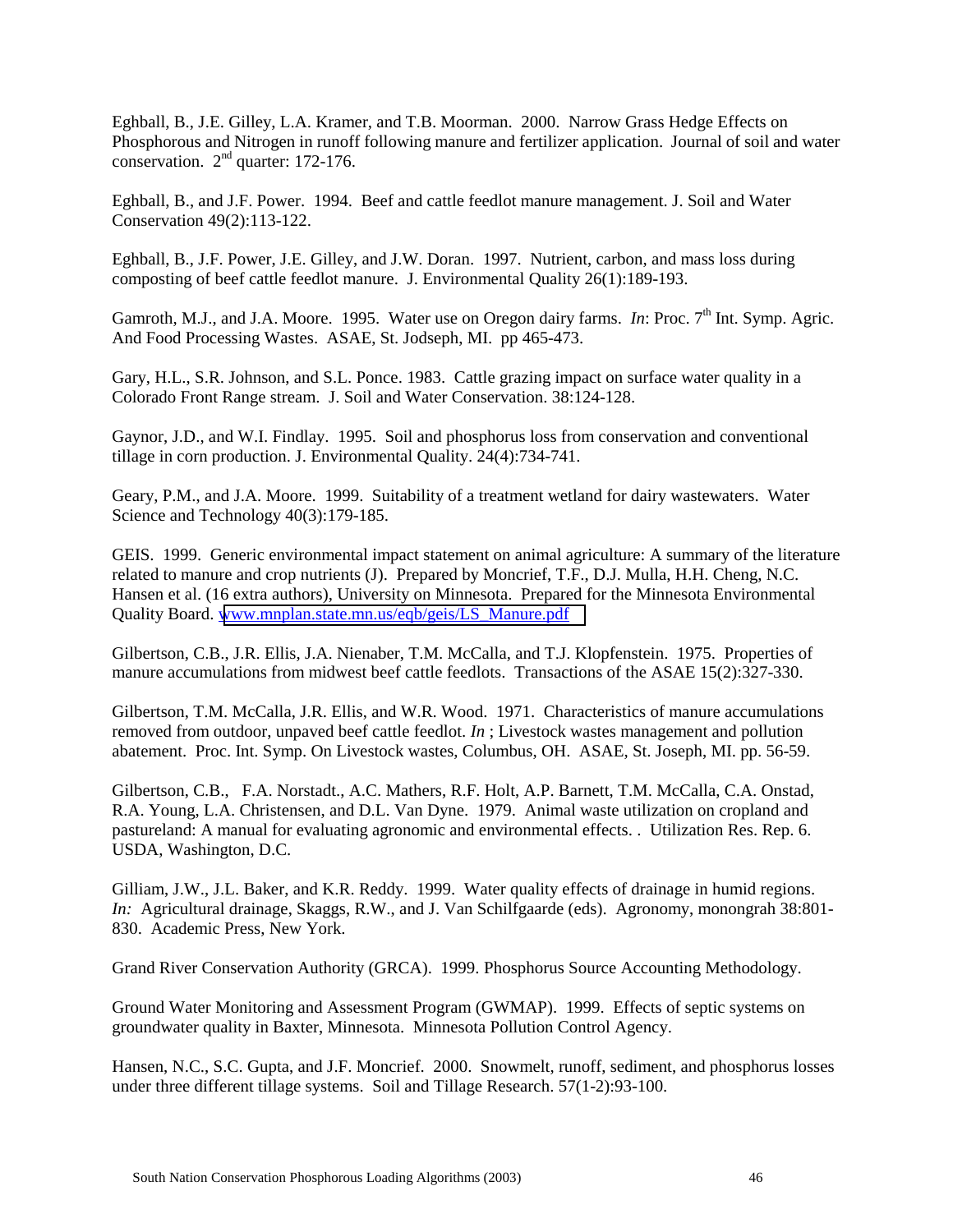Eghball, B., J.E. Gilley, L.A. Kramer, and T.B. Moorman. 2000. Narrow Grass Hedge Effects on Phosphorous and Nitrogen in runoff following manure and fertilizer application. Journal of soil and water conservation. 2nd quarter: 172-176.

Eghball, B., and J.F. Power. 1994. Beef and cattle feedlot manure management. J. Soil and Water Conservation 49(2):113-122.

Eghball, B., J.F. Power, J.E. Gilley, and J.W. Doran. 1997. Nutrient, carbon, and mass loss during composting of beef cattle feedlot manure. J. Environmental Quality 26(1):189-193.

Gamroth, M.J., and J.A. Moore. 1995. Water use on Oregon dairy farms. *In*: Proc. 7th Int. Symp. Agric. And Food Processing Wastes. ASAE, St. Jodseph, MI. pp 465-473.

Gary, H.L., S.R. Johnson, and S.L. Ponce. 1983. Cattle grazing impact on surface water quality in a Colorado Front Range stream. J. Soil and Water Conservation. 38:124-128.

Gaynor, J.D., and W.I. Findlay. 1995. Soil and phosphorus loss from conservation and conventional tillage in corn production. J. Environmental Quality. 24(4):734-741.

Geary, P.M., and J.A. Moore. 1999. Suitability of a treatment wetland for dairy wastewaters. Water Science and Technology 40(3):179-185.

GEIS. 1999. Generic environmental impact statement on animal agriculture: A summary of the literature related to manure and crop nutrients (J). Prepared by Moncrief, T.F., D.J. Mulla, H.H. Cheng, N.C. Hansen et al. (16 extra authors), University on Minnesota. Prepared for the Minnesota Environmental Quality Board. www.mnplan.state.mn.us/eqb/geis/LS_Manure.pdf

Gilbertson, C.B., J.R. Ellis, J.A. Nienaber, T.M. McCalla, and T.J. Klopfenstein. 1975. Properties of manure accumulations from midwest beef cattle feedlots. Transactions of the ASAE 15(2):327-330.

Gilbertson, T.M. McCalla, J.R. Ellis, and W.R. Wood. 1971. Characteristics of manure accumulations removed from outdoor, unpaved beef cattle feedlot. *In* ; Livestock wastes management and pollution abatement. Proc. Int. Symp. On Livestock wastes, Columbus, OH. ASAE, St. Joseph, MI. pp. 56-59.

Gilbertson, C.B., F.A. Norstadt., A.C. Mathers, R.F. Holt, A.P. Barnett, T.M. McCalla, C.A. Onstad, R.A. Young, L.A. Christensen, and D.L. Van Dyne. 1979. Animal waste utilization on cropland and pastureland: A manual for evaluating agronomic and environmental effects. . Utilization Res. Rep. 6. USDA, Washington, D.C.

Gilliam, J.W., J.L. Baker, and K.R. Reddy. 1999. Water quality effects of drainage in humid regions. *In:* Agricultural drainage, Skaggs, R.W., and J. Van Schilfgaarde (eds). Agronomy, monongrah 38:801-830. Academic Press, New York.

Grand River Conservation Authority (GRCA). 1999. Phosphorus Source Accounting Methodology.

Ground Water Monitoring and Assessment Program (GWMAP). 1999. Effects of septic systems on groundwater quality in Baxter, Minnesota. Minnesota Pollution Control Agency.

Hansen, N.C., S.C. Gupta, and J.F. Moncrief. 2000. Snowmelt, runoff, sediment, and phosphorus losses under three different tillage systems. Soil and Tillage Research. 57(1-2):93-100.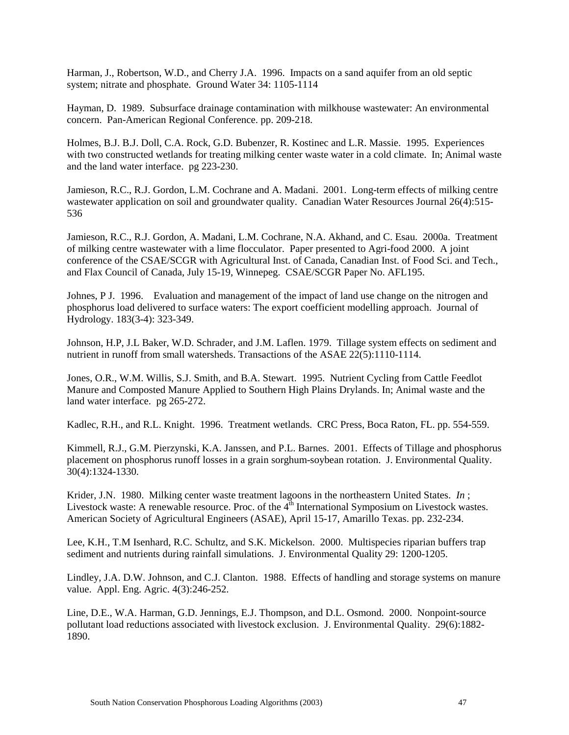Harman, J., Robertson, W.D., and Cherry J.A. 1996. Impacts on a sand aquifer from an old septic system; nitrate and phosphate. Ground Water 34: 1105-1114

Hayman, D. 1989. Subsurface drainage contamination with milkhouse wastewater: An environmental concern. Pan-American Regional Conference. pp. 209-218.

Holmes, B.J. B.J. Doll, C.A. Rock, G.D. Bubenzer, R. Kostinec and L.R. Massie. 1995. Experiences with two constructed wetlands for treating milking center waste water in a cold climate. In; Animal waste and the land water interface. pg 223-230.

Jamieson, R.C., R.J. Gordon, L.M. Cochrane and A. Madani. 2001. Long-term effects of milking centre wastewater application on soil and groundwater quality. Canadian Water Resources Journal 26(4):515-536

Jamieson, R.C., R.J. Gordon, A. Madani, L.M. Cochrane, N.A. Akhand, and C. Esau. 2000a. Treatment of milking centre wastewater with a lime flocculator. Paper presented to Agri-food 2000. A joint conference of the CSAE/SCGR with Agricultural Inst. of Canada, Canadian Inst. of Food Sci. and Tech., and Flax Council of Canada, July 15-19, Winnepeg. CSAE/SCGR Paper No. AFL195.

Johnes, P J. 1996. Evaluation and management of the impact of land use change on the nitrogen and phosphorus load delivered to surface waters: The export coefficient modelling approach. Journal of Hydrology. 183(3-4): 323-349.

Johnson, H.P, J.L Baker, W.D. Schrader, and J.M. Laflen. 1979. Tillage system effects on sediment and nutrient in runoff from small watersheds. Transactions of the ASAE 22(5):1110-1114.

Jones, O.R., W.M. Willis, S.J. Smith, and B.A. Stewart. 1995. Nutrient Cycling from Cattle Feedlot Manure and Composted Manure Applied to Southern High Plains Drylands. In; Animal waste and the land water interface. pg 265-272.

Kadlec, R.H., and R.L. Knight. 1996. Treatment wetlands. CRC Press, Boca Raton, FL. pp. 554-559.

Kimmell, R.J., G.M. Pierzynski, K.A. Janssen, and P.L. Barnes. 2001. Effects of Tillage and phosphorus placement on phosphorus runoff losses in a grain sorghum-soybean rotation. J. Environmental Quality. 30(4):1324-1330.

Krider, J.N. 1980. Milking center waste treatment lagoons in the northeastern United States. *In* ; Livestock waste: A renewable resource. Proc. of the 4th International Symposium on Livestock wastes. American Society of Agricultural Engineers (ASAE), April 15-17, Amarillo Texas. pp. 232-234.

Lee, K.H., T.M Isenhard, R.C. Schultz, and S.K. Mickelson. 2000. Multispecies riparian buffers trap sediment and nutrients during rainfall simulations. J. Environmental Quality 29: 1200-1205.

Lindley, J.A. D.W. Johnson, and C.J. Clanton. 1988. Effects of handling and storage systems on manure value. Appl. Eng. Agric. 4(3):246-252.

Line, D.E., W.A. Harman, G.D. Jennings, E.J. Thompson, and D.L. Osmond. 2000. Nonpoint-source pollutant load reductions associated with livestock exclusion. J. Environmental Quality. 29(6):1882-1890.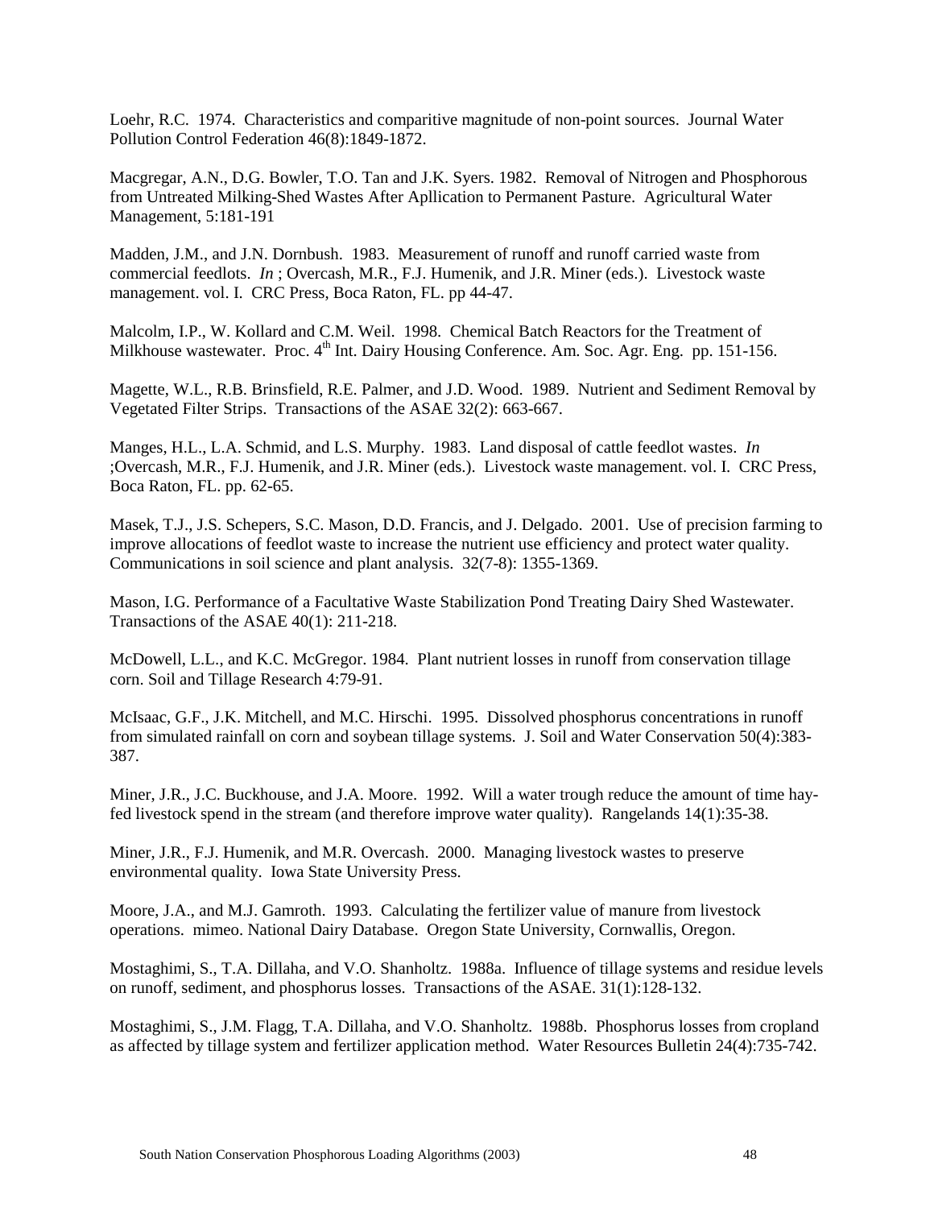Loehr, R.C. 1974. Characteristics and comparitive magnitude of non-point sources. Journal Water Pollution Control Federation 46(8):1849-1872.

Macgregar, A.N., D.G. Bowler, T.O. Tan and J.K. Syers. 1982. Removal of Nitrogen and Phosphorous from Untreated Milking-Shed Wastes After Apllication to Permanent Pasture. Agricultural Water Management, 5:181-191

Madden, J.M., and J.N. Dornbush. 1983. Measurement of runoff and runoff carried waste from commercial feedlots. *In* ; Overcash, M.R., F.J. Humenik, and J.R. Miner (eds.). Livestock waste management. vol. I. CRC Press, Boca Raton, FL. pp 44-47.

Malcolm, I.P., W. Kollard and C.M. Weil. 1998. Chemical Batch Reactors for the Treatment of Milkhouse wastewater. Proc. 4th Int. Dairy Housing Conference. Am. Soc. Agr. Eng. pp. 151-156.

Magette, W.L., R.B. Brinsfield, R.E. Palmer, and J.D. Wood. 1989. Nutrient and Sediment Removal by Vegetated Filter Strips. Transactions of the ASAE 32(2): 663-667.

Manges, H.L., L.A. Schmid, and L.S. Murphy. 1983. Land disposal of cattle feedlot wastes. *In* ;Overcash, M.R., F.J. Humenik, and J.R. Miner (eds.). Livestock waste management. vol. I. CRC Press, Boca Raton, FL. pp. 62-65.

Masek, T.J., J.S. Schepers, S.C. Mason, D.D. Francis, and J. Delgado. 2001. Use of precision farming to improve allocations of feedlot waste to increase the nutrient use efficiency and protect water quality. Communications in soil science and plant analysis. 32(7-8): 1355-1369.

Mason, I.G. Performance of a Facultative Waste Stabilization Pond Treating Dairy Shed Wastewater. Transactions of the ASAE 40(1): 211-218.

McDowell, L.L., and K.C. McGregor. 1984. Plant nutrient losses in runoff from conservation tillage corn. Soil and Tillage Research 4:79-91.

McIsaac, G.F., J.K. Mitchell, and M.C. Hirschi. 1995. Dissolved phosphorus concentrations in runoff from simulated rainfall on corn and soybean tillage systems. J. Soil and Water Conservation 50(4):383-387.

Miner, J.R., J.C. Buckhouse, and J.A. Moore. 1992. Will a water trough reduce the amount of time hay-fed livestock spend in the stream (and therefore improve water quality). Rangelands 14(1):35-38.

Miner, J.R., F.J. Humenik, and M.R. Overcash. 2000. Managing livestock wastes to preserve environmental quality. Iowa State University Press.

Moore, J.A., and M.J. Gamroth. 1993. Calculating the fertilizer value of manure from livestock operations. mimeo. National Dairy Database. Oregon State University, Cornwallis, Oregon.

Mostaghimi, S., T.A. Dillaha, and V.O. Shanholtz. 1988a. Influence of tillage systems and residue levels on runoff, sediment, and phosphorus losses. Transactions of the ASAE. 31(1):128-132.

Mostaghimi, S., J.M. Flagg, T.A. Dillaha, and V.O. Shanholtz. 1988b. Phosphorus losses from cropland as affected by tillage system and fertilizer application method. Water Resources Bulletin 24(4):735-742.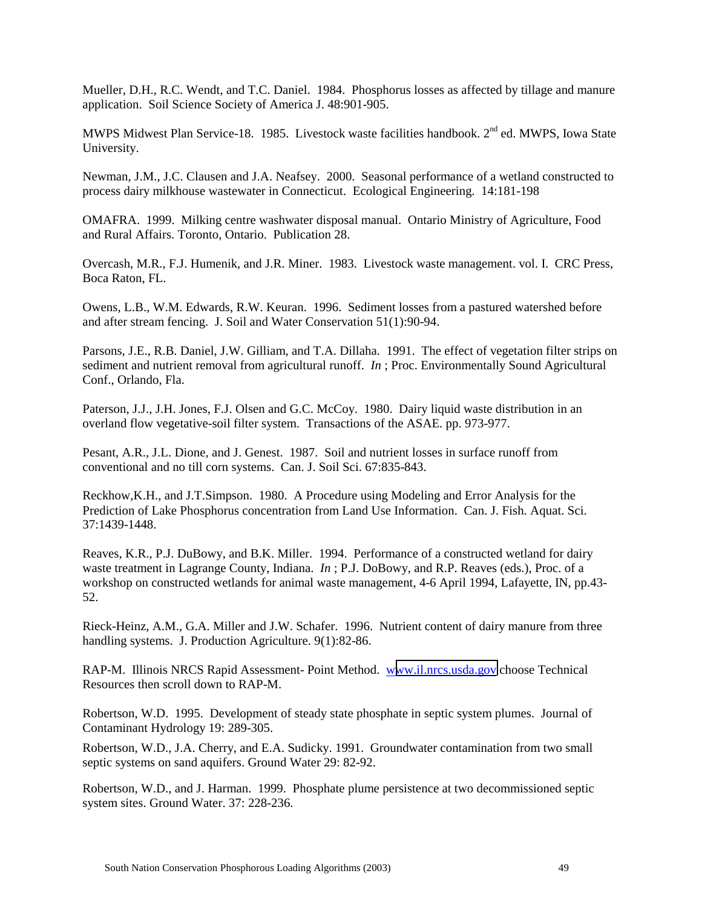Mueller, D.H., R.C. Wendt, and T.C. Daniel. 1984. Phosphorus losses as affected by tillage and manure application. Soil Science Society of America J. 48:901-905.

MWPS Midwest Plan Service-18. 1985. Livestock waste facilities handbook. 2nd ed. MWPS, Iowa State University.

Newman, J.M., J.C. Clausen and J.A. Neafsey. 2000. Seasonal performance of a wetland constructed to process dairy milkhouse wastewater in Connecticut. Ecological Engineering. 14:181-198

OMAFRA. 1999. Milking centre washwater disposal manual. Ontario Ministry of Agriculture, Food and Rural Affairs. Toronto, Ontario. Publication 28.

Overcash, M.R., F.J. Humenik, and J.R. Miner. 1983. Livestock waste management. vol. I. CRC Press, Boca Raton, FL.

Owens, L.B., W.M. Edwards, R.W. Keuran. 1996. Sediment losses from a pastured watershed before and after stream fencing. J. Soil and Water Conservation 51(1):90-94.

Parsons, J.E., R.B. Daniel, J.W. Gilliam, and T.A. Dillaha. 1991. The effect of vegetation filter strips on sediment and nutrient removal from agricultural runoff. *In* ; Proc. Environmentally Sound Agricultural Conf., Orlando, Fla.

Paterson, J.J., J.H. Jones, F.J. Olsen and G.C. McCoy. 1980. Dairy liquid waste distribution in an overland flow vegetative-soil filter system. Transactions of the ASAE. pp. 973-977.

Pesant, A.R., J.L. Dione, and J. Genest. 1987. Soil and nutrient losses in surface runoff from conventional and no till corn systems. Can. J. Soil Sci. 67:835-843.

Reckhow,K.H., and J.T.Simpson. 1980. A Procedure using Modeling and Error Analysis for the Prediction of Lake Phosphorus concentration from Land Use Information. Can. J. Fish. Aquat. Sci. 37:1439-1448.

Reaves, K.R., P.J. DuBowy, and B.K. Miller. 1994. Performance of a constructed wetland for dairy waste treatment in Lagrange County, Indiana. *In* ; P.J. DoBowy, and R.P. Reaves (eds.), Proc. of a workshop on constructed wetlands for animal waste management, 4-6 April 1994, Lafayette, IN, pp.43-52.

Rieck-Heinz, A.M., G.A. Miller and J.W. Schafer. 1996. Nutrient content of dairy manure from three handling systems. J. Production Agriculture. 9(1):82-86.

RAP-M. Illinois NRCS Rapid Assessment- Point Method. www.il.nrcs.usda.gov choose Technical Resources then scroll down to RAP-M.

Robertson, W.D. 1995. Development of steady state phosphate in septic system plumes. Journal of Contaminant Hydrology 19: 289-305.

Robertson, W.D., J.A. Cherry, and E.A. Sudicky. 1991. Groundwater contamination from two small septic systems on sand aquifers. Ground Water 29: 82-92.

Robertson, W.D., and J. Harman. 1999. Phosphate plume persistence at two decommissioned septic system sites. Ground Water. 37: 228-236.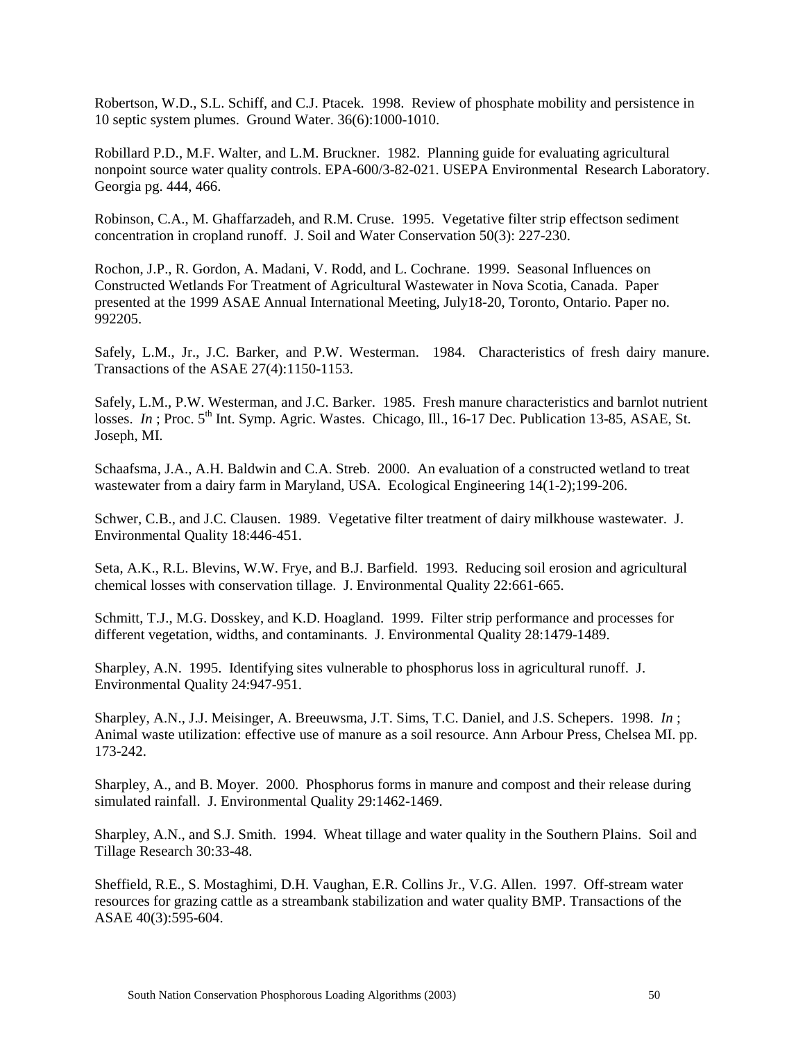Robertson, W.D., S.L. Schiff, and C.J. Ptacek. 1998. Review of phosphate mobility and persistence in 10 septic system plumes. Ground Water. 36(6):1000-1010.

Robillard P.D., M.F. Walter, and L.M. Bruckner. 1982. Planning guide for evaluating agricultural nonpoint source water quality controls. EPA-600/3-82-021. USEPA Environmental Research Laboratory. Georgia pg. 444, 466.

Robinson, C.A., M. Ghaffarzadeh, and R.M. Cruse. 1995. Vegetative filter strip effectson sediment concentration in cropland runoff. J. Soil and Water Conservation 50(3): 227-230.

Rochon, J.P., R. Gordon, A. Madani, V. Rodd, and L. Cochrane. 1999. Seasonal Influences on Constructed Wetlands For Treatment of Agricultural Wastewater in Nova Scotia, Canada. Paper presented at the 1999 ASAE Annual International Meeting, July18-20, Toronto, Ontario. Paper no. 992205.

Safely, L.M., Jr., J.C. Barker, and P.W. Westerman. 1984. Characteristics of fresh dairy manure. Transactions of the ASAE 27(4):1150-1153.

Safely, L.M., P.W. Westerman, and J.C. Barker. 1985. Fresh manure characteristics and barnlot nutrient losses. *In* ; Proc. 5th Int. Symp. Agric. Wastes. Chicago, Ill., 16-17 Dec. Publication 13-85, ASAE, St. Joseph, MI.

Schaafsma, J.A., A.H. Baldwin and C.A. Streb. 2000. An evaluation of a constructed wetland to treat wastewater from a dairy farm in Maryland, USA. Ecological Engineering 14(1-2);199-206.

Schwer, C.B., and J.C. Clausen. 1989. Vegetative filter treatment of dairy milkhouse wastewater. J. Environmental Quality 18:446-451.

Seta, A.K., R.L. Blevins, W.W. Frye, and B.J. Barfield. 1993. Reducing soil erosion and agricultural chemical losses with conservation tillage. J. Environmental Quality 22:661-665.

Schmitt, T.J., M.G. Dosskey, and K.D. Hoagland. 1999. Filter strip performance and processes for different vegetation, widths, and contaminants. J. Environmental Quality 28:1479-1489.

Sharpley, A.N. 1995. Identifying sites vulnerable to phosphorus loss in agricultural runoff. J. Environmental Quality 24:947-951.

Sharpley, A.N., J.J. Meisinger, A. Breeuwsma, J.T. Sims, T.C. Daniel, and J.S. Schepers. 1998. *In* ; Animal waste utilization: effective use of manure as a soil resource. Ann Arbour Press, Chelsea MI. pp. 173-242.

Sharpley, A., and B. Moyer. 2000. Phosphorus forms in manure and compost and their release during simulated rainfall. J. Environmental Quality 29:1462-1469.

Sharpley, A.N., and S.J. Smith. 1994. Wheat tillage and water quality in the Southern Plains. Soil and Tillage Research 30:33-48.

Sheffield, R.E., S. Mostaghimi, D.H. Vaughan, E.R. Collins Jr., V.G. Allen. 1997. Off-stream water resources for grazing cattle as a streambank stabilization and water quality BMP. Transactions of the ASAE 40(3):595-604.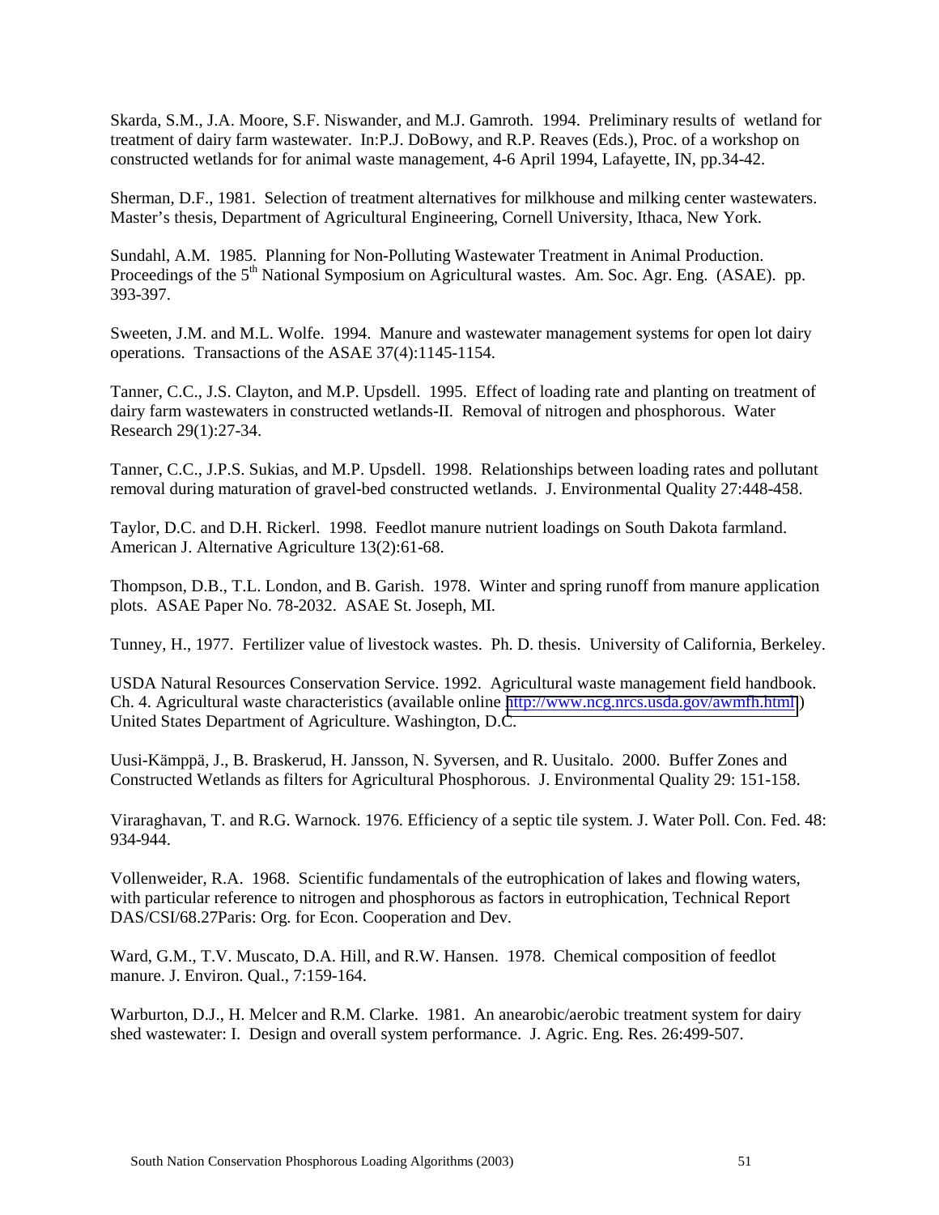Skarda, S.M., J.A. Moore, S.F. Niswander, and M.J. Gamroth. 1994. Preliminary results of wetland for treatment of dairy farm wastewater. In:P.J. DoBowy, and R.P. Reaves (Eds.), Proc. of a workshop on constructed wetlands for for animal waste management, 4-6 April 1994, Lafayette, IN, pp.34-42.

Sherman, D.F., 1981. Selection of treatment alternatives for milkhouse and milking center wastewaters. Master's thesis, Department of Agricultural Engineering, Cornell University, Ithaca, New York.

Sundahl, A.M. 1985. Planning for Non-Polluting Wastewater Treatment in Animal Production. Proceedings of the 5th National Symposium on Agricultural wastes. Am. Soc. Agr. Eng. (ASAE). pp. 393-397.

Sweeten, J.M. and M.L. Wolfe. 1994. Manure and wastewater management systems for open lot dairy operations. Transactions of the ASAE 37(4):1145-1154.

Tanner, C.C., J.S. Clayton, and M.P. Upsdell. 1995. Effect of loading rate and planting on treatment of dairy farm wastewaters in constructed wetlands-II. Removal of nitrogen and phosphorous. Water Research 29(1):27-34.

Tanner, C.C., J.P.S. Sukias, and M.P. Upsdell. 1998. Relationships between loading rates and pollutant removal during maturation of gravel-bed constructed wetlands. J. Environmental Quality 27:448-458.

Taylor, D.C. and D.H. Rickerl. 1998. Feedlot manure nutrient loadings on South Dakota farmland. American J. Alternative Agriculture 13(2):61-68.

Thompson, D.B., T.L. London, and B. Garish. 1978. Winter and spring runoff from manure application plots. ASAE Paper No. 78-2032. ASAE St. Joseph, MI.

Tunney, H., 1977. Fertilizer value of livestock wastes. Ph. D. thesis. University of California, Berkeley.

USDA Natural Resources Conservation Service. 1992. Agricultural waste management field handbook. Ch. 4. Agricultural waste characteristics (available online http://www.ncg.nrcs.usda.gov/awmfh.html ) United States Department of Agriculture. Washington, D.C.

Uusi-Kämppä, J., B. Braskerud, H. Jansson, N. Syversen, and R. Uusitalo. 2000. Buffer Zones and Constructed Wetlands as filters for Agricultural Phosphorous. J. Environmental Quality 29: 151-158.

Viraraghavan, T. and R.G. Warnock. 1976. Efficiency of a septic tile system. J. Water Poll. Con. Fed. 48: 934-944.

Vollenweider, R.A. 1968. Scientific fundamentals of the eutrophication of lakes and flowing waters, with particular reference to nitrogen and phosphorous as factors in eutrophication, Technical Report DAS/CSI/68.27Paris: Org. for Econ. Cooperation and Dev.

Ward, G.M., T.V. Muscato, D.A. Hill, and R.W. Hansen. 1978. Chemical composition of feedlot manure. J. Environ. Qual., 7:159-164.

Warburton, D.J., H. Melcer and R.M. Clarke. 1981. An anearobic/aerobic treatment system for dairy shed wastewater: I. Design and overall system performance. J. Agric. Eng. Res. 26:499-507.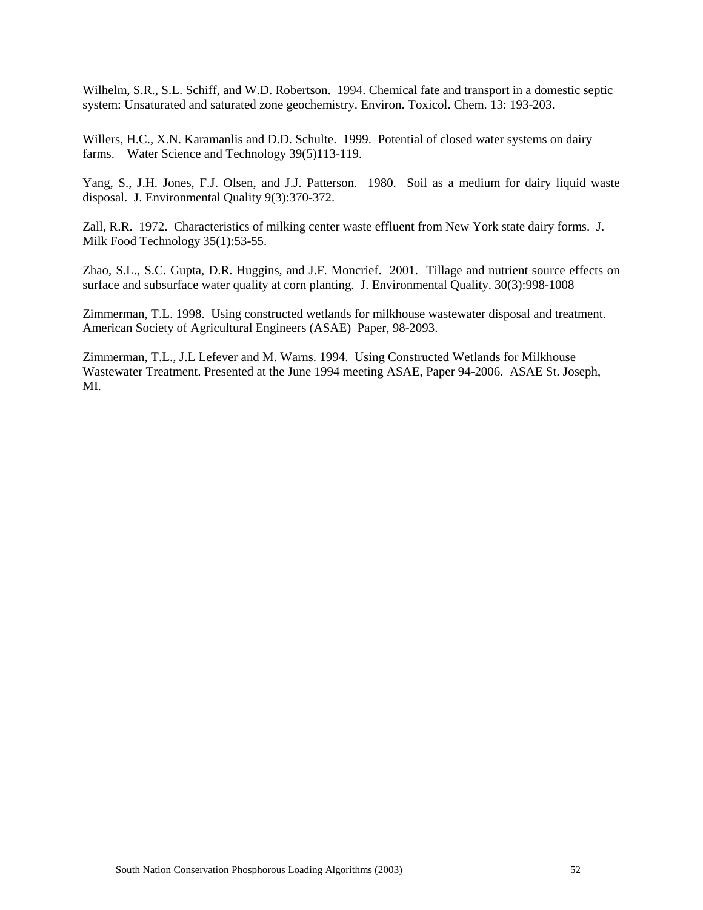Wilhelm, S.R., S.L. Schiff, and W.D. Robertson. 1994. Chemical fate and transport in a domestic septic system: Unsaturated and saturated zone geochemistry. Environ. Toxicol. Chem. 13: 193-203.

Willers, H.C., X.N. Karamanlis and D.D. Schulte. 1999. Potential of closed water systems on dairy farms. Water Science and Technology 39(5)113-119.

Yang, S., J.H. Jones, F.J. Olsen, and J.J. Patterson. 1980. Soil as a medium for dairy liquid waste disposal. J. Environmental Quality 9(3):370-372.

Zall, R.R. 1972. Characteristics of milking center waste effluent from New York state dairy forms. J. Milk Food Technology 35(1):53-55.

Zhao, S.L., S.C. Gupta, D.R. Huggins, and J.F. Moncrief. 2001. Tillage and nutrient source effects on surface and subsurface water quality at corn planting. J. Environmental Quality. 30(3):998-1008

Zimmerman, T.L. 1998. Using constructed wetlands for milkhouse wastewater disposal and treatment. American Society of Agricultural Engineers (ASAE) Paper, 98-2093.

Zimmerman, T.L., J.L Lefever and M. Warns. 1994. Using Constructed Wetlands for Milkhouse Wastewater Treatment. Presented at the June 1994 meeting ASAE, Paper 94-2006. ASAE St. Joseph, MI.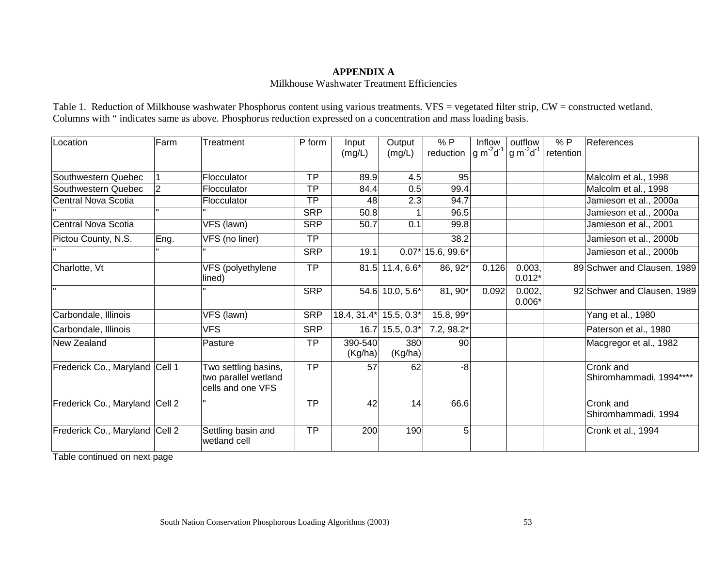**APPENDIX A**

Milkhouse Washwater Treatment Efficiencies

Table 1. Reduction of Milkhouse washwater Phosphorus content using various treatments. VFS = vegetated filter strip, CW = constructed wetland. Columns with " indicates same as above. Phosphorus reduction expressed on a concentration and mass loading basis.

| Location | Farm | Treatment | P form | Input (mg/L) | Output (mg/L) | % P reduction | Inflow $g\ m^{-2}d^{-1}$ | outflow $g\ m^{-2}d^{-1}$ | % P retention | References |
|---|---|---|---|---|---|---|---|---|---|---|
| Southwestern Quebec | 1 | Flocculator | TP | 89.9 | 4.5 | 95 | | | | Malcolm et al., 1998 |
| Southwestern Quebec | 2 | Flocculator | TP | 84.4 | 0.5 | 99.4 | | | | Malcolm et al., 1998 |
| Central Nova Scotia | | Flocculator | TP | 48 | 2.3 | 94.7 | | | | Jamieson et al., 2000a |
| " | " | " | SRP | 50.8 | 1 | 96.5 | | | | Jamieson et al., 2000a |
| Central Nova Scotia | | VFS (lawn) | SRP | 50.7 | 0.1 | 99.8 | | | | Jamieson et al., 2001 |
| Pictou County, N.S. | Eng. | VFS (no liner) | TP | | | 38.2 | | | | Jamieson et al., 2000b |
| " | " | " | SRP | 19.1 | 0.07* | 15.6, 99.6* | | | | Jamieson et al., 2000b |
| Charlotte, Vt | | VFS (polyethylene lined) | TP | 81.5 | 11.4, 6.6* | 86, 92* | 0.126 | 0.003, 0.012* | 89 | Schwer and Clausen, 1989 |
| " | | " | SRP | 54.6 | 10.0, 5.6* | 81, 90* | 0.092 | 0.002, 0.006* | 92 | Schwer and Clausen, 1989 |
| Carbondale, Illinois | | VFS (lawn) | SRP | 18.4, 31.4* | 15.5, 0.3* | 15.8, 99* | | | | Yang et al., 1980 |
| Carbondale, Illinois | | VFS | SRP | 16.7 | 15.5, 0.3* | 7.2, 98.2* | | | | Paterson et al., 1980 |
| New Zealand | | Pasture | TP | 390-540 (Kg/ha) | 380 (Kg/ha) | 90 | | | | Macgregor et al., 1982 |
| Frederick Co., Maryland | Cell 1 | Two settling basins, two parallel wetland cells and one VFS | TP | 57 | 62 | -8 | | | | Cronk and Shiromhammadi, 1994**** |
| Frederick Co., Maryland | Cell 2 | " | TP | 42 | 14 | 66.6 | | | | Cronk and Shiromhammadi, 1994 |
| Frederick Co., Maryland | Cell 2 | Settling basin and wetland cell | TP | 200 | 190 | 5 | | | | Cronk et al., 1994 |

Table continued on next page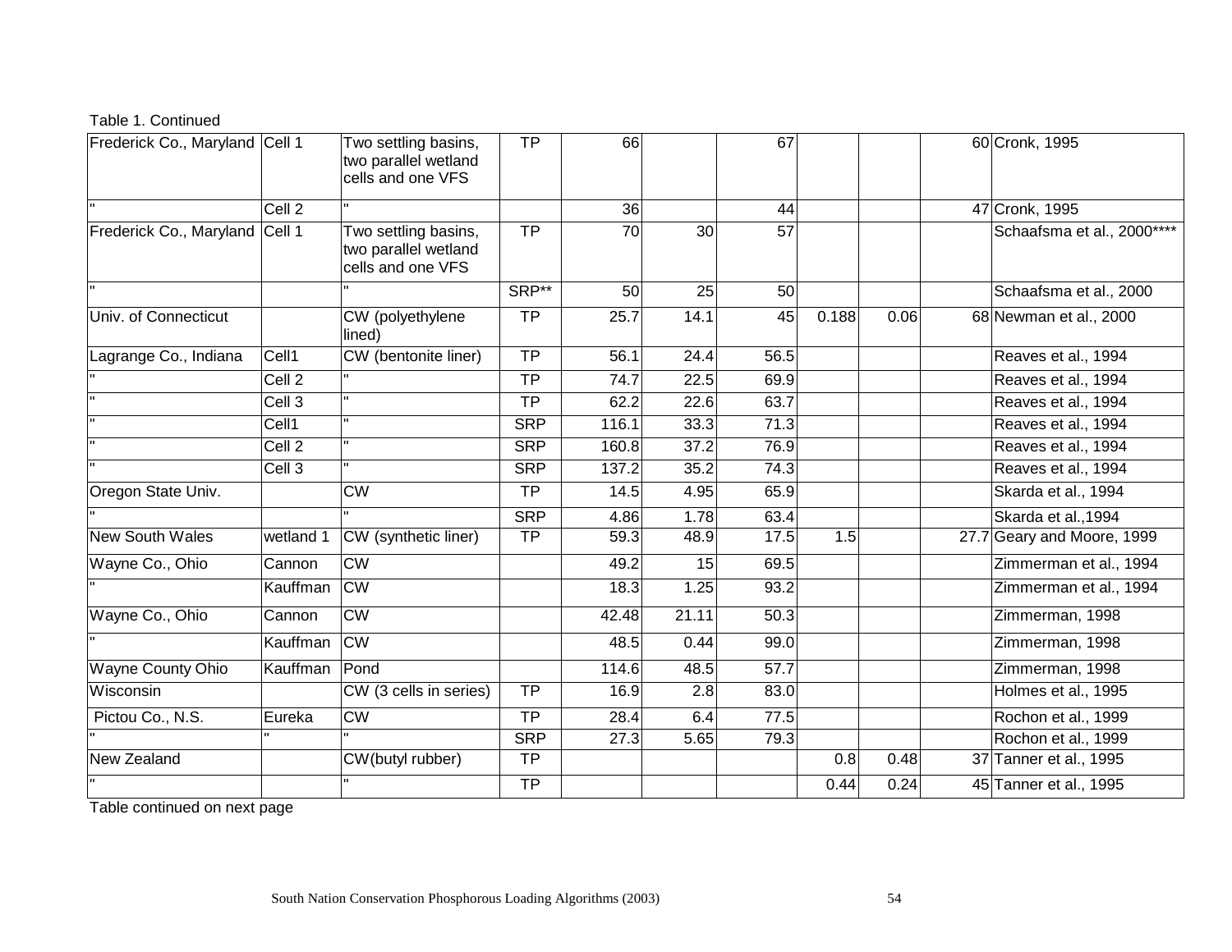Table 1. Continued

| | | | | | | | | | | |
|---|---|---|---|---|---|---|---|---|---|---|
| Frederick Co., Maryland | Cell 1 | Two settling basins, two parallel wetland cells and one VFS | TP | 66 | | 67 | | | 60 | Cronk, 1995 |
| " | Cell 2 | " | | 36 | | 44 | | | 47 | Cronk, 1995 |
| Frederick Co., Maryland | Cell 1 | Two settling basins, two parallel wetland cells and one VFS | TP | 70 | 30 | 57 | | | | Schaafsma et al., 2000**** |
| " | | " | SRP** | 50 | 25 | 50 | | | | Schaafsma et al., 2000 |
| Univ. of Connecticut | | CW (polyethylene lined) | TP | 25.7 | 14.1 | 45 | 0.188 | 0.06 | 68 | Newman et al., 2000 |
| Lagrange Co., Indiana | Cell1 | CW (bentonite liner) | TP | 56.1 | 24.4 | 56.5 | | | | Reaves et al., 1994 |
| " | Cell 2 | " | TP | 74.7 | 22.5 | 69.9 | | | | Reaves et al., 1994 |
| " | Cell 3 | " | TP | 62.2 | 22.6 | 63.7 | | | | Reaves et al., 1994 |
| " | Cell1 | " | SRP | 116.1 | 33.3 | 71.3 | | | | Reaves et al., 1994 |
| " | Cell 2 | " | SRP | 160.8 | 37.2 | 76.9 | | | | Reaves et al., 1994 |
| " | Cell 3 | " | SRP | 137.2 | 35.2 | 74.3 | | | | Reaves et al., 1994 |
| Oregon State Univ. | | CW | TP | 14.5 | 4.95 | 65.9 | | | | Skarda et al., 1994 |
| " | | " | SRP | 4.86 | 1.78 | 63.4 | | | | Skarda et al.,1994 |
| New South Wales | wetland 1 | CW (synthetic liner) | TP | 59.3 | 48.9 | 17.5 | 1.5 | | 27.7 | Geary and Moore, 1999 |
| Wayne Co., Ohio | Cannon | CW | | 49.2 | 15 | 69.5 | | | | Zimmerman et al., 1994 |
| " | Kauffman | CW | | 18.3 | 1.25 | 93.2 | | | | Zimmerman et al., 1994 |
| Wayne Co., Ohio | Cannon | CW | | 42.48 | 21.11 | 50.3 | | | | Zimmerman, 1998 |
| " | Kauffman | CW | | 48.5 | 0.44 | 99.0 | | | | Zimmerman, 1998 |
| Wayne County Ohio | Kauffman | Pond | | 114.6 | 48.5 | 57.7 | | | | Zimmerman, 1998 |
| Wisconsin | | CW (3 cells in series) | TP | 16.9 | 2.8 | 83.0 | | | | Holmes et al., 1995 |
| Pictou Co., N.S. | Eureka | CW | TP | 28.4 | 6.4 | 77.5 | | | | Rochon et al., 1999 |
| " | " | " | SRP | 27.3 | 5.65 | 79.3 | | | | Rochon et al., 1999 |
| New Zealand | | CW(butyl rubber) | TP | | | | 0.8 | 0.48 | 37 | Tanner et al., 1995 |
| " | | " | TP | | | | 0.44 | 0.24 | 45 | Tanner et al., 1995 |

Table continued on next page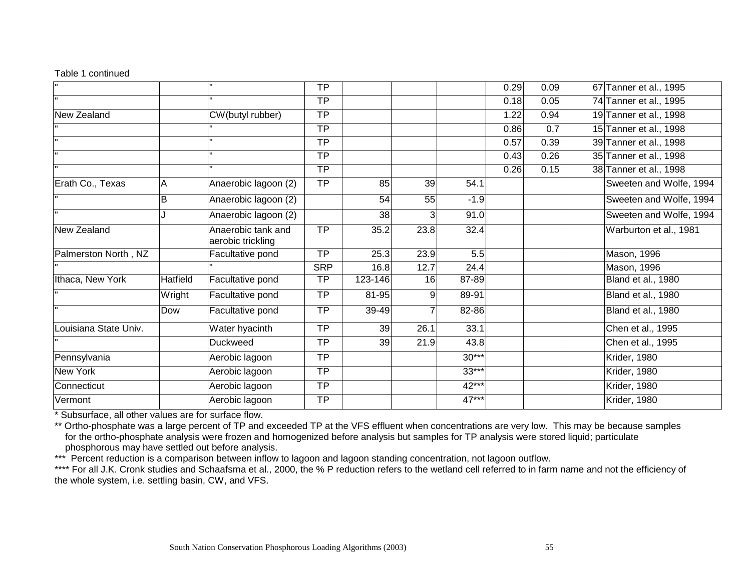Table 1 continued

| | | | | | | | | | | | |
|---|---|---|---|---|---|---|---|---|---|---|---|
| " | | " | TP | | | | 0.29 | 0.09 | 67 | Tanner et al., 1995 |
| " | | " | TP | | | | 0.18 | 0.05 | 74 | Tanner et al., 1995 |
| New Zealand | | CW(butyl rubber) | TP | | | | 1.22 | 0.94 | 19 | Tanner et al., 1998 |
| " | | " | TP | | | | 0.86 | 0.7 | 15 | Tanner et al., 1998 |
| " | | " | TP | | | | 0.57 | 0.39 | 39 | Tanner et al., 1998 |
| " | | " | TP | | | | 0.43 | 0.26 | 35 | Tanner et al., 1998 |
| " | | " | TP | | | | 0.26 | 0.15 | 38 | Tanner et al., 1998 |
| Erath Co., Texas | A | Anaerobic lagoon (2) | TP | 85 | 39 | 54.1 | | | | Sweeten and Wolfe, 1994 |
| " | B | Anaerobic lagoon (2) | | 54 | 55 | -1.9 | | | | Sweeten and Wolfe, 1994 |
| " | J | Anaerobic lagoon (2) | | 38 | 3 | 91.0 | | | | Sweeten and Wolfe, 1994 |
| New Zealand | | Anaerobic tank and aerobic trickling | TP | 35.2 | 23.8 | 32.4 | | | | Warburton et al., 1981 |
| Palmerston North , NZ | | Facultative pond | TP | 25.3 | 23.9 | 5.5 | | | | Mason, 1996 |
| " | | " | SRP | 16.8 | 12.7 | 24.4 | | | | Mason, 1996 |
| Ithaca, New York | Hatfield | Facultative pond | TP | 123-146 | 16 | 87-89 | | | | Bland et al., 1980 |
| " | Wright | Facultative pond | TP | 81-95 | 9 | 89-91 | | | | Bland et al., 1980 |
| " | Dow | Facultative pond | TP | 39-49 | 7 | 82-86 | | | | Bland et al., 1980 |
| Louisiana State Univ. | | Water hyacinth | TP | 39 | 26.1 | 33.1 | | | | Chen et al., 1995 |
| " | | Duckweed | TP | 39 | 21.9 | 43.8 | | | | Chen et al., 1995 |
| Pennsylvania | | Aerobic lagoon | TP | | | 30*** | | | | Krider, 1980 |
| New York | | Aerobic lagoon | TP | | | 33*** | | | | Krider, 1980 |
| Connecticut | | Aerobic lagoon | TP | | | 42*** | | | | Krider, 1980 |
| Vermont | | Aerobic lagoon | TP | | | 47*** | | | | Krider, 1980 |

\* Subsurface, all other values are for surface flow.

** Ortho-phosphate was a large percent of TP and exceeded TP at the VFS effluent when concentrations are very low. This may be because samples for the ortho-phosphate analysis were frozen and homogenized before analysis but samples for TP analysis were stored liquid; particulate phosphorous may have settled out before analysis.

*** Percent reduction is a comparison between inflow to lagoon and lagoon standing concentration, not lagoon outflow.

**** For all J.K. Cronk studies and Schaafsma et al., 2000, the % P reduction refers to the wetland cell referred to in farm name and not the efficiency of the whole system, i.e. settling basin, CW, and VFS.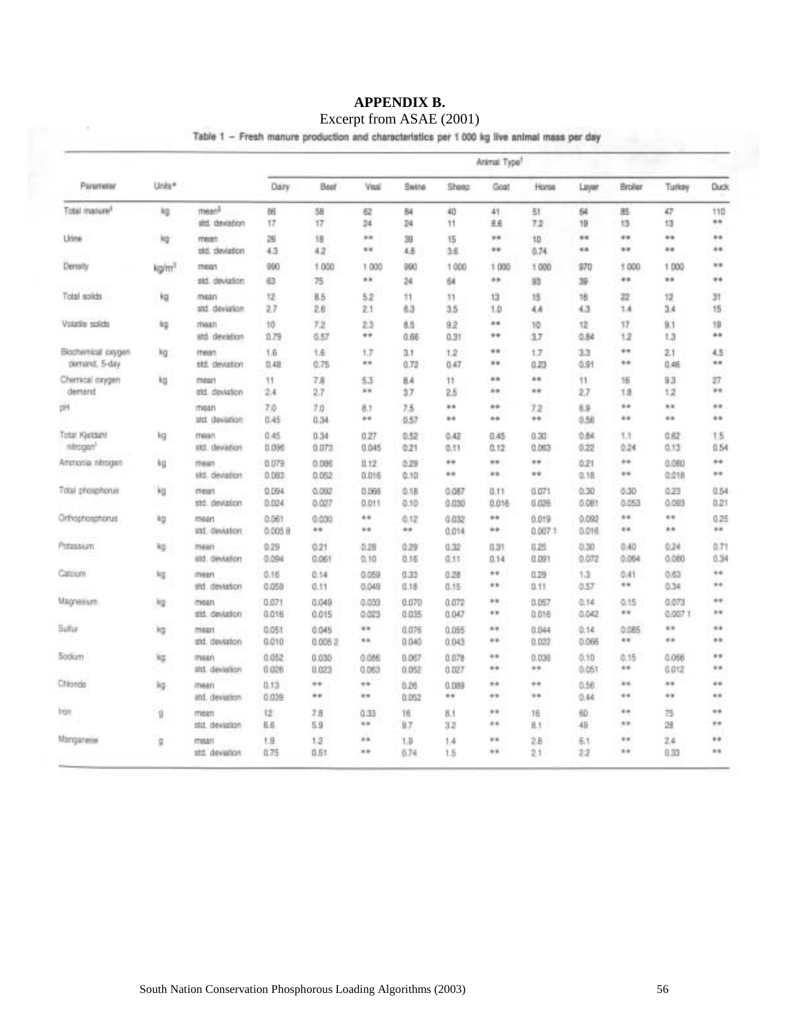# APPENDIX B.

Excerpt from ASAE (2001)

Table 1 – Fresh manure production and characteristics per 1 000 kg live animal mass per day

| Parameter | Units* | | Animal Type† | | | | | | | | | | |
|---|---|---|---|---|---|---|---|---|---|---|---|---|---|
| | | | Dairy | Beef | Veal | Swine | Sheep | Goat | Horse | Layer | Broiler | Turkey | Duck |
| Total manure‡ | kg | mean§ | 86 | 58 | 62 | 84 | 40 | 41 | 51 | 64 | 85 | 47 | 110 |
| | | std. deviation | 17 | 17 | 24 | 24 | 11 | 8.6 | 7.2 | 19 | 13 | 13 | ** |
| Urine | kg | mean | 26 | 18 | ** | 39 | 15 | ** | 10 | ** | ** | ** | ** |
| | | std. deviation | 4.3 | 4.2 | ** | 4.8 | 3.6 | ** | 0.74 | ** | ** | ** | ** |
| Density | kg/m³ | mean | 990 | 1 000 | 1 000 | 990 | 1 000 | 1 000 | 1 000 | 970 | 1 000 | 1 000 | ** |
| | | std. deviation | 63 | 75 | ** | 24 | 64 | ** | 93 | 39 | ** | ** | ** |
| Total solids | kg | mean | 12 | 8.5 | 5.2 | 11 | 11 | 13 | 15 | 16 | 22 | 12 | 31 |
| | | std. deviation | 2.7 | 2.6 | 2.1 | 6.3 | 3.5 | 1.0 | 4.4 | 4.3 | 1.4 | 3.4 | 15 |
| Volatile solids | kg | mean | 10 | 7.2 | 2.3 | 8.5 | 9.2 | ** | 10 | 12 | 17 | 9.1 | 19 |
| | | std. deviation | 0.79 | 0.57 | ** | 0.66 | 0.31 | ** | 3.7 | 0.84 | 1.2 | 1.3 | ** |
| Biochemical oxygen demand, 5-day | kg | mean | 1.6 | 1.6 | 1.7 | 3.1 | 1.2 | ** | 1.7 | 3.3 | ** | 2.1 | 4.5 |
| | | std. deviation | 0.48 | 0.75 | ** | 0.72 | 0.47 | ** | 0.23 | 0.91 | ** | 0.46 | ** |
| Chemical oxygen demand | kg | mean | 11 | 7.8 | 5.3 | 8.4 | 11 | ** | ** | 11 | 16 | 9.3 | 27 |
| | | std. deviation | 2.4 | 2.7 | ** | 3.7 | 2.5 | ** | ** | 2.7 | 1.8 | 1.2 | ** |
| pH | | mean | 7.0 | 7.0 | 8.1 | 7.5 | ** | ** | 7.2 | 6.9 | ** | ** | ** |
| | | std. deviation | 0.45 | 0.34 | ** | 0.57 | ** | ** | ** | 0.56 | ** | ** | ** |
| Total Kjeldahl nitrogen† | kg | mean | 0.45 | 0.34 | 0.27 | 0.52 | 0.42 | 0.45 | 0.30 | 0.84 | 1.1 | 0.62 | 1.5 |
| | | std. deviation | 0.096 | 0.073 | 0.045 | 0.21 | 0.11 | 0.12 | 0.063 | 0.22 | 0.24 | 0.13 | 0.54 |
| Ammonia nitrogen | kg | mean | 0.079 | 0.086 | 0.12 | 0.29 | ** | ** | ** | 0.21 | ** | 0.080 | ** |
| | | std. deviation | 0.083 | 0.052 | 0.016 | 0.10 | ** | ** | ** | 0.18 | ** | 0.018 | ** |
| Total phosphorus | kg | mean | 0.094 | 0.092 | 0.066 | 0.18 | 0.087 | 0.11 | 0.071 | 0.30 | 0.30 | 0.23 | 0.54 |
| | | std. deviation | 0.024 | 0.027 | 0.011 | 0.10 | 0.030 | 0.016 | 0.026 | 0.081 | 0.053 | 0.093 | 0.21 |
| Orthophosphorus | kg | mean | 0.061 | 0.030 | ** | 0.12 | 0.032 | ** | 0.019 | 0.092 | ** | ** | 0.25 |
| | | std. deviation | 0.005 8 | ** | ** | ** | 0.014 | ** | 0.007 1 | 0.016 | ** | ** | ** |
| Potassium | kg | mean | 0.29 | 0.21 | 0.28 | 0.29 | 0.32 | 0.31 | 0.25 | 0.30 | 0.40 | 0.24 | 0.71 |
| | | std. deviation | 0.094 | 0.061 | 0.10 | 0.16 | 0.11 | 0.14 | 0.091 | 0.072 | 0.064 | 0.080 | 0.34 |
| Calcium | kg | mean | 0.16 | 0.14 | 0.059 | 0.33 | 0.28 | ** | 0.29 | 1.3 | 0.41 | 0.63 | ** |
| | | std. deviation | 0.059 | 0.11 | 0.049 | 0.18 | 0.15 | ** | 0.11 | 0.57 | ** | 0.34 | ** |
| Magnesium | kg | mean | 0.071 | 0.049 | 0.033 | 0.070 | 0.072 | ** | 0.057 | 0.14 | 0.15 | 0.073 | ** |
| | | std. deviation | 0.016 | 0.015 | 0.023 | 0.035 | 0.047 | ** | 0.016 | 0.042 | ** | 0.007 1 | ** |
| Sulfur | kg | mean | 0.051 | 0.045 | ** | 0.076 | 0.055 | ** | 0.044 | 0.14 | 0.085 | ** | ** |
| | | std. deviation | 0.010 | 0.005 2 | ** | 0.040 | 0.043 | ** | 0.022 | 0.066 | ** | ** | ** |
| Sodium | kg | mean | 0.052 | 0.030 | 0.086 | 0.067 | 0.078 | ** | 0.036 | 0.10 | 0.15 | 0.066 | ** |
| | | std. deviation | 0.026 | 0.023 | 0.063 | 0.052 | 0.027 | ** | ** | 0.051 | ** | 0.012 | ** |
| Chloride | kg | mean | 0.13 | ** | ** | 0.26 | 0.089 | ** | ** | 0.56 | ** | ** | ** |
| | | std. deviation | 0.039 | ** | ** | 0.052 | ** | ** | ** | 0.44 | ** | ** | ** |
| Iron | g | mean | 12 | 7.8 | 0.33 | 16 | 8.1 | ** | 16 | 60 | ** | 75 | ** |
| | | std. deviation | 6.6 | 5.9 | ** | 9.7 | 3.2 | ** | 8.1 | 49 | ** | 28 | ** |
| Manganese | g | mean | 1.9 | 1.2 | ** | 1.9 | 1.4 | ** | 2.8 | 6.1 | ** | 2.4 | ** |
| | | std. deviation | 0.75 | 0.51 | ** | 0.74 | 1.5 | ** | 2.1 | 2.2 | ** | 0.33 | ** |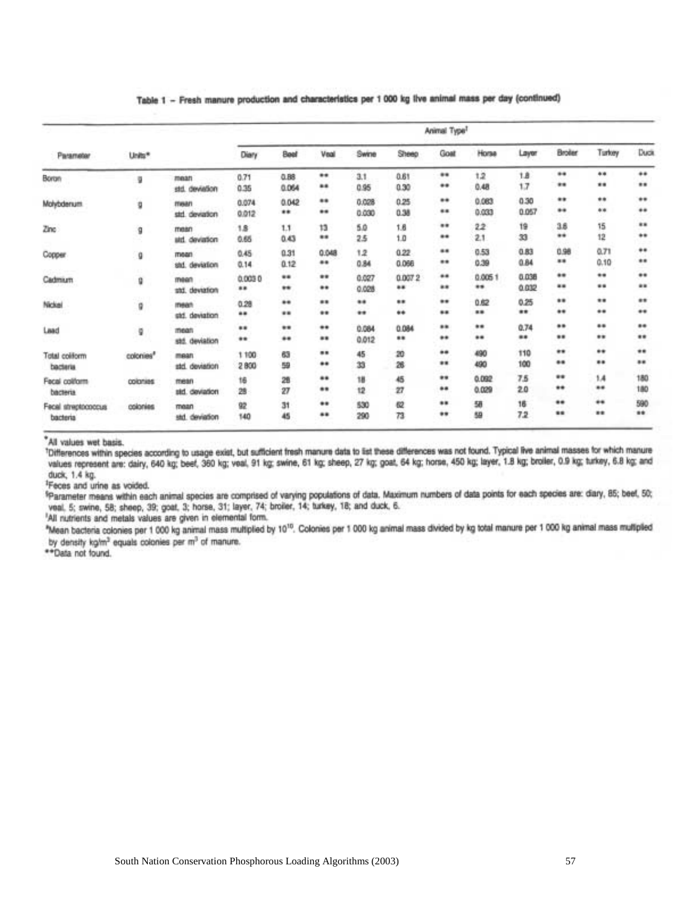Table 1 – Fresh manure production and characteristics per 1 000 kg live animal mass per day (continued)

| Parameter | Units* | | Animal Type† | | | | | | | | | | |
|---|---|---|---|---|---|---|---|---|---|---|---|---|---|
| | | | Diary | Beef | Veal | Swine | Sheep | Goat | Horse | Layer | Broiler | Turkey | Duck |
| Boron | g | mean | 0.71 | 0.88 | ** | 3.1 | 0.61 | ** | 1.2 | 1.8 | ** | ** | ** |
| | | std. deviation | 0.35 | 0.064 | ** | 0.95 | 0.30 | ** | 0.48 | 1.7 | ** | ** | ** |
| Molybdenum | g | mean | 0.074 | 0.042 | ** | 0.028 | 0.25 | ** | 0.083 | 0.30 | ** | ** | ** |
| | | std. deviation | 0.012 | ** | ** | 0.030 | 0.38 | ** | 0.033 | 0.057 | ** | ** | ** |
| Zinc | g | mean | 1.8 | 1.1 | 13 | 5.0 | 1.6 | ** | 2.2 | 19 | 3.6 | 15 | ** |
| | | std. deviation | 0.65 | 0.43 | ** | 2.5 | 1.0 | ** | 2.1 | 33 | ** | 12 | ** |
| Copper | g | mean | 0.45 | 0.31 | 0.048 | 1.2 | 0.22 | ** | 0.53 | 0.83 | 0.98 | 0.71 | ** |
| | | std. deviation | 0.14 | 0.12 | ** | 0.84 | 0.066 | ** | 0.39 | 0.84 | ** | 0.10 | ** |
| Cadmium | g | mean | 0.003 0 | ** | ** | 0.027 | 0.007 2 | ** | 0.005 1 | 0.038 | ** | ** | ** |
| | | std. deviation | ** | ** | ** | 0.028 | ** | ** | ** | 0.032 | ** | ** | ** |
| Nickel | g | mean | 0.28 | ** | ** | ** | ** | ** | 0.62 | 0.25 | ** | ** | ** |
| | | std. deviation | ** | ** | ** | ** | ** | ** | ** | ** | ** | ** | ** |
| Lead | g | mean | ** | ** | ** | 0.084 | 0.084 | ** | ** | 0.74 | ** | ** | ** |
| | | std. deviation | ** | ** | ** | 0.012 | ** | ** | ** | ** | ** | ** | ** |
| Total coliform bacteria | colonies# | mean | 1 100 | 63 | ** | 45 | 20 | ** | 490 | 110 | ** | ** | ** |
| | | std. deviation | 2 800 | 59 | ** | 33 | 26 | ** | 490 | 100 | ** | ** | ** |
| Fecal coliform bacteria | colonies | mean | 16 | 28 | ** | 18 | 45 | ** | 0.092 | 7.5 | ** | 1.4 | 180 |
| | | std. deviation | 28 | 27 | ** | 12 | 27 | ** | 0.029 | 2.0 | ** | ** | 180 |
| Fecal streptococcus bacteria | colonies | mean | 92 | 31 | ** | 530 | 62 | ** | 58 | 16 | ** | ** | 590 |
| | | std. deviation | 140 | 45 | ** | 290 | 73 | ** | 59 | 7.2 | ** | ** | ** |

*All values wet basis.

†Differences within species according to usage exist, but sufficient fresh manure data to list these differences was not found. Typical live animal masses for which manure values represent are: dairy, 640 kg; beef, 360 kg; veal, 91 kg; swine, 61 kg; sheep, 27 kg; goat, 64 kg; horse, 450 kg; layer, 1.8 kg; broiler, 0.9 kg; turkey, 6.8 kg; and duck, 1.4 kg.

‡Feces and urine as voided.

§Parameter means within each animal species are comprised of varying populations of data. Maximum numbers of data points for each species are: diary, 85; beef, 50; veal, 5; swine, 58; sheep, 39; goat, 3; horse, 31; layer, 74; broiler, 14; turkey, 18; and duck, 6.

‖All nutrients and metals values are given in elemental form.

#Mean bacteria colonies per 1 000 kg animal mass multiplied by $10^{10}$. Colonies per 1 000 kg animal mass divided by kg total manure per 1 000 kg animal mass multiplied by density kg/m³ equals colonies per m³ of manure.

**Data not found.